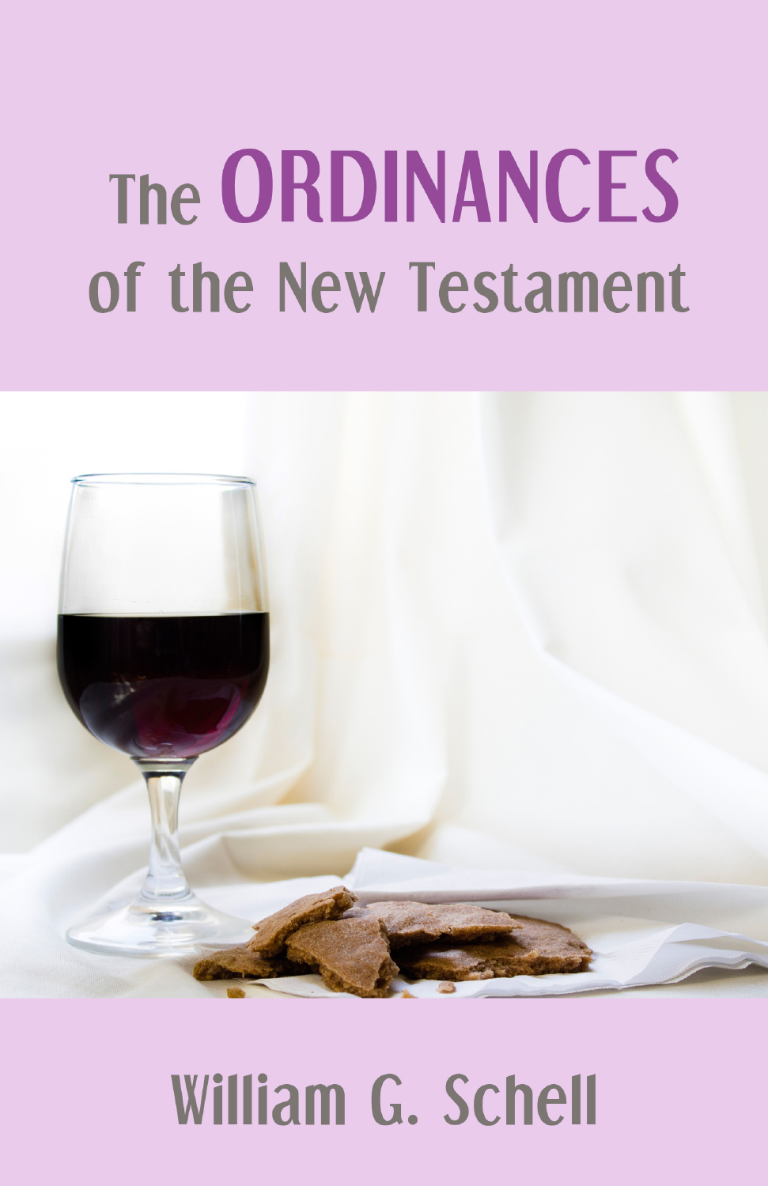# The ORDINANCES of the New Testament

William G. Schell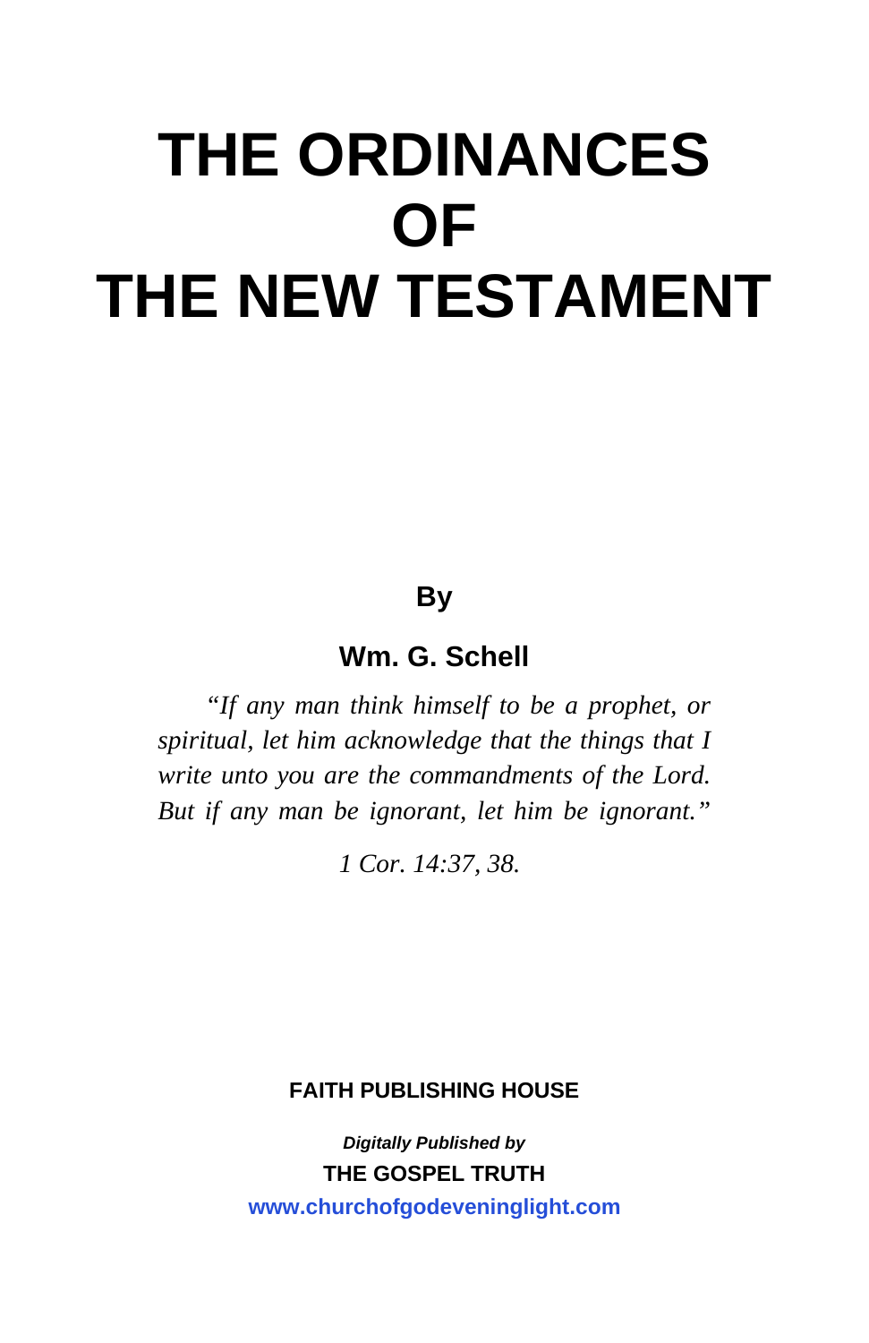# THE ORDINANCES OF THE NEW TESTAMENT

**By**

**Wm. G. Schell**

*"If any man think himself to be a prophet, or spiritual, let him acknowledge that the things that I write unto you are the commandments of the Lord. But if any man be ignorant, let him be ignorant."*

*1 Cor. 14:37, 38.*

**FAITH PUBLISHING HOUSE**

***Digitally Published by***

**THE GOSPEL TRUTH**

**www.churchofgodeveninglight.com**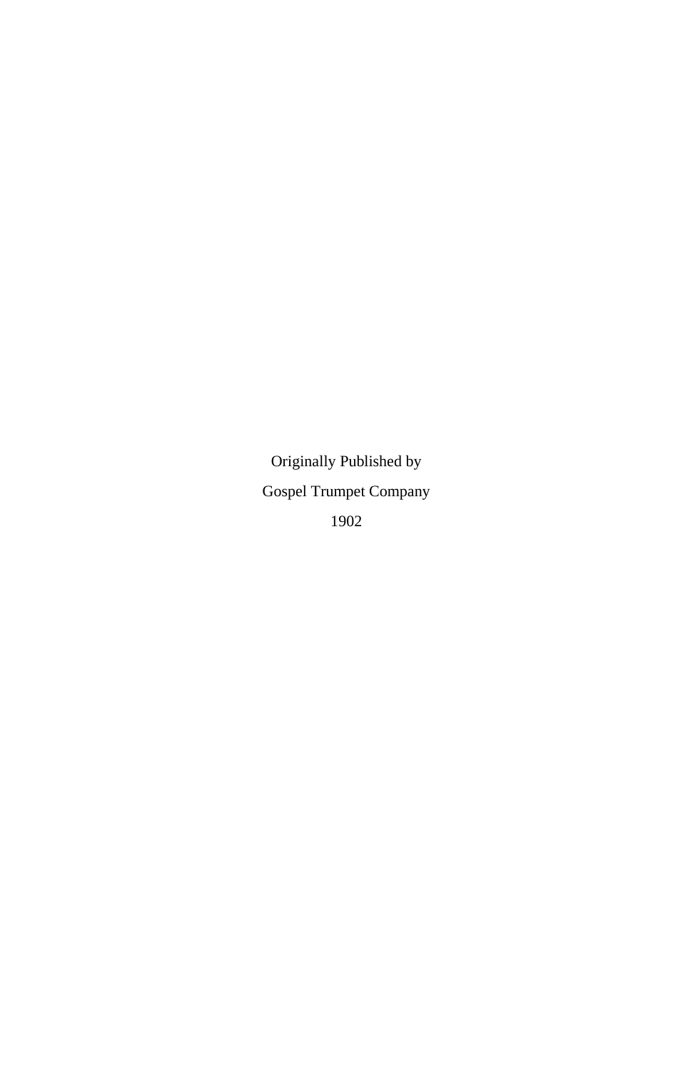Originally Published by

Gospel Trumpet Company

1902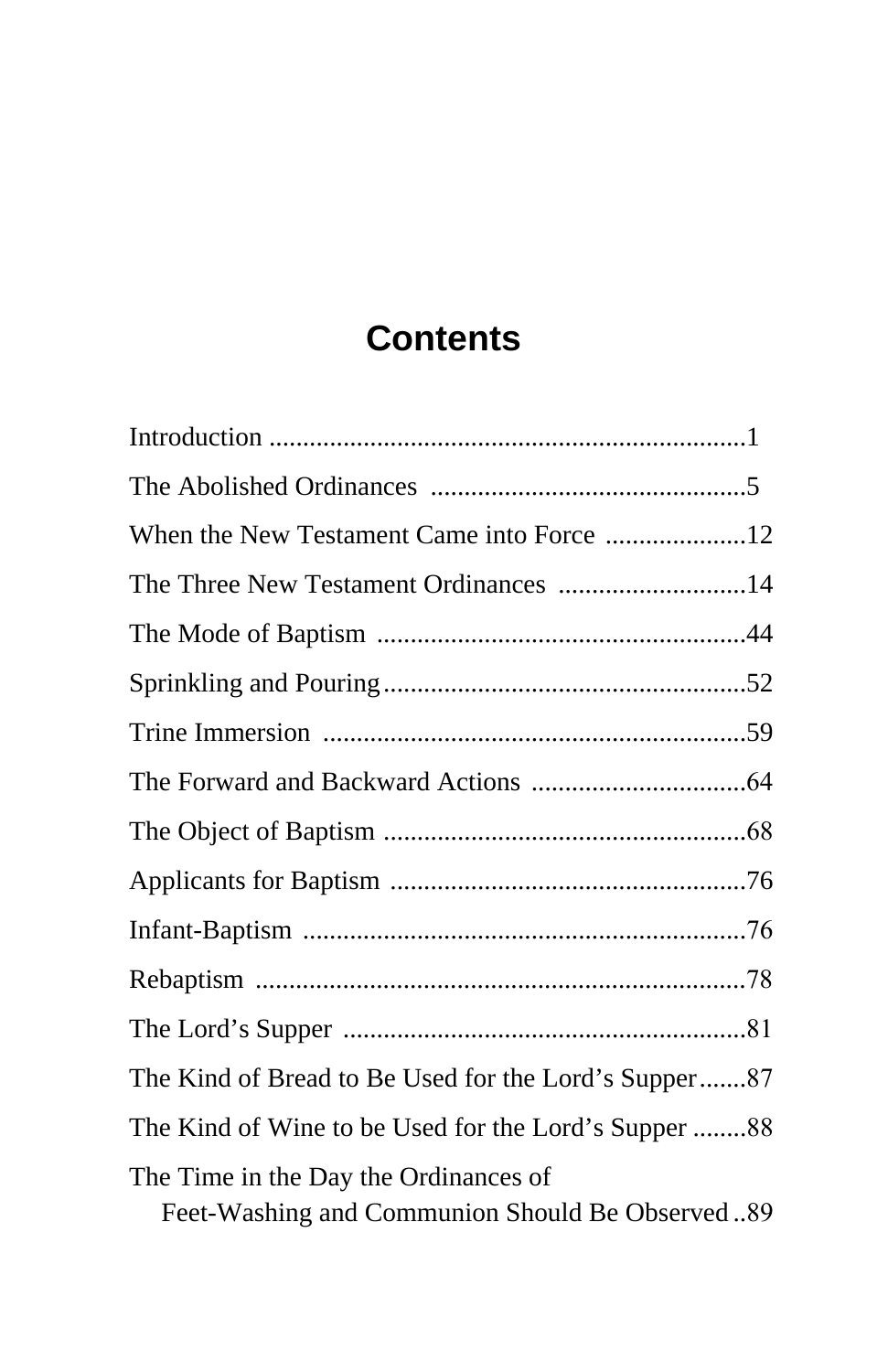# Contents

Introduction .......................................................................1

The Abolished Ordinances ...............................................5

When the New Testament Came into Force .....................12

The Three New Testament Ordinances ............................14

The Mode of Baptism .......................................................44

Sprinkling and Pouring......................................................52

Trine Immersion ...............................................................59

The Forward and Backward Actions ................................64

The Object of Baptism ......................................................68

Applicants for Baptism .....................................................76

Infant-Baptism ..................................................................76

Rebaptism .........................................................................78

The Lord's Supper ............................................................81

The Kind of Bread to Be Used for the Lord's Supper.......87

The Kind of Wine to be Used for the Lord's Supper ........88

The Time in the Day the Ordinances of
Feet-Washing and Communion Should Be Observed ..89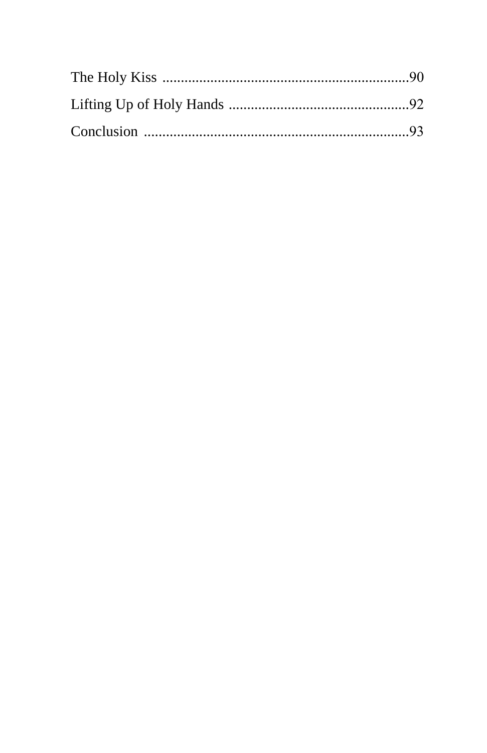The Holy Kiss ..................................................................90

Lifting Up of Holy Hands ................................................92

Conclusion .......................................................................93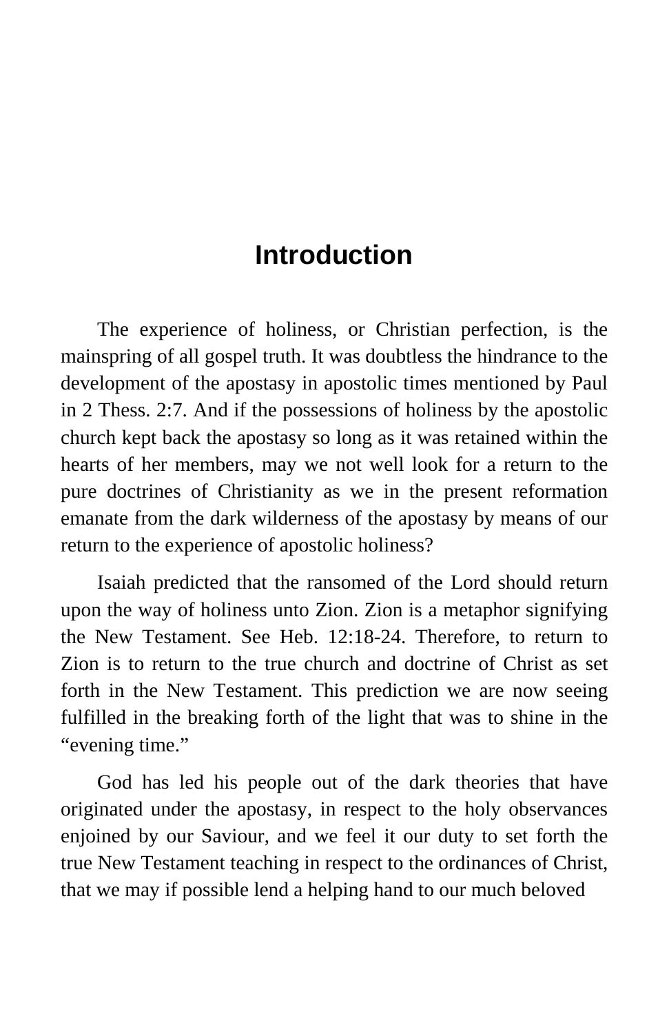# Introduction

The experience of holiness, or Christian perfection, is the mainspring of all gospel truth. It was doubtless the hindrance to the development of the apostasy in apostolic times mentioned by Paul in 2 Thess. 2:7. And if the possessions of holiness by the apostolic church kept back the apostasy so long as it was retained within the hearts of her members, may we not well look for a return to the pure doctrines of Christianity as we in the present reformation emanate from the dark wilderness of the apostasy by means of our return to the experience of apostolic holiness?

Isaiah predicted that the ransomed of the Lord should return upon the way of holiness unto Zion. Zion is a metaphor signifying the New Testament. See Heb. 12:18-24. Therefore, to return to Zion is to return to the true church and doctrine of Christ as set forth in the New Testament. This prediction we are now seeing fulfilled in the breaking forth of the light that was to shine in the "evening time."

God has led his people out of the dark theories that have originated under the apostasy, in respect to the holy observances enjoined by our Saviour, and we feel it our duty to set forth the true New Testament teaching in respect to the ordinances of Christ, that we may if possible lend a helping hand to our much beloved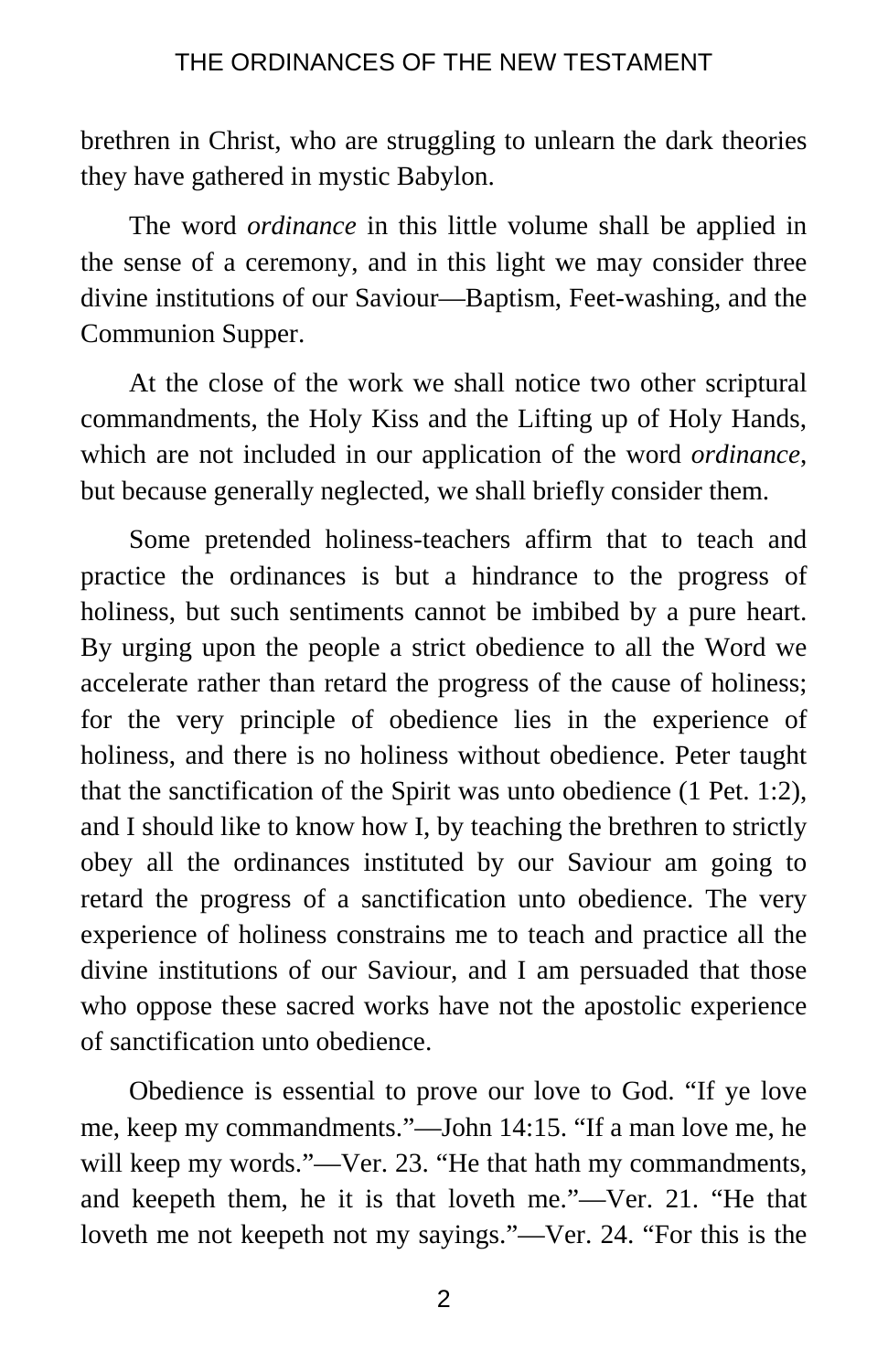brethren in Christ, who are struggling to unlearn the dark theories they have gathered in mystic Babylon.

The word *ordinance* in this little volume shall be applied in the sense of a ceremony, and in this light we may consider three divine institutions of our Saviour—Baptism, Feet-washing, and the Communion Supper.

At the close of the work we shall notice two other scriptural commandments, the Holy Kiss and the Lifting up of Holy Hands, which are not included in our application of the word *ordinance*, but because generally neglected, we shall briefly consider them.

Some pretended holiness-teachers affirm that to teach and practice the ordinances is but a hindrance to the progress of holiness, but such sentiments cannot be imbibed by a pure heart. By urging upon the people a strict obedience to all the Word we accelerate rather than retard the progress of the cause of holiness; for the very principle of obedience lies in the experience of holiness, and there is no holiness without obedience. Peter taught that the sanctification of the Spirit was unto obedience (1 Pet. 1:2), and I should like to know how I, by teaching the brethren to strictly obey all the ordinances instituted by our Saviour am going to retard the progress of a sanctification unto obedience. The very experience of holiness constrains me to teach and practice all the divine institutions of our Saviour, and I am persuaded that those who oppose these sacred works have not the apostolic experience of sanctification unto obedience.

Obedience is essential to prove our love to God. "If ye love me, keep my commandments."—John 14:15. "If a man love me, he will keep my words."—Ver. 23. "He that hath my commandments, and keepeth them, he it is that loveth me."—Ver. 21. "He that loveth me not keepeth not my sayings."—Ver. 24. "For this is the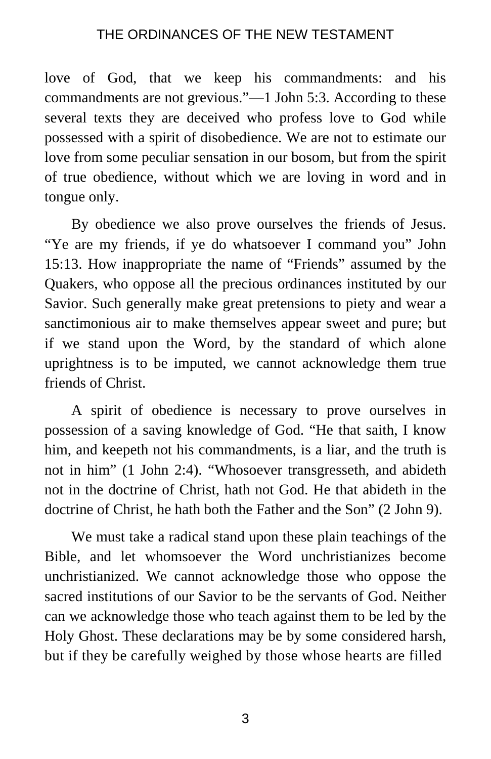love of God, that we keep his commandments: and his commandments are not grevious."—1 John 5:3. According to these several texts they are deceived who profess love to God while possessed with a spirit of disobedience. We are not to estimate our love from some peculiar sensation in our bosom, but from the spirit of true obedience, without which we are loving in word and in tongue only.

By obedience we also prove ourselves the friends of Jesus. "Ye are my friends, if ye do whatsoever I command you" John 15:13. How inappropriate the name of "Friends" assumed by the Quakers, who oppose all the precious ordinances instituted by our Savior. Such generally make great pretensions to piety and wear a sanctimonious air to make themselves appear sweet and pure; but if we stand upon the Word, by the standard of which alone uprightness is to be imputed, we cannot acknowledge them true friends of Christ.

A spirit of obedience is necessary to prove ourselves in possession of a saving knowledge of God. "He that saith, I know him, and keepeth not his commandments, is a liar, and the truth is not in him" (1 John 2:4). "Whosoever transgresseth, and abideth not in the doctrine of Christ, hath not God. He that abideth in the doctrine of Christ, he hath both the Father and the Son" (2 John 9).

We must take a radical stand upon these plain teachings of the Bible, and let whomsoever the Word unchristianizes become unchristianized. We cannot acknowledge those who oppose the sacred institutions of our Savior to be the servants of God. Neither can we acknowledge those who teach against them to be led by the Holy Ghost. These declarations may be by some considered harsh, but if they be carefully weighed by those whose hearts are filled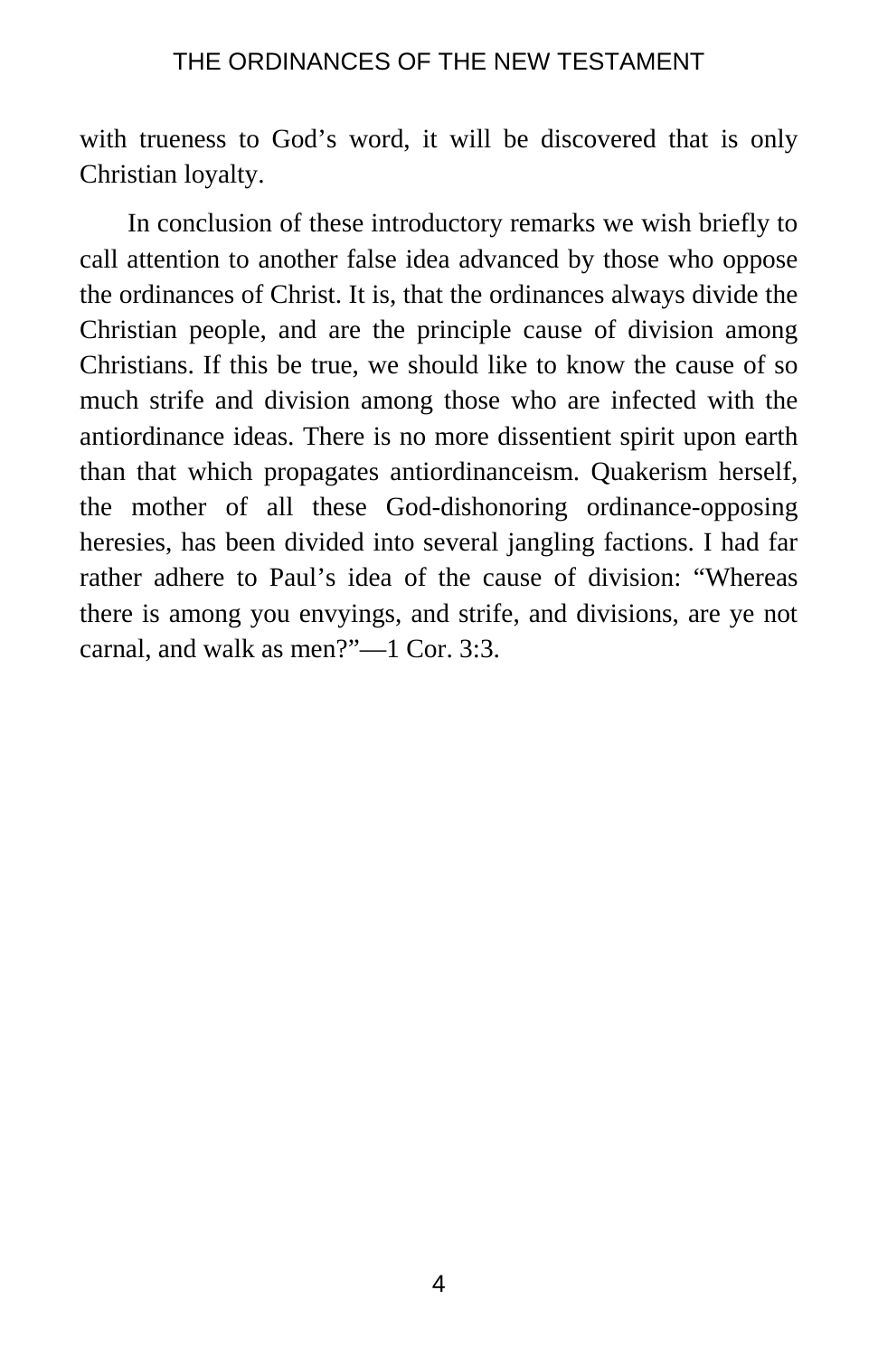with trueness to God's word, it will be discovered that is only Christian loyalty.

In conclusion of these introductory remarks we wish briefly to call attention to another false idea advanced by those who oppose the ordinances of Christ. It is, that the ordinances always divide the Christian people, and are the principle cause of division among Christians. If this be true, we should like to know the cause of so much strife and division among those who are infected with the antiordinance ideas. There is no more dissentient spirit upon earth than that which propagates antiordinanceism. Quakerism herself, the mother of all these God-dishonoring ordinance-opposing heresies, has been divided into several jangling factions. I had far rather adhere to Paul's idea of the cause of division: "Whereas there is among you envyings, and strife, and divisions, are ye not carnal, and walk as men?"—1 Cor. 3:3.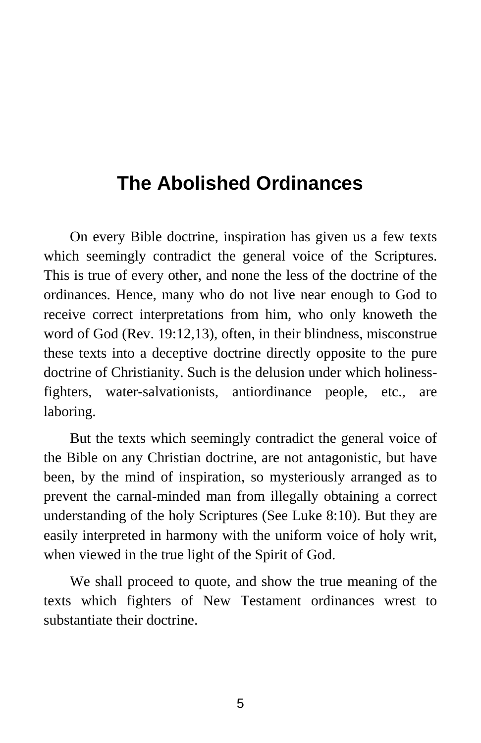# The Abolished Ordinances

On every Bible doctrine, inspiration has given us a few texts which seemingly contradict the general voice of the Scriptures. This is true of every other, and none the less of the doctrine of the ordinances. Hence, many who do not live near enough to God to receive correct interpretations from him, who only knoweth the word of God (Rev. 19:12,13), often, in their blindness, misconstrue these texts into a deceptive doctrine directly opposite to the pure doctrine of Christianity. Such is the delusion under which holiness-fighters, water-salvationists, antiordinance people, etc., are laboring.

But the texts which seemingly contradict the general voice of the Bible on any Christian doctrine, are not antagonistic, but have been, by the mind of inspiration, so mysteriously arranged as to prevent the carnal-minded man from illegally obtaining a correct understanding of the holy Scriptures (See Luke 8:10). But they are easily interpreted in harmony with the uniform voice of holy writ, when viewed in the true light of the Spirit of God.

We shall proceed to quote, and show the true meaning of the texts which fighters of New Testament ordinances wrest to substantiate their doctrine.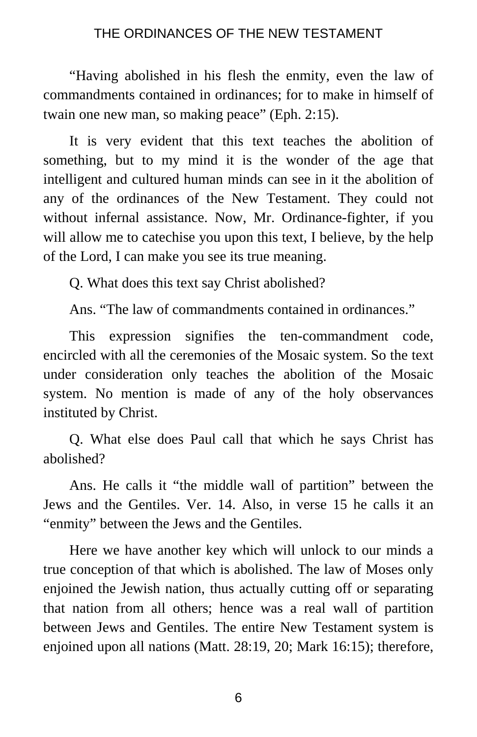“Having abolished in his flesh the enmity, even the law of commandments contained in ordinances; for to make in himself of twain one new man, so making peace” (Eph. 2:15).

It is very evident that this text teaches the abolition of something, but to my mind it is the wonder of the age that intelligent and cultured human minds can see in it the abolition of any of the ordinances of the New Testament. They could not without infernal assistance. Now, Mr. Ordinance-fighter, if you will allow me to catechise you upon this text, I believe, by the help of the Lord, I can make you see its true meaning.

Q. What does this text say Christ abolished?

Ans. “The law of commandments contained in ordinances.”

This expression signifies the ten-commandment code, encircled with all the ceremonies of the Mosaic system. So the text under consideration only teaches the abolition of the Mosaic system. No mention is made of any of the holy observances instituted by Christ.

Q. What else does Paul call that which he says Christ has abolished?

Ans. He calls it “the middle wall of partition” between the Jews and the Gentiles. Ver. 14. Also, in verse 15 he calls it an “enmity” between the Jews and the Gentiles.

Here we have another key which will unlock to our minds a true conception of that which is abolished. The law of Moses only enjoined the Jewish nation, thus actually cutting off or separating that nation from all others; hence was a real wall of partition between Jews and Gentiles. The entire New Testament system is enjoined upon all nations (Matt. 28:19, 20; Mark 16:15); therefore,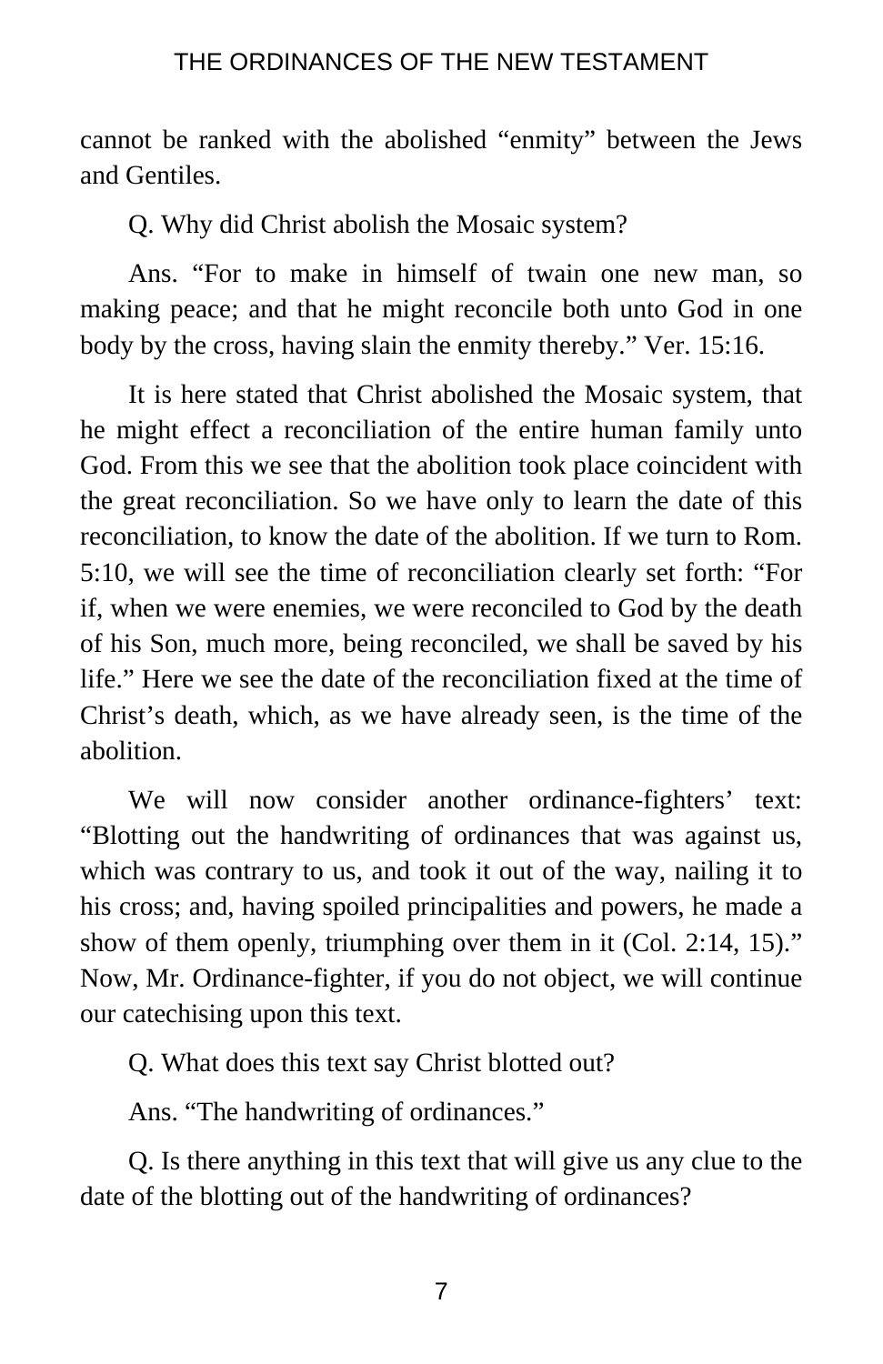cannot be ranked with the abolished “enmity” between the Jews and Gentiles.

Q. Why did Christ abolish the Mosaic system?

Ans. “For to make in himself of twain one new man, so making peace; and that he might reconcile both unto God in one body by the cross, having slain the enmity thereby.” Ver. 15:16.

It is here stated that Christ abolished the Mosaic system, that he might effect a reconciliation of the entire human family unto God. From this we see that the abolition took place coincident with the great reconciliation. So we have only to learn the date of this reconciliation, to know the date of the abolition. If we turn to Rom. 5:10, we will see the time of reconciliation clearly set forth: “For if, when we were enemies, we were reconciled to God by the death of his Son, much more, being reconciled, we shall be saved by his life.” Here we see the date of the reconciliation fixed at the time of Christ’s death, which, as we have already seen, is the time of the abolition.

We will now consider another ordinance-fighters’ text: “Blotting out the handwriting of ordinances that was against us, which was contrary to us, and took it out of the way, nailing it to his cross; and, having spoiled principalities and powers, he made a show of them openly, triumphing over them in it (Col. 2:14, 15).” Now, Mr. Ordinance-fighter, if you do not object, we will continue our catechising upon this text.

Q. What does this text say Christ blotted out?

Ans. “The handwriting of ordinances.”

Q. Is there anything in this text that will give us any clue to the date of the blotting out of the handwriting of ordinances?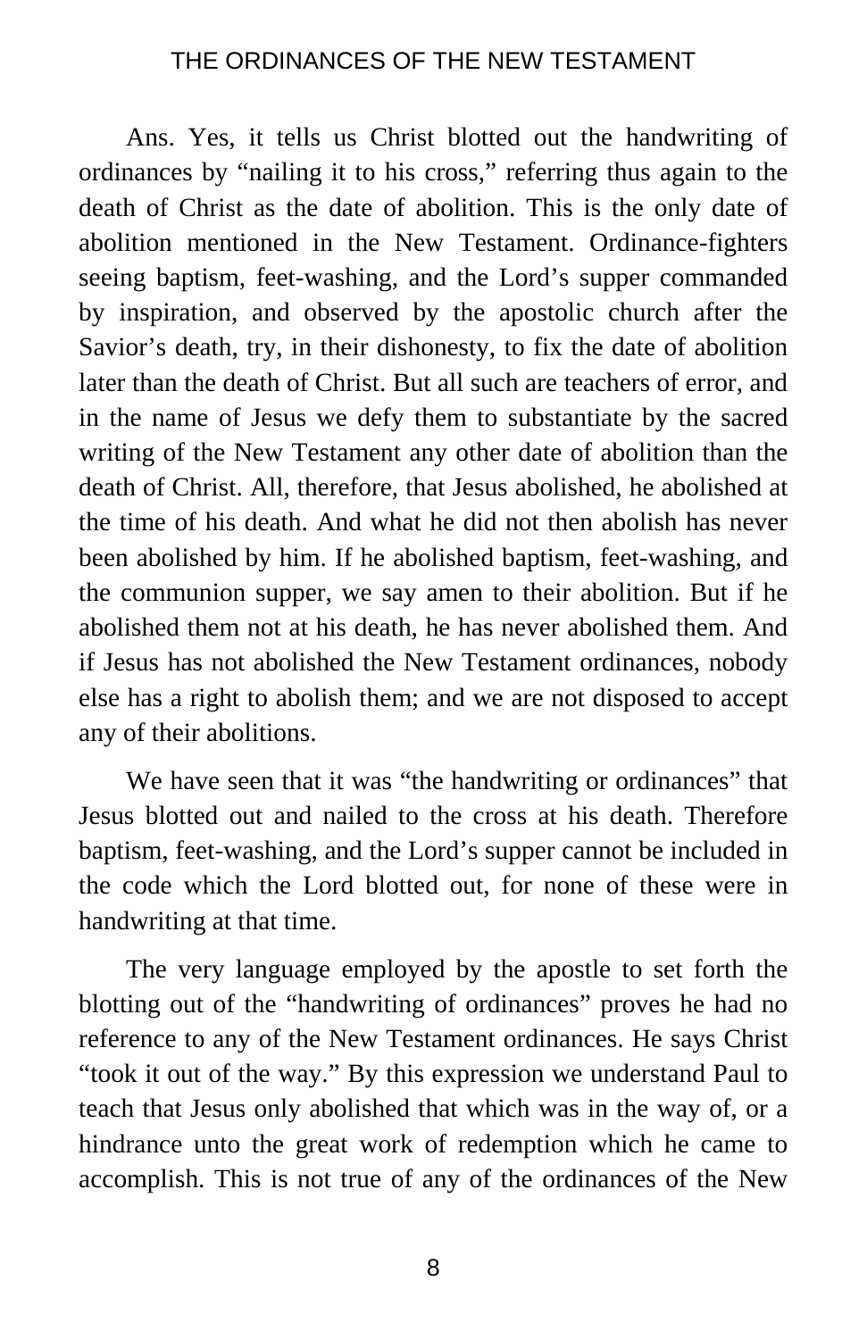Ans. Yes, it tells us Christ blotted out the handwriting of ordinances by "nailing it to his cross," referring thus again to the death of Christ as the date of abolition. This is the only date of abolition mentioned in the New Testament. Ordinance-fighters seeing baptism, feet-washing, and the Lord's supper commanded by inspiration, and observed by the apostolic church after the Savior's death, try, in their dishonesty, to fix the date of abolition later than the death of Christ. But all such are teachers of error, and in the name of Jesus we defy them to substantiate by the sacred writing of the New Testament any other date of abolition than the death of Christ. All, therefore, that Jesus abolished, he abolished at the time of his death. And what he did not then abolish has never been abolished by him. If he abolished baptism, feet-washing, and the communion supper, we say amen to their abolition. But if he abolished them not at his death, he has never abolished them. And if Jesus has not abolished the New Testament ordinances, nobody else has a right to abolish them; and we are not disposed to accept any of their abolitions.

We have seen that it was "the handwriting or ordinances" that Jesus blotted out and nailed to the cross at his death. Therefore baptism, feet-washing, and the Lord's supper cannot be included in the code which the Lord blotted out, for none of these were in handwriting at that time.

The very language employed by the apostle to set forth the blotting out of the "handwriting of ordinances" proves he had no reference to any of the New Testament ordinances. He says Christ "took it out of the way." By this expression we understand Paul to teach that Jesus only abolished that which was in the way of, or a hindrance unto the great work of redemption which he came to accomplish. This is not true of any of the ordinances of the New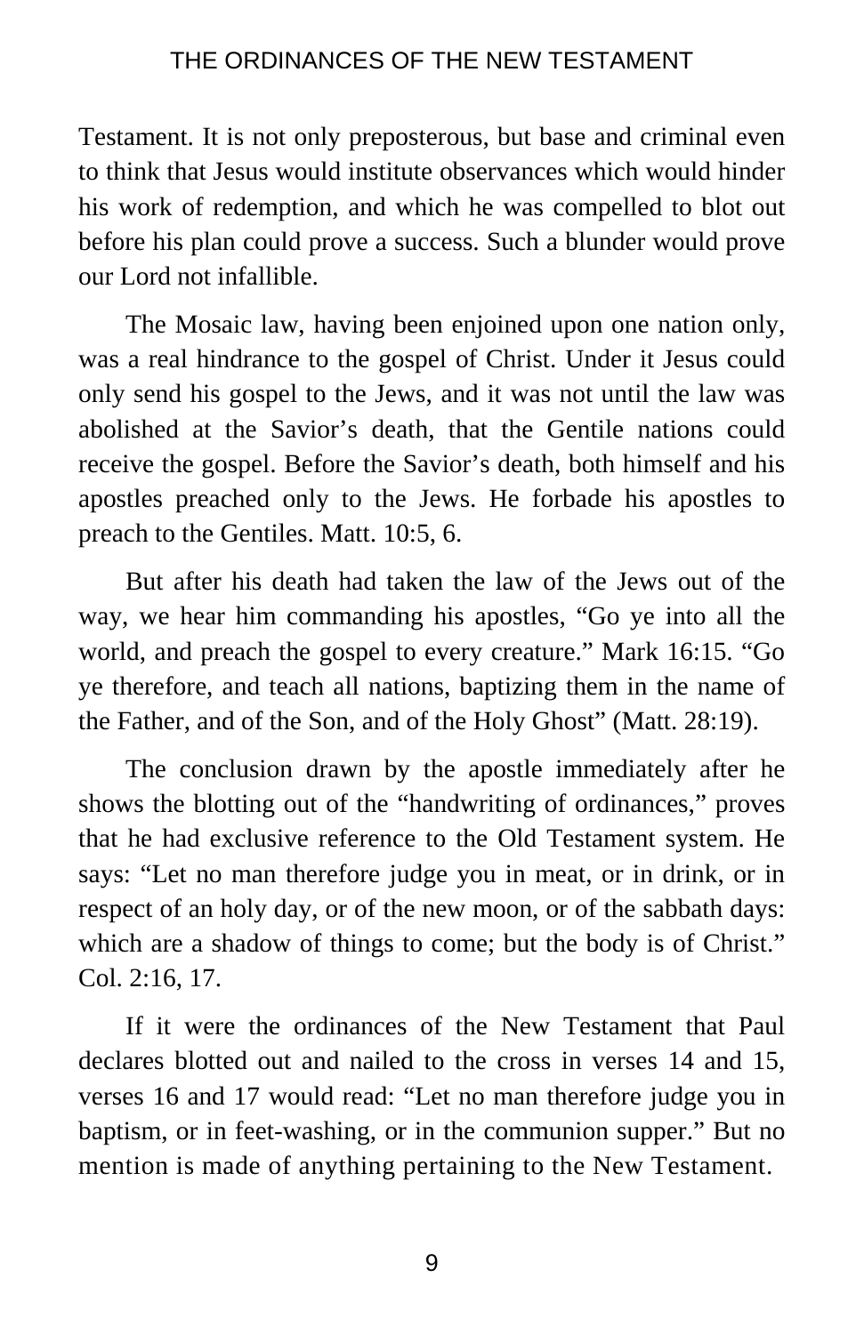Testament. It is not only preposterous, but base and criminal even to think that Jesus would institute observances which would hinder his work of redemption, and which he was compelled to blot out before his plan could prove a success. Such a blunder would prove our Lord not infallible.

The Mosaic law, having been enjoined upon one nation only, was a real hindrance to the gospel of Christ. Under it Jesus could only send his gospel to the Jews, and it was not until the law was abolished at the Savior's death, that the Gentile nations could receive the gospel. Before the Savior's death, both himself and his apostles preached only to the Jews. He forbade his apostles to preach to the Gentiles. Matt. 10:5, 6.

But after his death had taken the law of the Jews out of the way, we hear him commanding his apostles, "Go ye into all the world, and preach the gospel to every creature." Mark 16:15. "Go ye therefore, and teach all nations, baptizing them in the name of the Father, and of the Son, and of the Holy Ghost" (Matt. 28:19).

The conclusion drawn by the apostle immediately after he shows the blotting out of the "handwriting of ordinances," proves that he had exclusive reference to the Old Testament system. He says: "Let no man therefore judge you in meat, or in drink, or in respect of an holy day, or of the new moon, or of the sabbath days: which are a shadow of things to come; but the body is of Christ." Col. 2:16, 17.

If it were the ordinances of the New Testament that Paul declares blotted out and nailed to the cross in verses 14 and 15, verses 16 and 17 would read: "Let no man therefore judge you in baptism, or in feet-washing, or in the communion supper." But no mention is made of anything pertaining to the New Testament.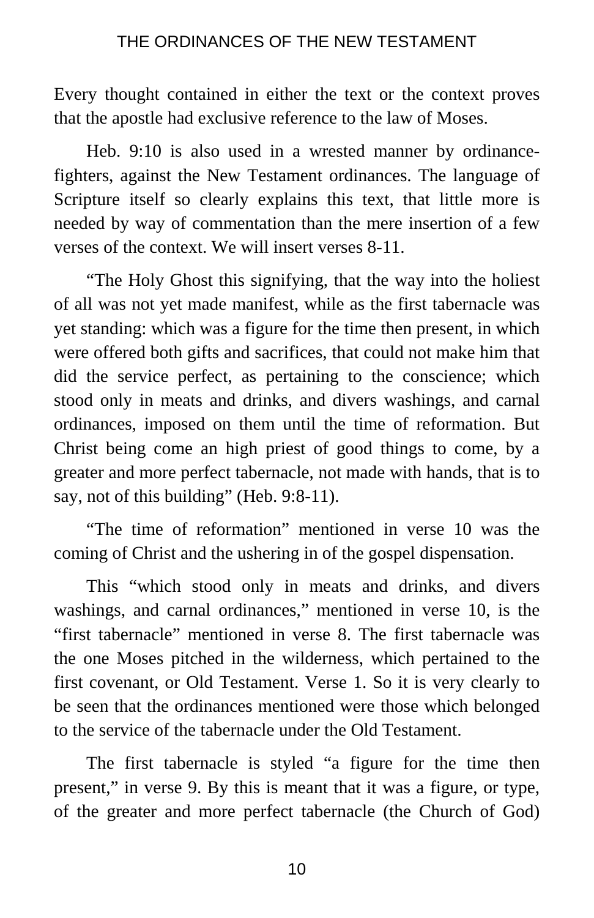Every thought contained in either the text or the context proves that the apostle had exclusive reference to the law of Moses.

Heb. 9:10 is also used in a wrested manner by ordinance-fighters, against the New Testament ordinances. The language of Scripture itself so clearly explains this text, that little more is needed by way of commentation than the mere insertion of a few verses of the context. We will insert verses 8-11.

"The Holy Ghost this signifying, that the way into the holiest of all was not yet made manifest, while as the first tabernacle was yet standing: which was a figure for the time then present, in which were offered both gifts and sacrifices, that could not make him that did the service perfect, as pertaining to the conscience; which stood only in meats and drinks, and divers washings, and carnal ordinances, imposed on them until the time of reformation. But Christ being come an high priest of good things to come, by a greater and more perfect tabernacle, not made with hands, that is to say, not of this building" (Heb. 9:8-11).

"The time of reformation" mentioned in verse 10 was the coming of Christ and the ushering in of the gospel dispensation.

This "which stood only in meats and drinks, and divers washings, and carnal ordinances," mentioned in verse 10, is the "first tabernacle" mentioned in verse 8. The first tabernacle was the one Moses pitched in the wilderness, which pertained to the first covenant, or Old Testament. Verse 1. So it is very clearly to be seen that the ordinances mentioned were those which belonged to the service of the tabernacle under the Old Testament.

The first tabernacle is styled "a figure for the time then present," in verse 9. By this is meant that it was a figure, or type, of the greater and more perfect tabernacle (the Church of God)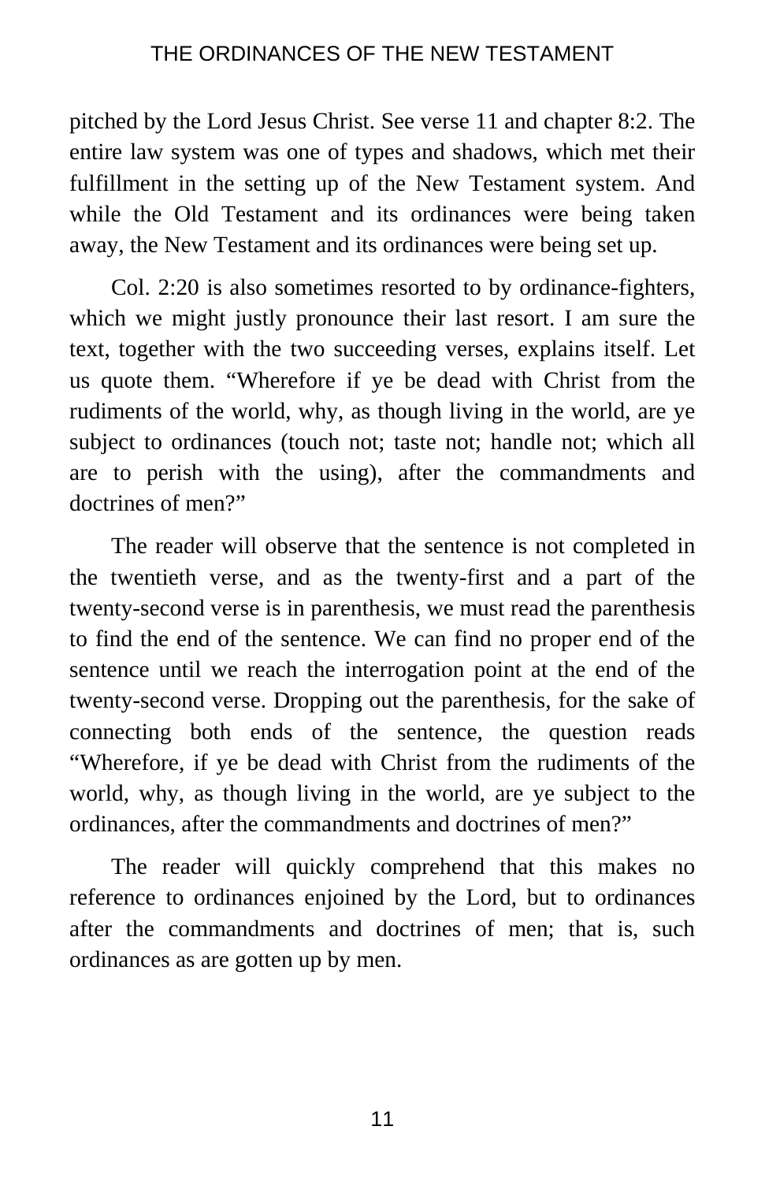pitched by the Lord Jesus Christ. See verse 11 and chapter 8:2. The entire law system was one of types and shadows, which met their fulfillment in the setting up of the New Testament system. And while the Old Testament and its ordinances were being taken away, the New Testament and its ordinances were being set up.

Col. 2:20 is also sometimes resorted to by ordinance-fighters, which we might justly pronounce their last resort. I am sure the text, together with the two succeeding verses, explains itself. Let us quote them. "Wherefore if ye be dead with Christ from the rudiments of the world, why, as though living in the world, are ye subject to ordinances (touch not; taste not; handle not; which all are to perish with the using), after the commandments and doctrines of men?"

The reader will observe that the sentence is not completed in the twentieth verse, and as the twenty-first and a part of the twenty-second verse is in parenthesis, we must read the parenthesis to find the end of the sentence. We can find no proper end of the sentence until we reach the interrogation point at the end of the twenty-second verse. Dropping out the parenthesis, for the sake of connecting both ends of the sentence, the question reads "Wherefore, if ye be dead with Christ from the rudiments of the world, why, as though living in the world, are ye subject to the ordinances, after the commandments and doctrines of men?"

The reader will quickly comprehend that this makes no reference to ordinances enjoined by the Lord, but to ordinances after the commandments and doctrines of men; that is, such ordinances as are gotten up by men.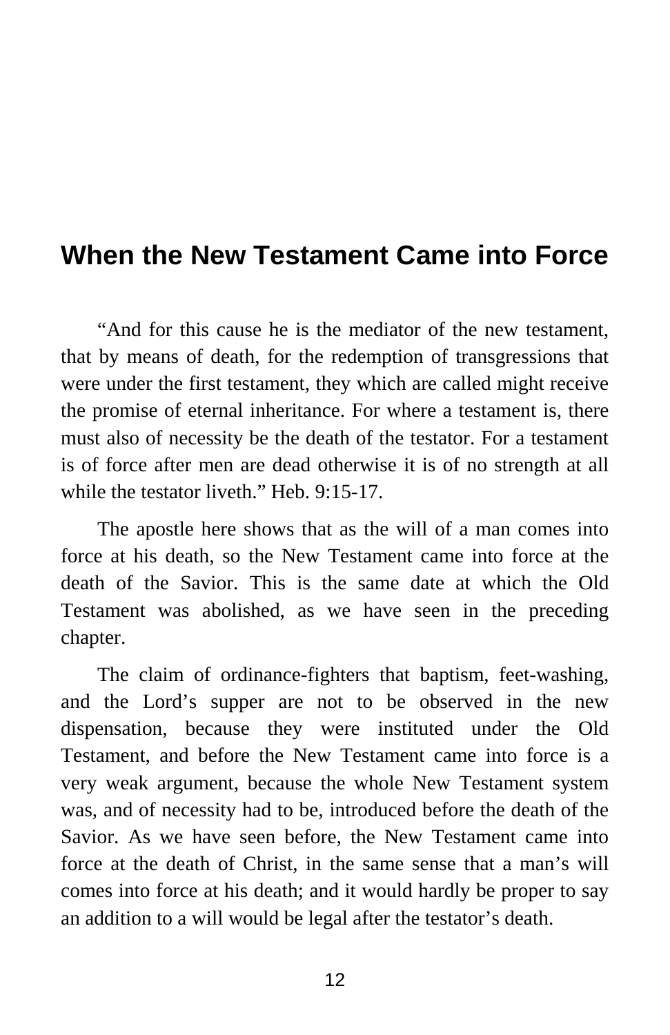## When the New Testament Came into Force

"And for this cause he is the mediator of the new testament, that by means of death, for the redemption of transgressions that were under the first testament, they which are called might receive the promise of eternal inheritance. For where a testament is, there must also of necessity be the death of the testator. For a testament is of force after men are dead otherwise it is of no strength at all while the testator liveth." Heb. 9:15-17.

The apostle here shows that as the will of a man comes into force at his death, so the New Testament came into force at the death of the Savior. This is the same date at which the Old Testament was abolished, as we have seen in the preceding chapter.

The claim of ordinance-fighters that baptism, feet-washing, and the Lord's supper are not to be observed in the new dispensation, because they were instituted under the Old Testament, and before the New Testament came into force is a very weak argument, because the whole New Testament system was, and of necessity had to be, introduced before the death of the Savior. As we have seen before, the New Testament came into force at the death of Christ, in the same sense that a man's will comes into force at his death; and it would hardly be proper to say an addition to a will would be legal after the testator's death.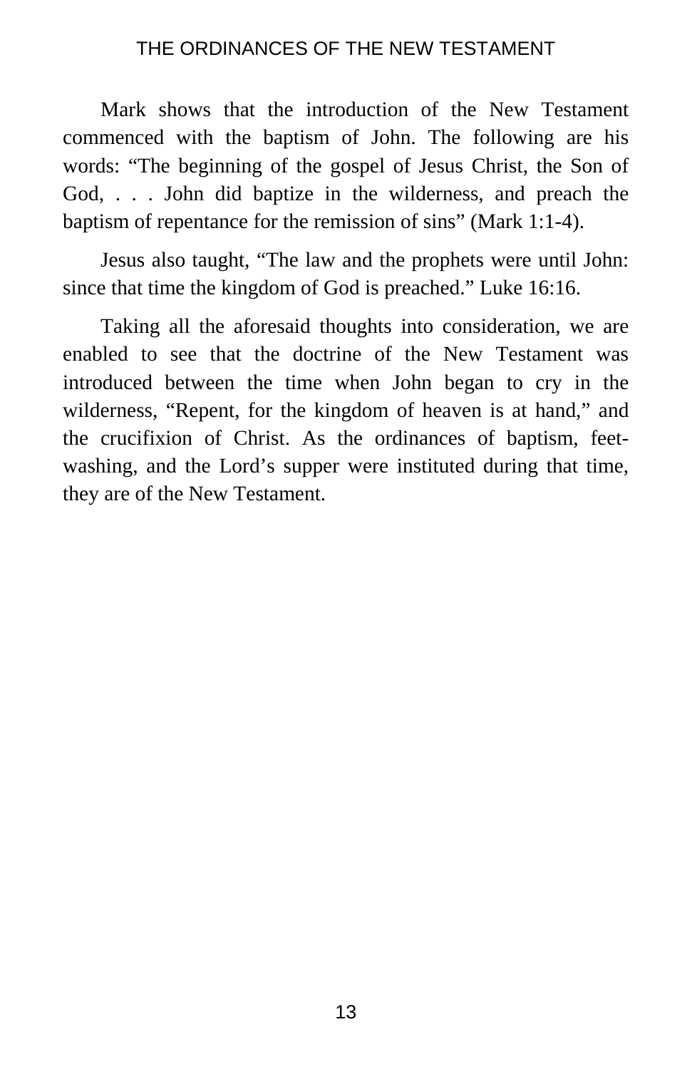Mark shows that the introduction of the New Testament commenced with the baptism of John. The following are his words: “The beginning of the gospel of Jesus Christ, the Son of God, . . . John did baptize in the wilderness, and preach the baptism of repentance for the remission of sins” (Mark 1:1-4).

Jesus also taught, “The law and the prophets were until John: since that time the kingdom of God is preached.” Luke 16:16.

Taking all the aforesaid thoughts into consideration, we are enabled to see that the doctrine of the New Testament was introduced between the time when John began to cry in the wilderness, “Repent, for the kingdom of heaven is at hand,” and the crucifixion of Christ. As the ordinances of baptism, feet-washing, and the Lord’s supper were instituted during that time, they are of the New Testament.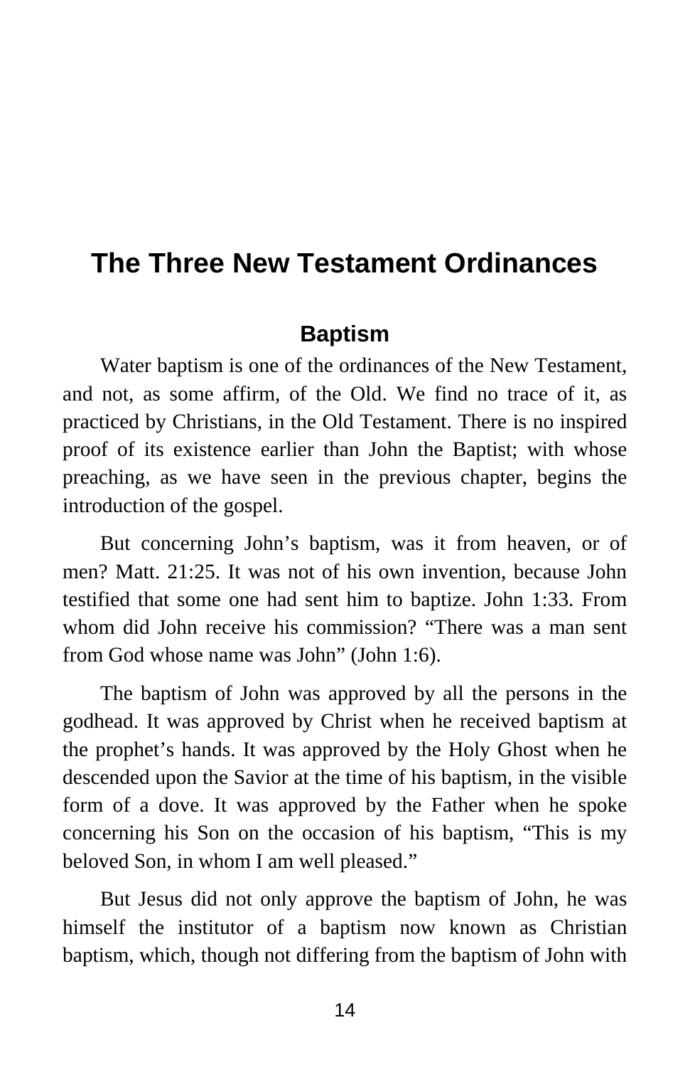# The Three New Testament Ordinances

## Baptism

Water baptism is one of the ordinances of the New Testament, and not, as some affirm, of the Old. We find no trace of it, as practiced by Christians, in the Old Testament. There is no inspired proof of its existence earlier than John the Baptist; with whose preaching, as we have seen in the previous chapter, begins the introduction of the gospel.

But concerning John's baptism, was it from heaven, or of men? Matt. 21:25. It was not of his own invention, because John testified that some one had sent him to baptize. John 1:33. From whom did John receive his commission? "There was a man sent from God whose name was John" (John 1:6).

The baptism of John was approved by all the persons in the godhead. It was approved by Christ when he received baptism at the prophet's hands. It was approved by the Holy Ghost when he descended upon the Savior at the time of his baptism, in the visible form of a dove. It was approved by the Father when he spoke concerning his Son on the occasion of his baptism, "This is my beloved Son, in whom I am well pleased."

But Jesus did not only approve the baptism of John, he was himself the institutor of a baptism now known as Christian baptism, which, though not differing from the baptism of John with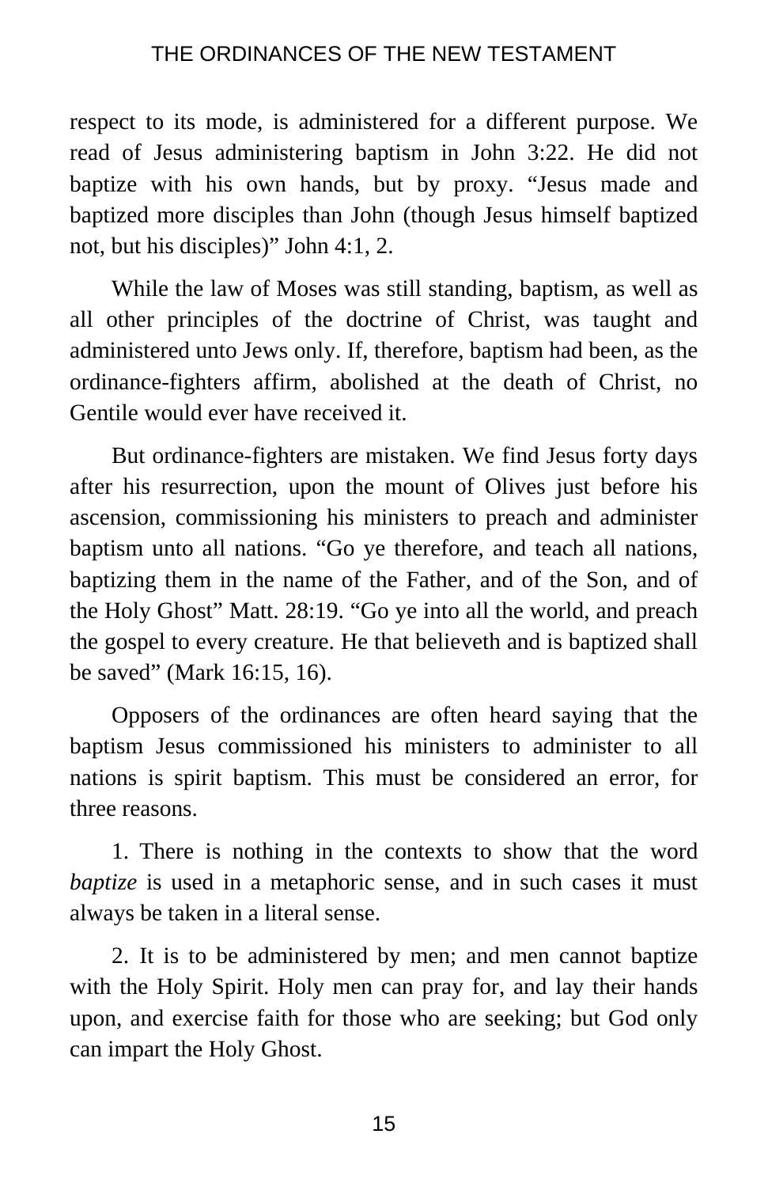respect to its mode, is administered for a different purpose. We read of Jesus administering baptism in John 3:22. He did not baptize with his own hands, but by proxy. “Jesus made and baptized more disciples than John (though Jesus himself baptized not, but his disciples)” John 4:1, 2.

While the law of Moses was still standing, baptism, as well as all other principles of the doctrine of Christ, was taught and administered unto Jews only. If, therefore, baptism had been, as the ordinance-fighters affirm, abolished at the death of Christ, no Gentile would ever have received it.

But ordinance-fighters are mistaken. We find Jesus forty days after his resurrection, upon the mount of Olives just before his ascension, commissioning his ministers to preach and administer baptism unto all nations. “Go ye therefore, and teach all nations, baptizing them in the name of the Father, and of the Son, and of the Holy Ghost” Matt. 28:19. “Go ye into all the world, and preach the gospel to every creature. He that believeth and is baptized shall be saved” (Mark 16:15, 16).

Opposers of the ordinances are often heard saying that the baptism Jesus commissioned his ministers to administer to all nations is spirit baptism. This must be considered an error, for three reasons.

1. There is nothing in the contexts to show that the word *baptize* is used in a metaphoric sense, and in such cases it must always be taken in a literal sense.

2. It is to be administered by men; and men cannot baptize with the Holy Spirit. Holy men can pray for, and lay their hands upon, and exercise faith for those who are seeking; but God only can impart the Holy Ghost.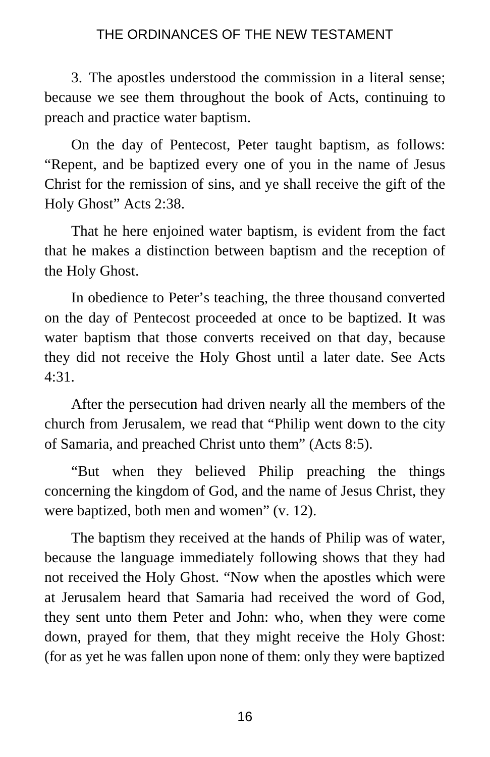3. The apostles understood the commission in a literal sense; because we see them throughout the book of Acts, continuing to preach and practice water baptism.

On the day of Pentecost, Peter taught baptism, as follows: “Repent, and be baptized every one of you in the name of Jesus Christ for the remission of sins, and ye shall receive the gift of the Holy Ghost” Acts 2:38.

That he here enjoined water baptism, is evident from the fact that he makes a distinction between baptism and the reception of the Holy Ghost.

In obedience to Peter’s teaching, the three thousand converted on the day of Pentecost proceeded at once to be baptized. It was water baptism that those converts received on that day, because they did not receive the Holy Ghost until a later date. See Acts 4:31.

After the persecution had driven nearly all the members of the church from Jerusalem, we read that “Philip went down to the city of Samaria, and preached Christ unto them” (Acts 8:5).

“But when they believed Philip preaching the things concerning the kingdom of God, and the name of Jesus Christ, they were baptized, both men and women” (v. 12).

The baptism they received at the hands of Philip was of water, because the language immediately following shows that they had not received the Holy Ghost. “Now when the apostles which were at Jerusalem heard that Samaria had received the word of God, they sent unto them Peter and John: who, when they were come down, prayed for them, that they might receive the Holy Ghost: (for as yet he was fallen upon none of them: only they were baptized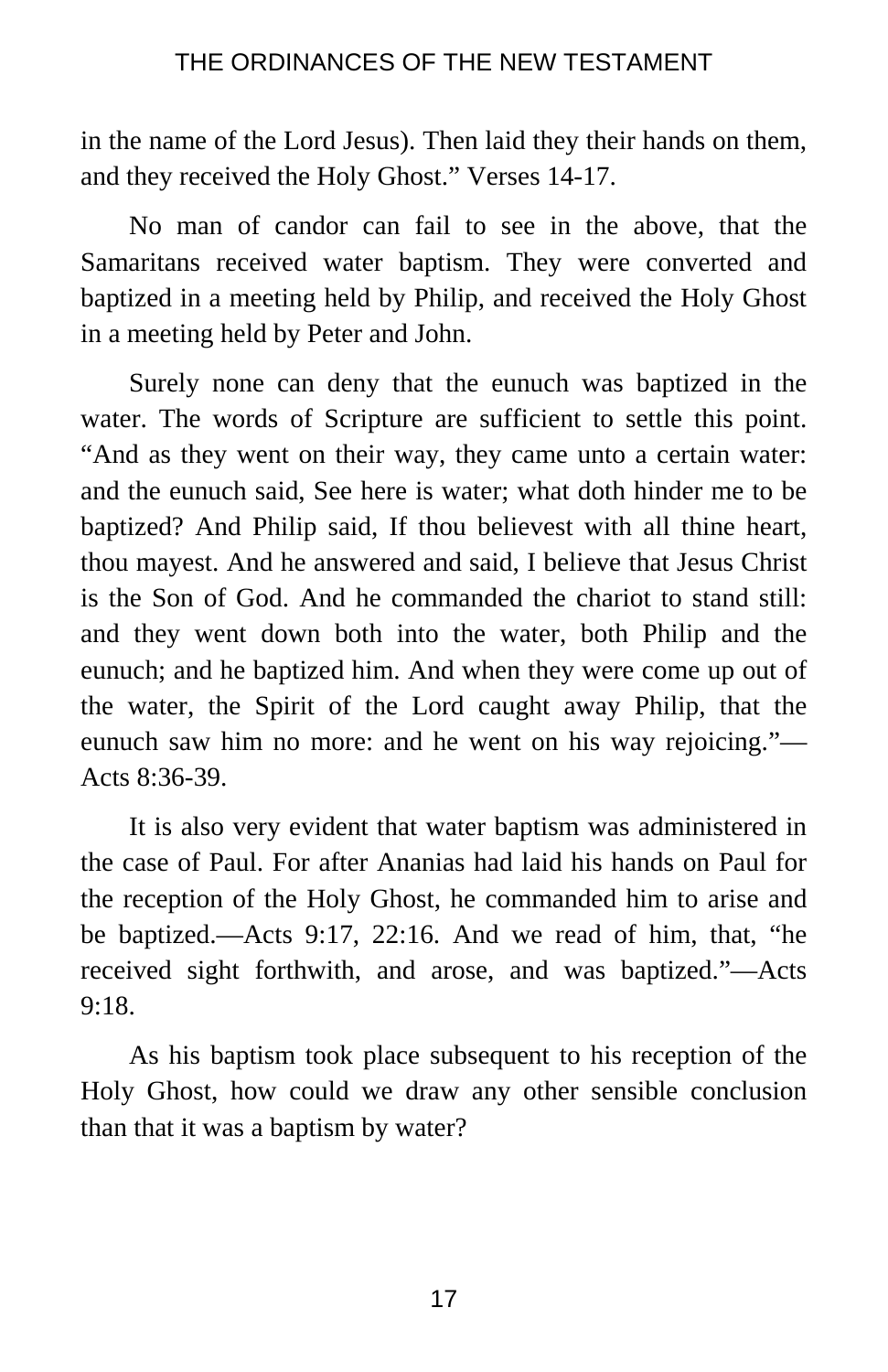in the name of the Lord Jesus). Then laid they their hands on them, and they received the Holy Ghost." Verses 14-17.

No man of candor can fail to see in the above, that the Samaritans received water baptism. They were converted and baptized in a meeting held by Philip, and received the Holy Ghost in a meeting held by Peter and John.

Surely none can deny that the eunuch was baptized in the water. The words of Scripture are sufficient to settle this point. "And as they went on their way, they came unto a certain water: and the eunuch said, See here is water; what doth hinder me to be baptized? And Philip said, If thou believest with all thine heart, thou mayest. And he answered and said, I believe that Jesus Christ is the Son of God. And he commanded the chariot to stand still: and they went down both into the water, both Philip and the eunuch; and he baptized him. And when they were come up out of the water, the Spirit of the Lord caught away Philip, that the eunuch saw him no more: and he went on his way rejoicing."—Acts 8:36-39.

It is also very evident that water baptism was administered in the case of Paul. For after Ananias had laid his hands on Paul for the reception of the Holy Ghost, he commanded him to arise and be baptized.—Acts 9:17, 22:16. And we read of him, that, "he received sight forthwith, and arose, and was baptized."—Acts 9:18.

As his baptism took place subsequent to his reception of the Holy Ghost, how could we draw any other sensible conclusion than that it was a baptism by water?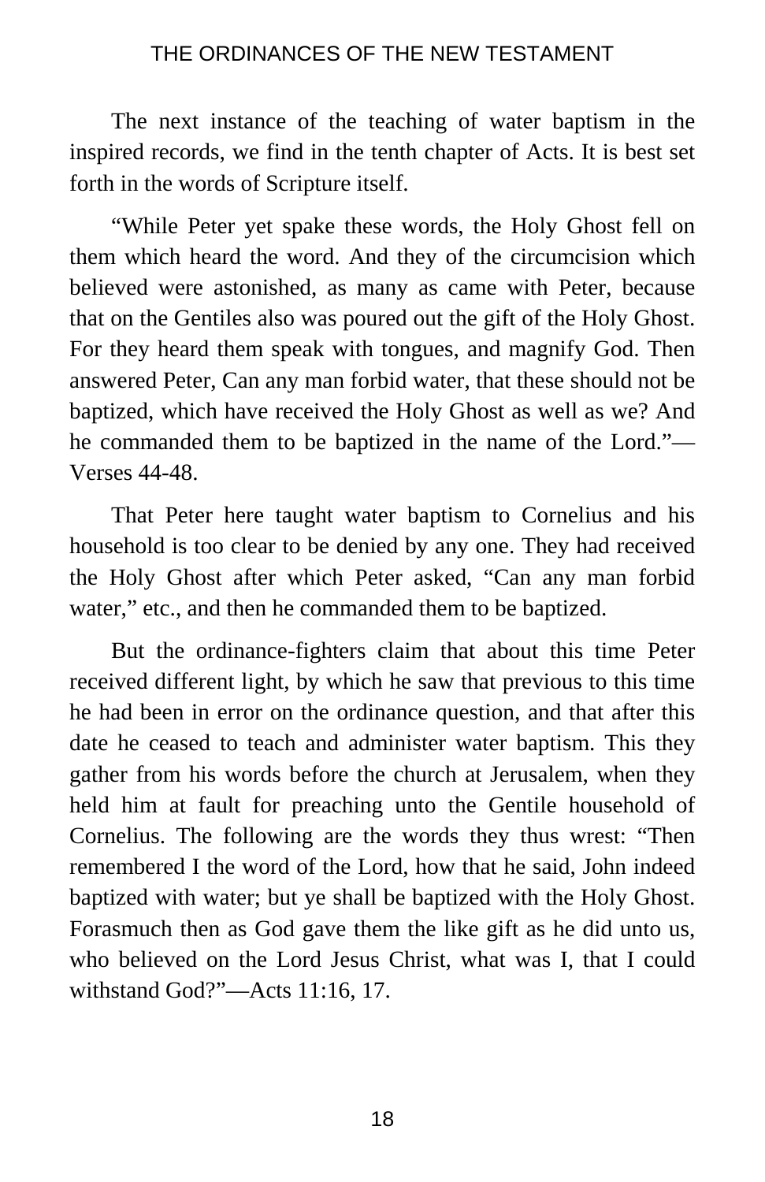The next instance of the teaching of water baptism in the inspired records, we find in the tenth chapter of Acts. It is best set forth in the words of Scripture itself.

“While Peter yet spake these words, the Holy Ghost fell on them which heard the word. And they of the circumcision which believed were astonished, as many as came with Peter, because that on the Gentiles also was poured out the gift of the Holy Ghost. For they heard them speak with tongues, and magnify God. Then answered Peter, Can any man forbid water, that these should not be baptized, which have received the Holy Ghost as well as we? And he commanded them to be baptized in the name of the Lord.”—Verses 44-48.

That Peter here taught water baptism to Cornelius and his household is too clear to be denied by any one. They had received the Holy Ghost after which Peter asked, “Can any man forbid water,” etc., and then he commanded them to be baptized.

But the ordinance-fighters claim that about this time Peter received different light, by which he saw that previous to this time he had been in error on the ordinance question, and that after this date he ceased to teach and administer water baptism. This they gather from his words before the church at Jerusalem, when they held him at fault for preaching unto the Gentile household of Cornelius. The following are the words they thus wrest: “Then remembered I the word of the Lord, how that he said, John indeed baptized with water; but ye shall be baptized with the Holy Ghost. Forasmuch then as God gave them the like gift as he did unto us, who believed on the Lord Jesus Christ, what was I, that I could withstand God?”—Acts 11:16, 17.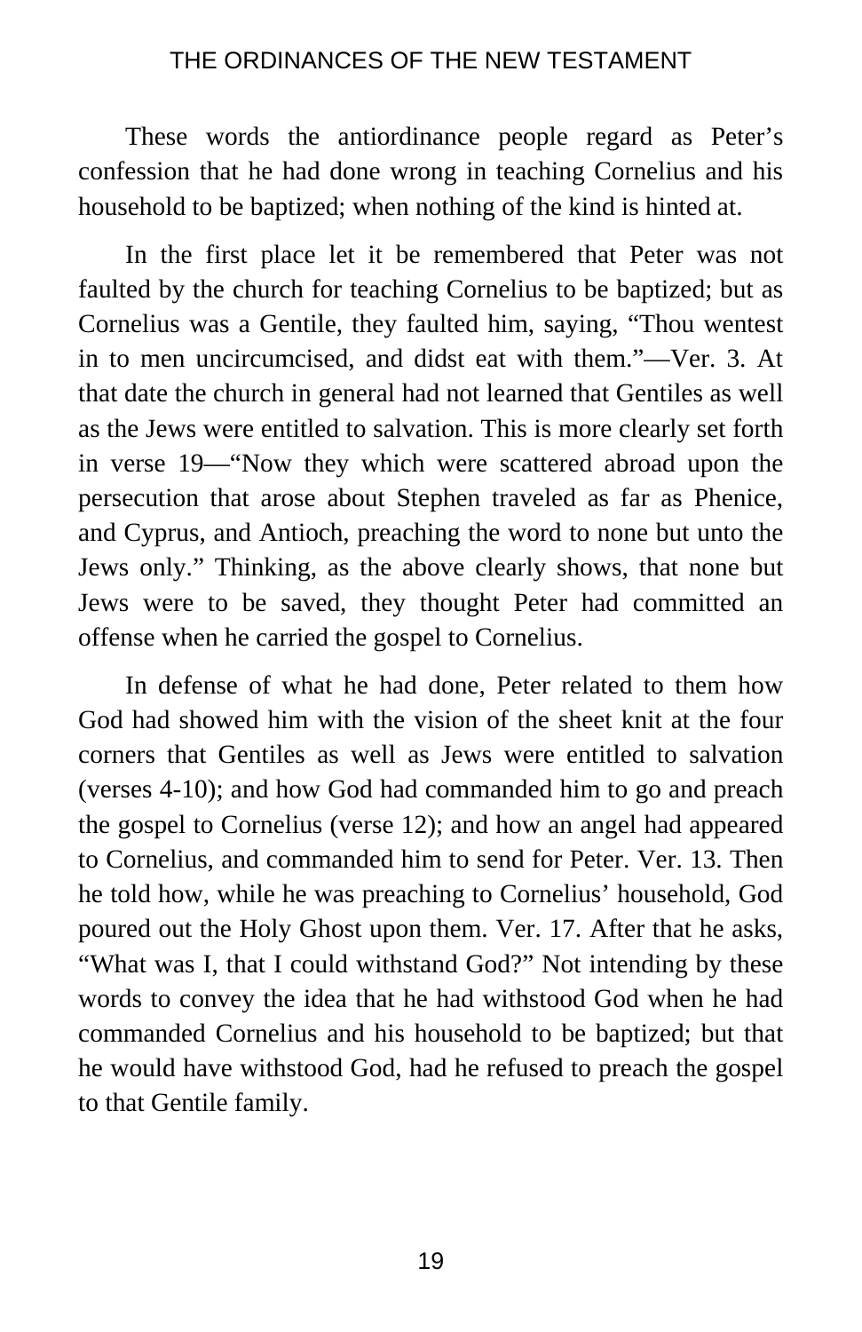These words the antiordinance people regard as Peter's confession that he had done wrong in teaching Cornelius and his household to be baptized; when nothing of the kind is hinted at.

In the first place let it be remembered that Peter was not faulted by the church for teaching Cornelius to be baptized; but as Cornelius was a Gentile, they faulted him, saying, "Thou wentest in to men uncircumcised, and didst eat with them."—Ver. 3. At that date the church in general had not learned that Gentiles as well as the Jews were entitled to salvation. This is more clearly set forth in verse 19—"Now they which were scattered abroad upon the persecution that arose about Stephen traveled as far as Phenice, and Cyprus, and Antioch, preaching the word to none but unto the Jews only." Thinking, as the above clearly shows, that none but Jews were to be saved, they thought Peter had committed an offense when he carried the gospel to Cornelius.

In defense of what he had done, Peter related to them how God had showed him with the vision of the sheet knit at the four corners that Gentiles as well as Jews were entitled to salvation (verses 4-10); and how God had commanded him to go and preach the gospel to Cornelius (verse 12); and how an angel had appeared to Cornelius, and commanded him to send for Peter. Ver. 13. Then he told how, while he was preaching to Cornelius' household, God poured out the Holy Ghost upon them. Ver. 17. After that he asks, "What was I, that I could withstand God?" Not intending by these words to convey the idea that he had withstood God when he had commanded Cornelius and his household to be baptized; but that he would have withstood God, had he refused to preach the gospel to that Gentile family.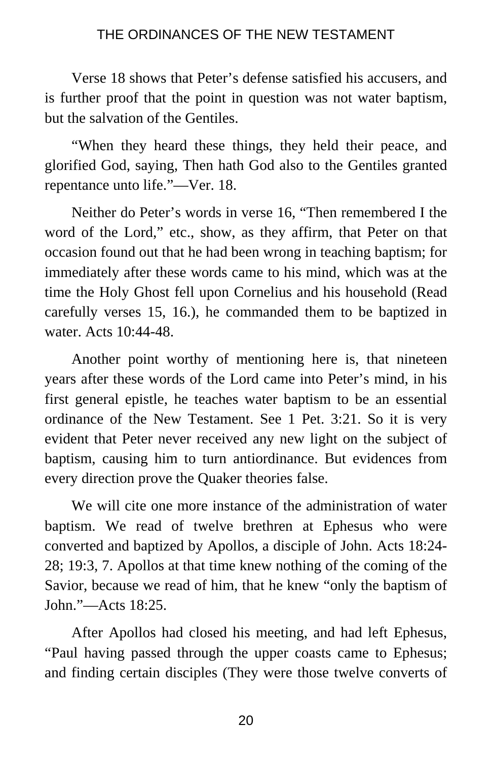Verse 18 shows that Peter’s defense satisfied his accusers, and is further proof that the point in question was not water baptism, but the salvation of the Gentiles.

“When they heard these things, they held their peace, and glorified God, saying, Then hath God also to the Gentiles granted repentance unto life.”—Ver. 18.

Neither do Peter’s words in verse 16, “Then remembered I the word of the Lord,” etc., show, as they affirm, that Peter on that occasion found out that he had been wrong in teaching baptism; for immediately after these words came to his mind, which was at the time the Holy Ghost fell upon Cornelius and his household (Read carefully verses 15, 16.), he commanded them to be baptized in water. Acts 10:44-48.

Another point worthy of mentioning here is, that nineteen years after these words of the Lord came into Peter’s mind, in his first general epistle, he teaches water baptism to be an essential ordinance of the New Testament. See 1 Pet. 3:21. So it is very evident that Peter never received any new light on the subject of baptism, causing him to turn antiordinance. But evidences from every direction prove the Quaker theories false.

We will cite one more instance of the administration of water baptism. We read of twelve brethren at Ephesus who were converted and baptized by Apollos, a disciple of John. Acts 18:24-28; 19:3, 7. Apollos at that time knew nothing of the coming of the Savior, because we read of him, that he knew “only the baptism of John.”—Acts 18:25.

After Apollos had closed his meeting, and had left Ephesus, “Paul having passed through the upper coasts came to Ephesus; and finding certain disciples (They were those twelve converts of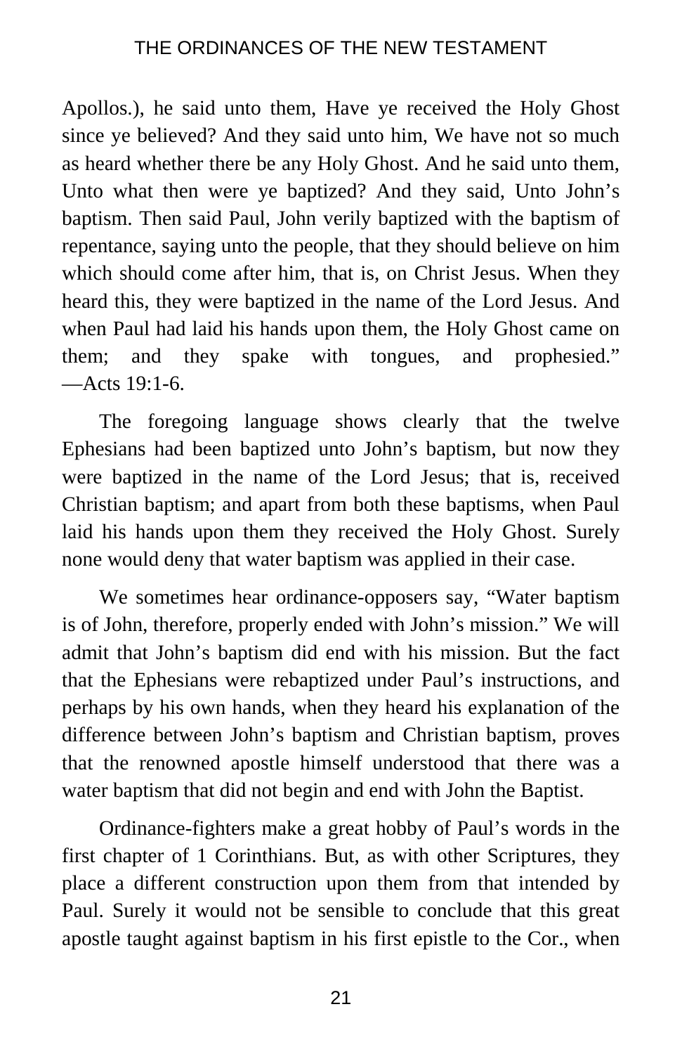Apollos.), he said unto them, Have ye received the Holy Ghost since ye believed? And they said unto him, We have not so much as heard whether there be any Holy Ghost. And he said unto them, Unto what then were ye baptized? And they said, Unto John's baptism. Then said Paul, John verily baptized with the baptism of repentance, saying unto the people, that they should believe on him which should come after him, that is, on Christ Jesus. When they heard this, they were baptized in the name of the Lord Jesus. And when Paul had laid his hands upon them, the Holy Ghost came on them; and they spake with tongues, and prophesied." —Acts 19:1-6.

The foregoing language shows clearly that the twelve Ephesians had been baptized unto John's baptism, but now they were baptized in the name of the Lord Jesus; that is, received Christian baptism; and apart from both these baptisms, when Paul laid his hands upon them they received the Holy Ghost. Surely none would deny that water baptism was applied in their case.

We sometimes hear ordinance-opposers say, "Water baptism is of John, therefore, properly ended with John's mission." We will admit that John's baptism did end with his mission. But the fact that the Ephesians were rebaptized under Paul's instructions, and perhaps by his own hands, when they heard his explanation of the difference between John's baptism and Christian baptism, proves that the renowned apostle himself understood that there was a water baptism that did not begin and end with John the Baptist.

Ordinance-fighters make a great hobby of Paul's words in the first chapter of 1 Corinthians. But, as with other Scriptures, they place a different construction upon them from that intended by Paul. Surely it would not be sensible to conclude that this great apostle taught against baptism in his first epistle to the Cor., when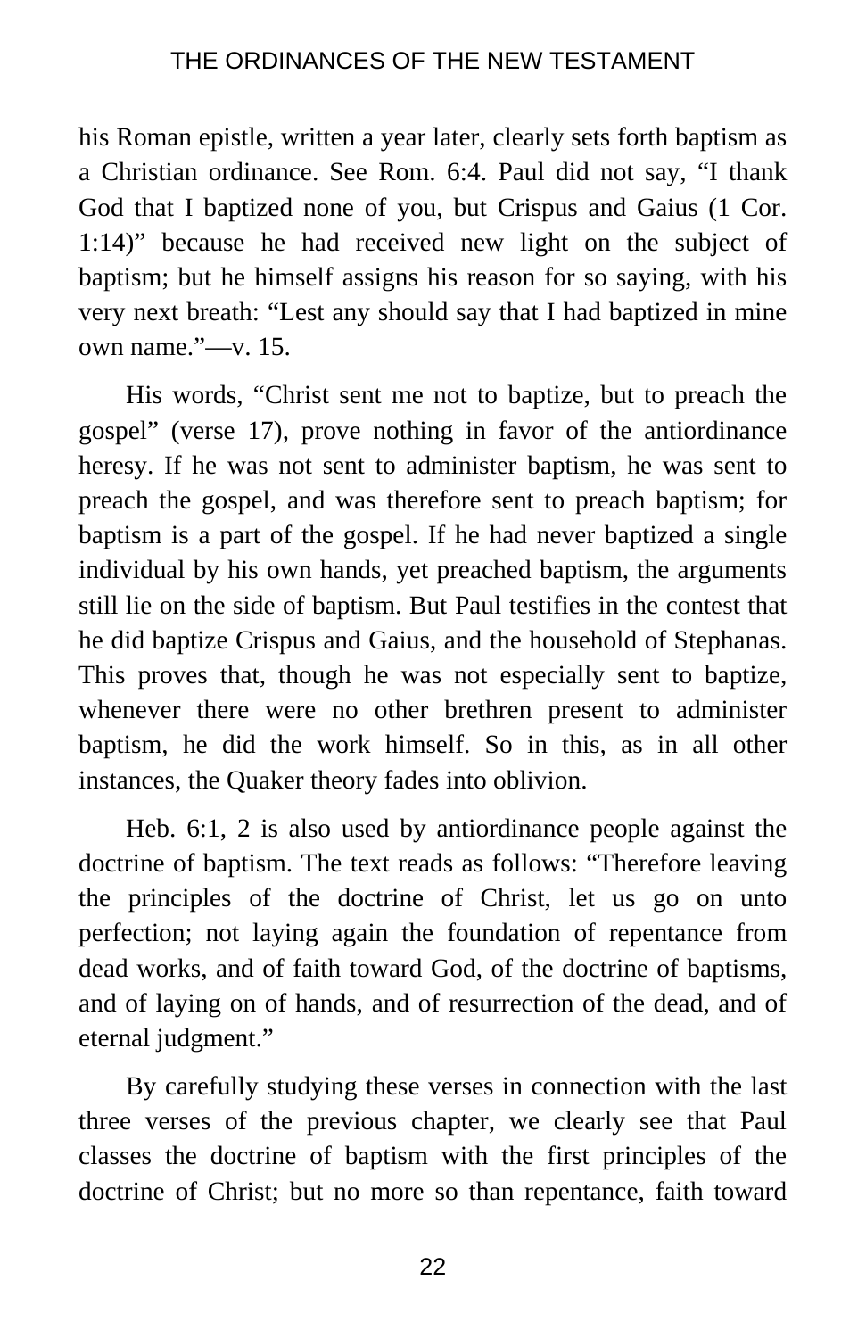his Roman epistle, written a year later, clearly sets forth baptism as a Christian ordinance. See Rom. 6:4. Paul did not say, "I thank God that I baptized none of you, but Crispus and Gaius (1 Cor. 1:14)" because he had received new light on the subject of baptism; but he himself assigns his reason for so saying, with his very next breath: "Lest any should say that I had baptized in mine own name."—v. 15.

His words, "Christ sent me not to baptize, but to preach the gospel" (verse 17), prove nothing in favor of the antiordinance heresy. If he was not sent to administer baptism, he was sent to preach the gospel, and was therefore sent to preach baptism; for baptism is a part of the gospel. If he had never baptized a single individual by his own hands, yet preached baptism, the arguments still lie on the side of baptism. But Paul testifies in the contest that he did baptize Crispus and Gaius, and the household of Stephanas. This proves that, though he was not especially sent to baptize, whenever there were no other brethren present to administer baptism, he did the work himself. So in this, as in all other instances, the Quaker theory fades into oblivion.

Heb. 6:1, 2 is also used by antiordinance people against the doctrine of baptism. The text reads as follows: "Therefore leaving the principles of the doctrine of Christ, let us go on unto perfection; not laying again the foundation of repentance from dead works, and of faith toward God, of the doctrine of baptisms, and of laying on of hands, and of resurrection of the dead, and of eternal judgment."

By carefully studying these verses in connection with the last three verses of the previous chapter, we clearly see that Paul classes the doctrine of baptism with the first principles of the doctrine of Christ; but no more so than repentance, faith toward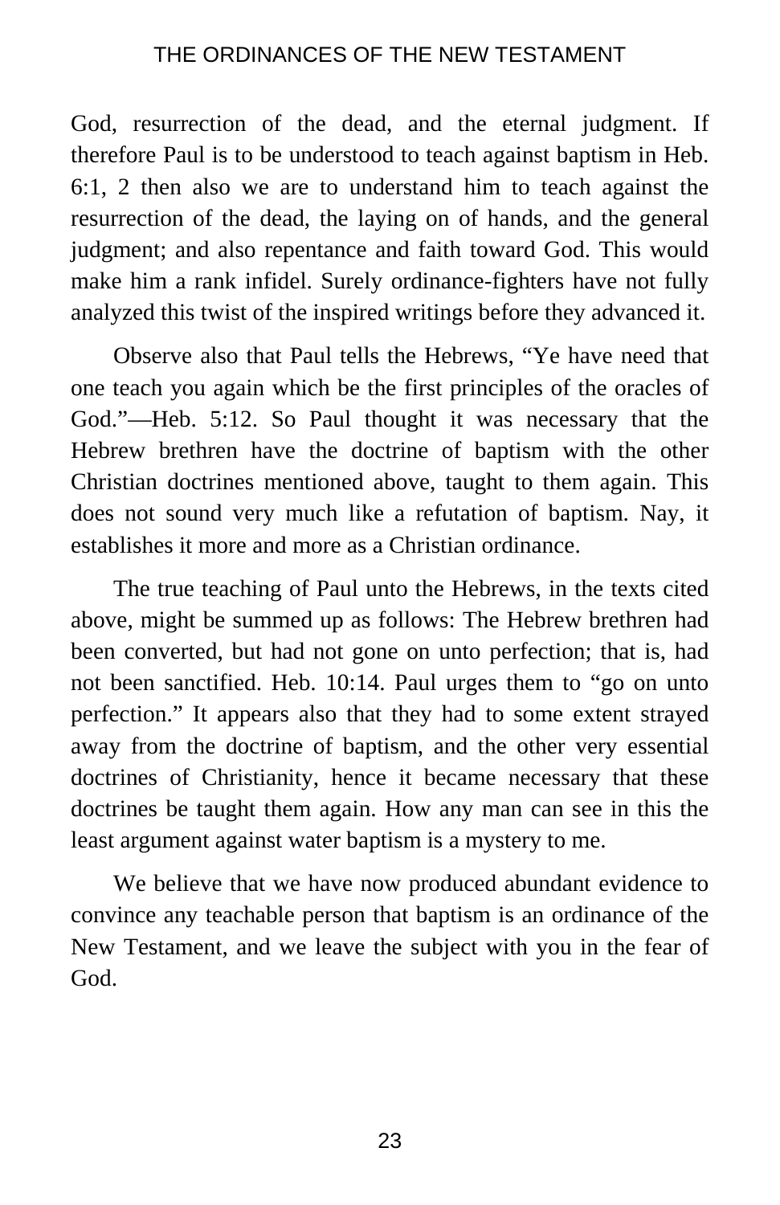God, resurrection of the dead, and the eternal judgment. If therefore Paul is to be understood to teach against baptism in Heb. 6:1, 2 then also we are to understand him to teach against the resurrection of the dead, the laying on of hands, and the general judgment; and also repentance and faith toward God. This would make him a rank infidel. Surely ordinance-fighters have not fully analyzed this twist of the inspired writings before they advanced it.

Observe also that Paul tells the Hebrews, "Ye have need that one teach you again which be the first principles of the oracles of God."—Heb. 5:12. So Paul thought it was necessary that the Hebrew brethren have the doctrine of baptism with the other Christian doctrines mentioned above, taught to them again. This does not sound very much like a refutation of baptism. Nay, it establishes it more and more as a Christian ordinance.

The true teaching of Paul unto the Hebrews, in the texts cited above, might be summed up as follows: The Hebrew brethren had been converted, but had not gone on unto perfection; that is, had not been sanctified. Heb. 10:14. Paul urges them to "go on unto perfection." It appears also that they had to some extent strayed away from the doctrine of baptism, and the other very essential doctrines of Christianity, hence it became necessary that these doctrines be taught them again. How any man can see in this the least argument against water baptism is a mystery to me.

We believe that we have now produced abundant evidence to convince any teachable person that baptism is an ordinance of the New Testament, and we leave the subject with you in the fear of God.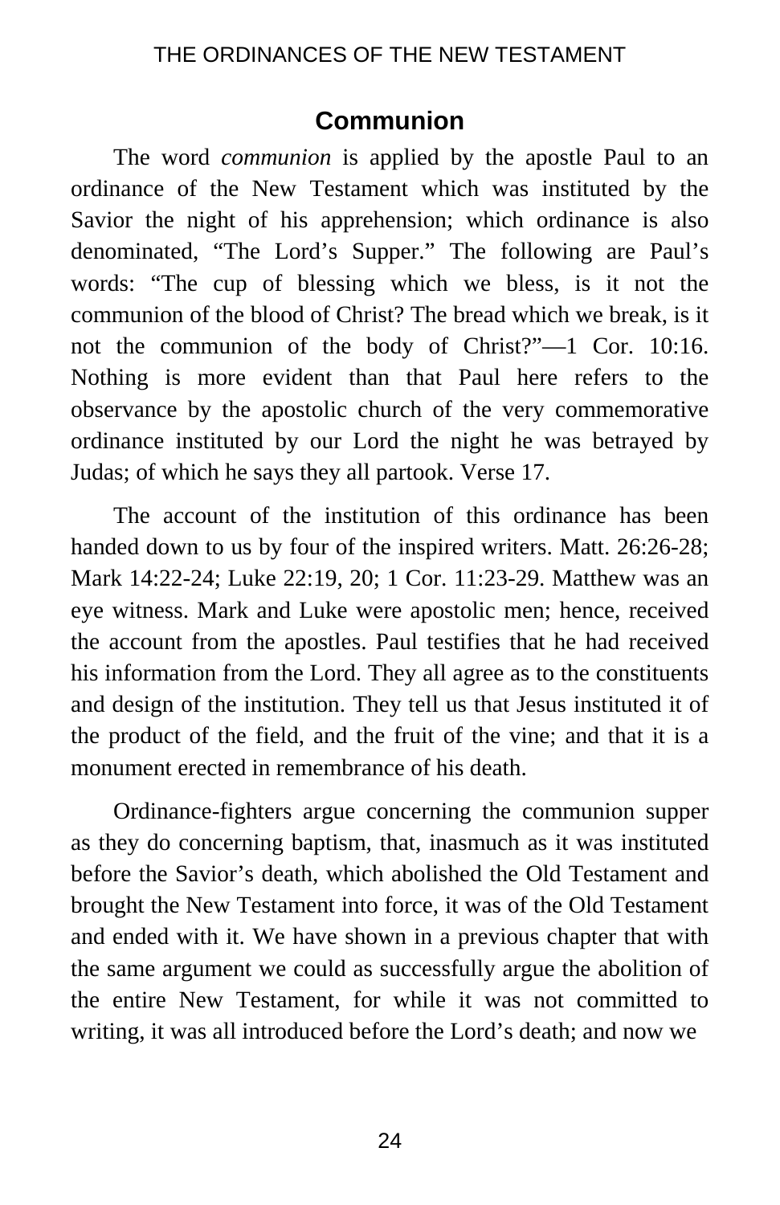## Communion

The word *communion* is applied by the apostle Paul to an ordinance of the New Testament which was instituted by the Savior the night of his apprehension; which ordinance is also denominated, "The Lord's Supper." The following are Paul's words: "The cup of blessing which we bless, is it not the communion of the blood of Christ? The bread which we break, is it not the communion of the body of Christ?"—1 Cor. 10:16. Nothing is more evident than that Paul here refers to the observance by the apostolic church of the very commemorative ordinance instituted by our Lord the night he was betrayed by Judas; of which he says they all partook. Verse 17.

The account of the institution of this ordinance has been handed down to us by four of the inspired writers. Matt. 26:26-28; Mark 14:22-24; Luke 22:19, 20; 1 Cor. 11:23-29. Matthew was an eye witness. Mark and Luke were apostolic men; hence, received the account from the apostles. Paul testifies that he had received his information from the Lord. They all agree as to the constituents and design of the institution. They tell us that Jesus instituted it of the product of the field, and the fruit of the vine; and that it is a monument erected in remembrance of his death.

Ordinance-fighters argue concerning the communion supper as they do concerning baptism, that, inasmuch as it was instituted before the Savior's death, which abolished the Old Testament and brought the New Testament into force, it was of the Old Testament and ended with it. We have shown in a previous chapter that with the same argument we could as successfully argue the abolition of the entire New Testament, for while it was not committed to writing, it was all introduced before the Lord's death; and now we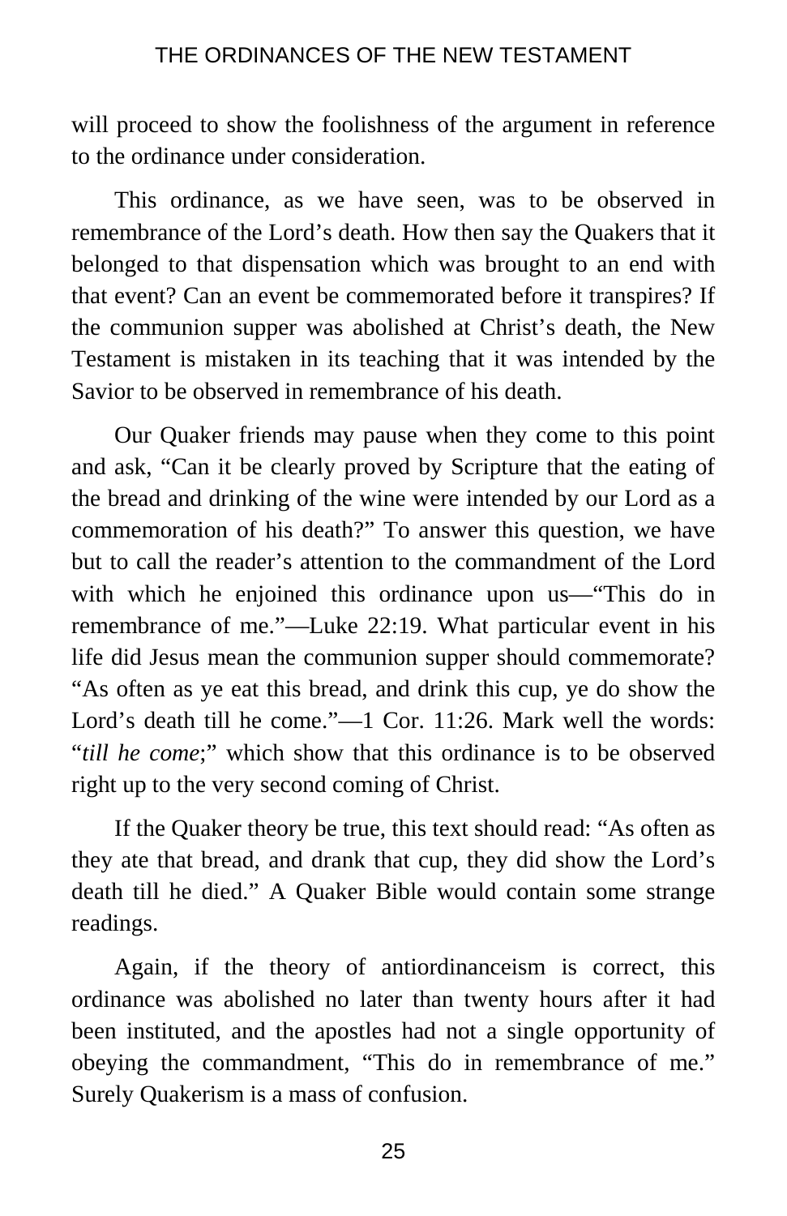will proceed to show the foolishness of the argument in reference to the ordinance under consideration.

This ordinance, as we have seen, was to be observed in remembrance of the Lord's death. How then say the Quakers that it belonged to that dispensation which was brought to an end with that event? Can an event be commemorated before it transpires? If the communion supper was abolished at Christ's death, the New Testament is mistaken in its teaching that it was intended by the Savior to be observed in remembrance of his death.

Our Quaker friends may pause when they come to this point and ask, "Can it be clearly proved by Scripture that the eating of the bread and drinking of the wine were intended by our Lord as a commemoration of his death?" To answer this question, we have but to call the reader's attention to the commandment of the Lord with which he enjoined this ordinance upon us—"This do in remembrance of me."—Luke 22:19. What particular event in his life did Jesus mean the communion supper should commemorate? "As often as ye eat this bread, and drink this cup, ye do show the Lord's death till he come."—1 Cor. 11:26. Mark well the words: "*till he come*;" which show that this ordinance is to be observed right up to the very second coming of Christ.

If the Quaker theory be true, this text should read: "As often as they ate that bread, and drank that cup, they did show the Lord's death till he died." A Quaker Bible would contain some strange readings.

Again, if the theory of antiordinanceism is correct, this ordinance was abolished no later than twenty hours after it had been instituted, and the apostles had not a single opportunity of obeying the commandment, "This do in remembrance of me." Surely Quakerism is a mass of confusion.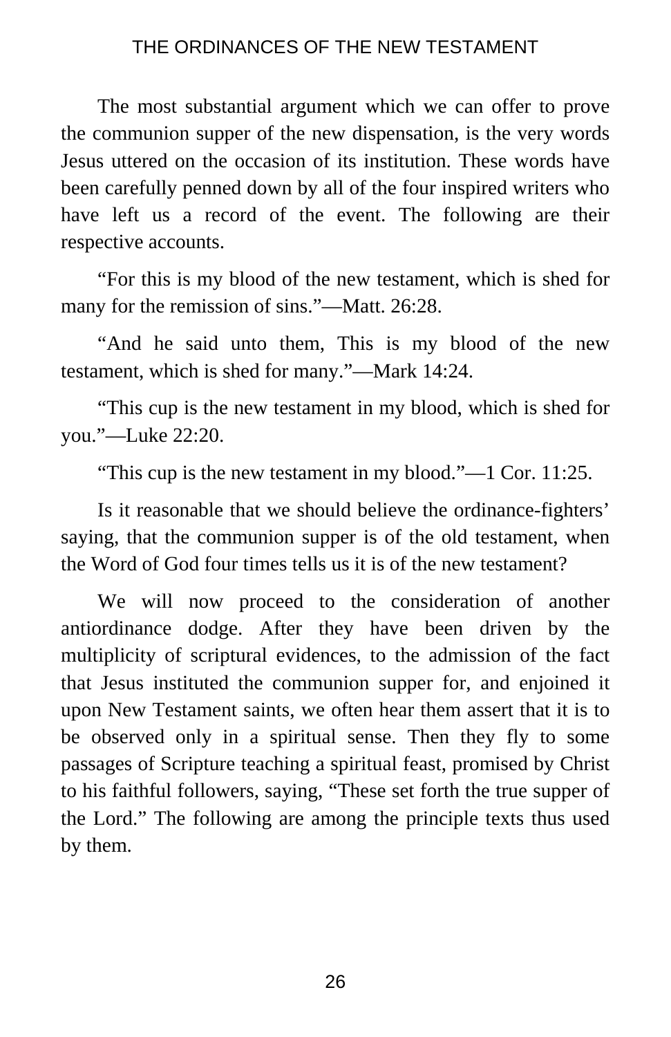The most substantial argument which we can offer to prove the communion supper of the new dispensation, is the very words Jesus uttered on the occasion of its institution. These words have been carefully penned down by all of the four inspired writers who have left us a record of the event. The following are their respective accounts.

"For this is my blood of the new testament, which is shed for many for the remission of sins."—Matt. 26:28.

"And he said unto them, This is my blood of the new testament, which is shed for many."—Mark 14:24.

"This cup is the new testament in my blood, which is shed for you."—Luke 22:20.

"This cup is the new testament in my blood."—1 Cor. 11:25.

Is it reasonable that we should believe the ordinance-fighters' saying, that the communion supper is of the old testament, when the Word of God four times tells us it is of the new testament?

We will now proceed to the consideration of another antiordinance dodge. After they have been driven by the multiplicity of scriptural evidences, to the admission of the fact that Jesus instituted the communion supper for, and enjoined it upon New Testament saints, we often hear them assert that it is to be observed only in a spiritual sense. Then they fly to some passages of Scripture teaching a spiritual feast, promised by Christ to his faithful followers, saying, "These set forth the true supper of the Lord." The following are among the principle texts thus used by them.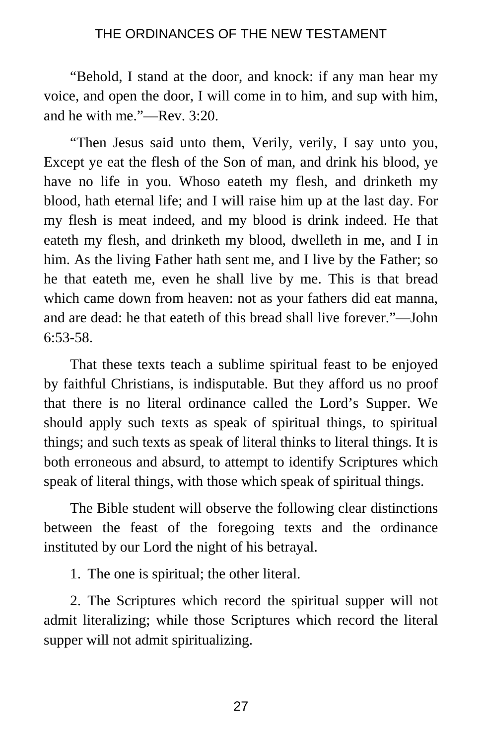"Behold, I stand at the door, and knock: if any man hear my voice, and open the door, I will come in to him, and sup with him, and he with me."—Rev. 3:20.

"Then Jesus said unto them, Verily, verily, I say unto you, Except ye eat the flesh of the Son of man, and drink his blood, ye have no life in you. Whoso eateth my flesh, and drinketh my blood, hath eternal life; and I will raise him up at the last day. For my flesh is meat indeed, and my blood is drink indeed. He that eateth my flesh, and drinketh my blood, dwelleth in me, and I in him. As the living Father hath sent me, and I live by the Father; so he that eateth me, even he shall live by me. This is that bread which came down from heaven: not as your fathers did eat manna, and are dead: he that eateth of this bread shall live forever."—John 6:53-58.

That these texts teach a sublime spiritual feast to be enjoyed by faithful Christians, is indisputable. But they afford us no proof that there is no literal ordinance called the Lord's Supper. We should apply such texts as speak of spiritual things, to spiritual things; and such texts as speak of literal thinks to literal things. It is both erroneous and absurd, to attempt to identify Scriptures which speak of literal things, with those which speak of spiritual things.

The Bible student will observe the following clear distinctions between the feast of the foregoing texts and the ordinance instituted by our Lord the night of his betrayal.

1. The one is spiritual; the other literal.

2. The Scriptures which record the spiritual supper will not admit literalizing; while those Scriptures which record the literal supper will not admit spiritualizing.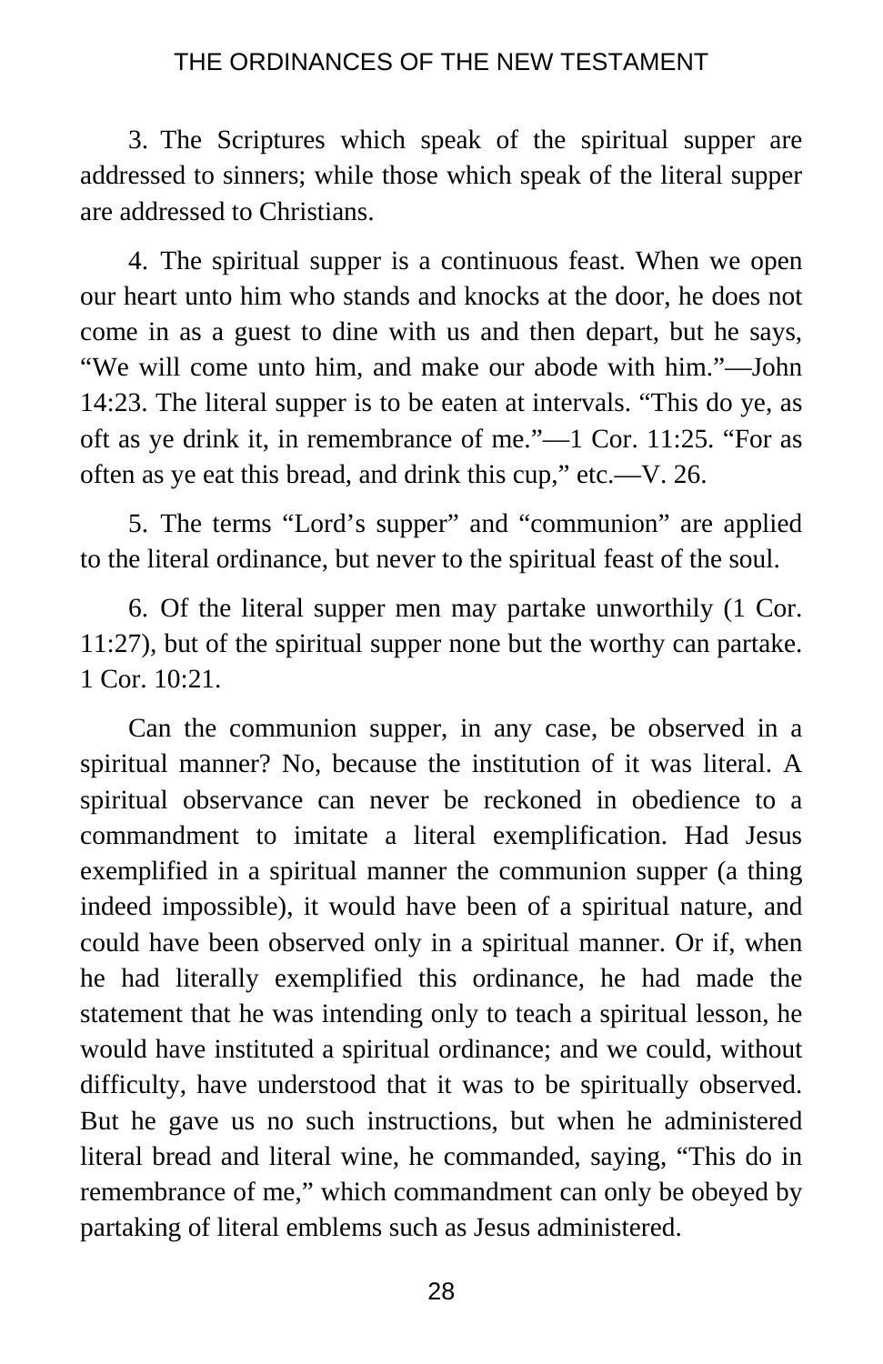3. The Scriptures which speak of the spiritual supper are addressed to sinners; while those which speak of the literal supper are addressed to Christians.

4. The spiritual supper is a continuous feast. When we open our heart unto him who stands and knocks at the door, he does not come in as a guest to dine with us and then depart, but he says, “We will come unto him, and make our abode with him.”—John 14:23. The literal supper is to be eaten at intervals. “This do ye, as oft as ye drink it, in remembrance of me.”—1 Cor. 11:25. “For as often as ye eat this bread, and drink this cup,” etc.—V. 26.

5. The terms “Lord’s supper” and “communion” are applied to the literal ordinance, but never to the spiritual feast of the soul.

6. Of the literal supper men may partake unworthily (1 Cor. 11:27), but of the spiritual supper none but the worthy can partake. 1 Cor. 10:21.

Can the communion supper, in any case, be observed in a spiritual manner? No, because the institution of it was literal. A spiritual observance can never be reckoned in obedience to a commandment to imitate a literal exemplification. Had Jesus exemplified in a spiritual manner the communion supper (a thing indeed impossible), it would have been of a spiritual nature, and could have been observed only in a spiritual manner. Or if, when he had literally exemplified this ordinance, he had made the statement that he was intending only to teach a spiritual lesson, he would have instituted a spiritual ordinance; and we could, without difficulty, have understood that it was to be spiritually observed. But he gave us no such instructions, but when he administered literal bread and literal wine, he commanded, saying, “This do in remembrance of me,” which commandment can only be obeyed by partaking of literal emblems such as Jesus administered.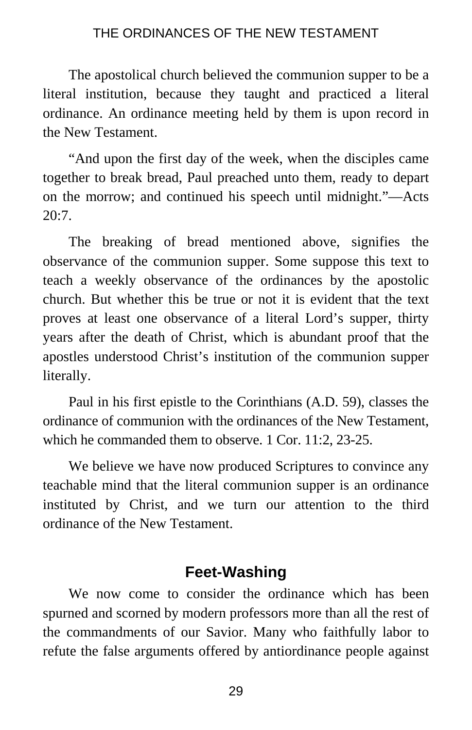The apostolical church believed the communion supper to be a literal institution, because they taught and practiced a literal ordinance. An ordinance meeting held by them is upon record in the New Testament.

"And upon the first day of the week, when the disciples came together to break bread, Paul preached unto them, ready to depart on the morrow; and continued his speech until midnight."—Acts 20:7.

The breaking of bread mentioned above, signifies the observance of the communion supper. Some suppose this text to teach a weekly observance of the ordinances by the apostolic church. But whether this be true or not it is evident that the text proves at least one observance of a literal Lord's supper, thirty years after the death of Christ, which is abundant proof that the apostles understood Christ's institution of the communion supper literally.

Paul in his first epistle to the Corinthians (A.D. 59), classes the ordinance of communion with the ordinances of the New Testament, which he commanded them to observe. 1 Cor. 11:2, 23-25.

We believe we have now produced Scriptures to convince any teachable mind that the literal communion supper is an ordinance instituted by Christ, and we turn our attention to the third ordinance of the New Testament.

## Feet-Washing

We now come to consider the ordinance which has been spurned and scorned by modern professors more than all the rest of the commandments of our Savior. Many who faithfully labor to refute the false arguments offered by antiordinance people against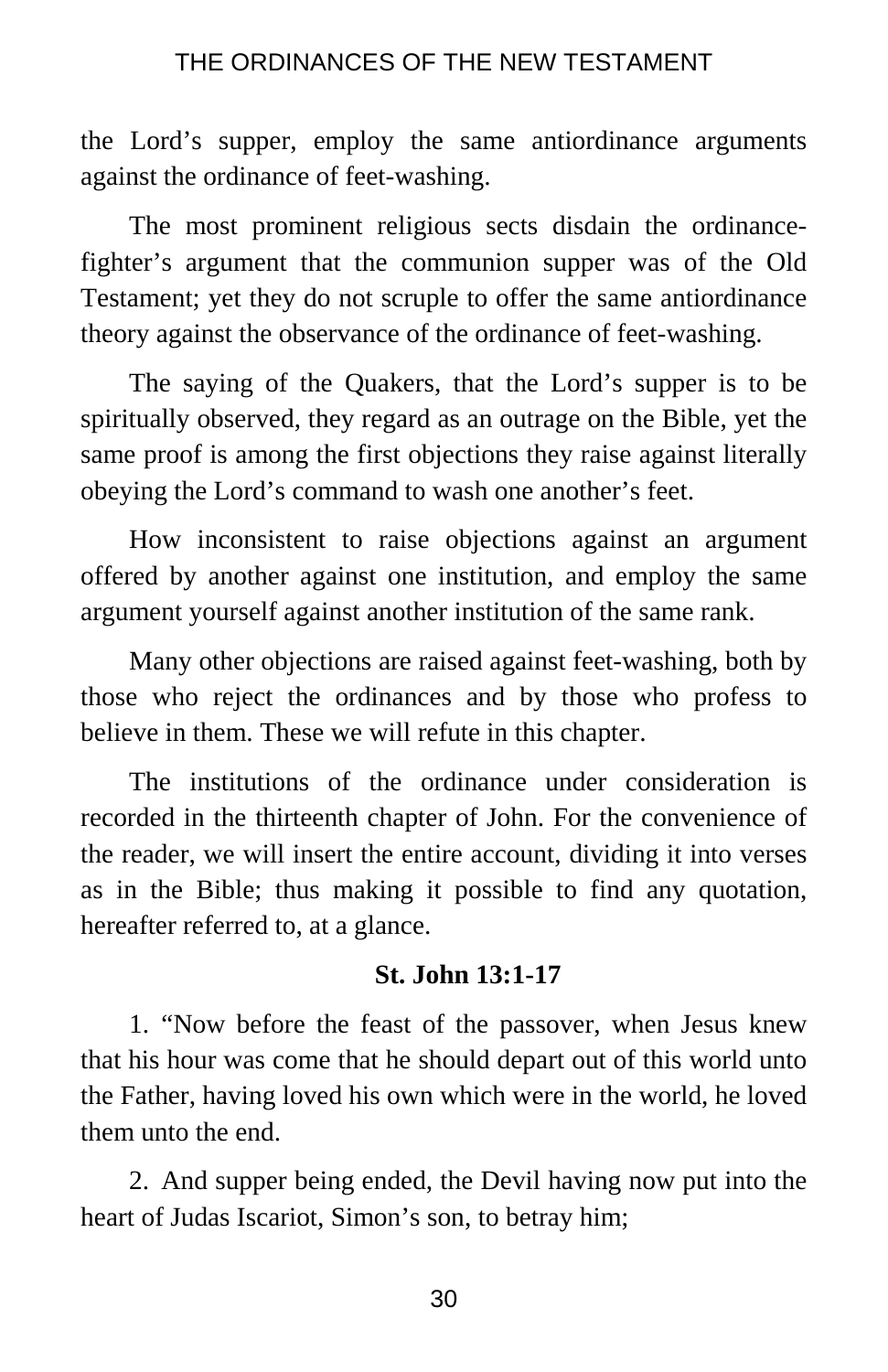the Lord's supper, employ the same antiordinance arguments against the ordinance of feet-washing.

The most prominent religious sects disdain the ordinance-fighter's argument that the communion supper was of the Old Testament; yet they do not scruple to offer the same antiordinance theory against the observance of the ordinance of feet-washing.

The saying of the Quakers, that the Lord's supper is to be spiritually observed, they regard as an outrage on the Bible, yet the same proof is among the first objections they raise against literally obeying the Lord's command to wash one another's feet.

How inconsistent to raise objections against an argument offered by another against one institution, and employ the same argument yourself against another institution of the same rank.

Many other objections are raised against feet-washing, both by those who reject the ordinances and by those who profess to believe in them. These we will refute in this chapter.

The institutions of the ordinance under consideration is recorded in the thirteenth chapter of John. For the convenience of the reader, we will insert the entire account, dividing it into verses as in the Bible; thus making it possible to find any quotation, hereafter referred to, at a glance.

**St. John 13:1-17**

1. "Now before the feast of the passover, when Jesus knew that his hour was come that he should depart out of this world unto the Father, having loved his own which were in the world, he loved them unto the end.

2. And supper being ended, the Devil having now put into the heart of Judas Iscariot, Simon's son, to betray him;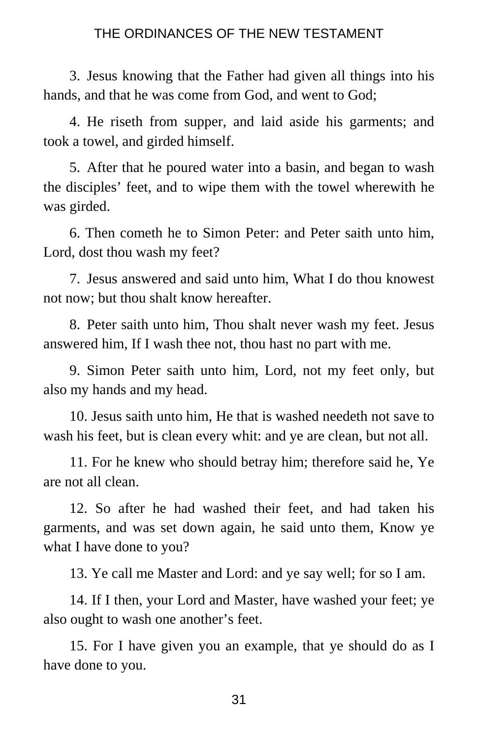3. Jesus knowing that the Father had given all things into his hands, and that he was come from God, and went to God;

4. He riseth from supper, and laid aside his garments; and took a towel, and girded himself.

5. After that he poured water into a basin, and began to wash the disciples' feet, and to wipe them with the towel wherewith he was girded.

6. Then cometh he to Simon Peter: and Peter saith unto him, Lord, dost thou wash my feet?

7. Jesus answered and said unto him, What I do thou knowest not now; but thou shalt know hereafter.

8. Peter saith unto him, Thou shalt never wash my feet. Jesus answered him, If I wash thee not, thou hast no part with me.

9. Simon Peter saith unto him, Lord, not my feet only, but also my hands and my head.

10. Jesus saith unto him, He that is washed needeth not save to wash his feet, but is clean every whit: and ye are clean, but not all.

11. For he knew who should betray him; therefore said he, Ye are not all clean.

12. So after he had washed their feet, and had taken his garments, and was set down again, he said unto them, Know ye what I have done to you?

13. Ye call me Master and Lord: and ye say well; for so I am.

14. If I then, your Lord and Master, have washed your feet; ye also ought to wash one another's feet.

15. For I have given you an example, that ye should do as I have done to you.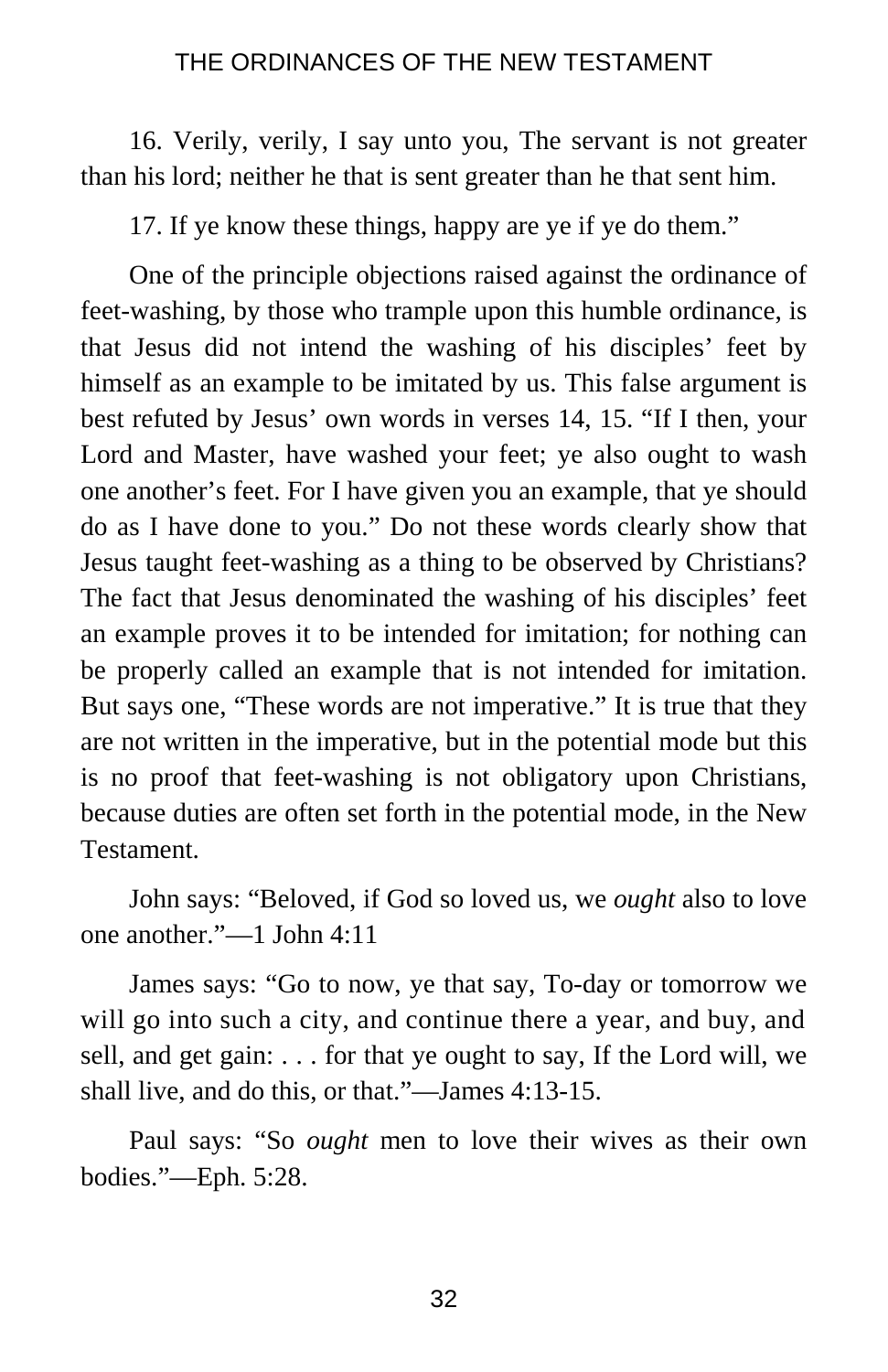16. Verily, verily, I say unto you, The servant is not greater than his lord; neither he that is sent greater than he that sent him.

17. If ye know these things, happy are ye if ye do them."

One of the principle objections raised against the ordinance of feet-washing, by those who trample upon this humble ordinance, is that Jesus did not intend the washing of his disciples' feet by himself as an example to be imitated by us. This false argument is best refuted by Jesus' own words in verses 14, 15. "If I then, your Lord and Master, have washed your feet; ye also ought to wash one another's feet. For I have given you an example, that ye should do as I have done to you." Do not these words clearly show that Jesus taught feet-washing as a thing to be observed by Christians? The fact that Jesus denominated the washing of his disciples' feet an example proves it to be intended for imitation; for nothing can be properly called an example that is not intended for imitation. But says one, "These words are not imperative." It is true that they are not written in the imperative, but in the potential mode but this is no proof that feet-washing is not obligatory upon Christians, because duties are often set forth in the potential mode, in the New Testament.

John says: "Beloved, if God so loved us, we *ought* also to love one another."—1 John 4:11

James says: "Go to now, ye that say, To-day or tomorrow we will go into such a city, and continue there a year, and buy, and sell, and get gain: . . . for that ye ought to say, If the Lord will, we shall live, and do this, or that."—James 4:13-15.

Paul says: "So *ought* men to love their wives as their own bodies."—Eph. 5:28.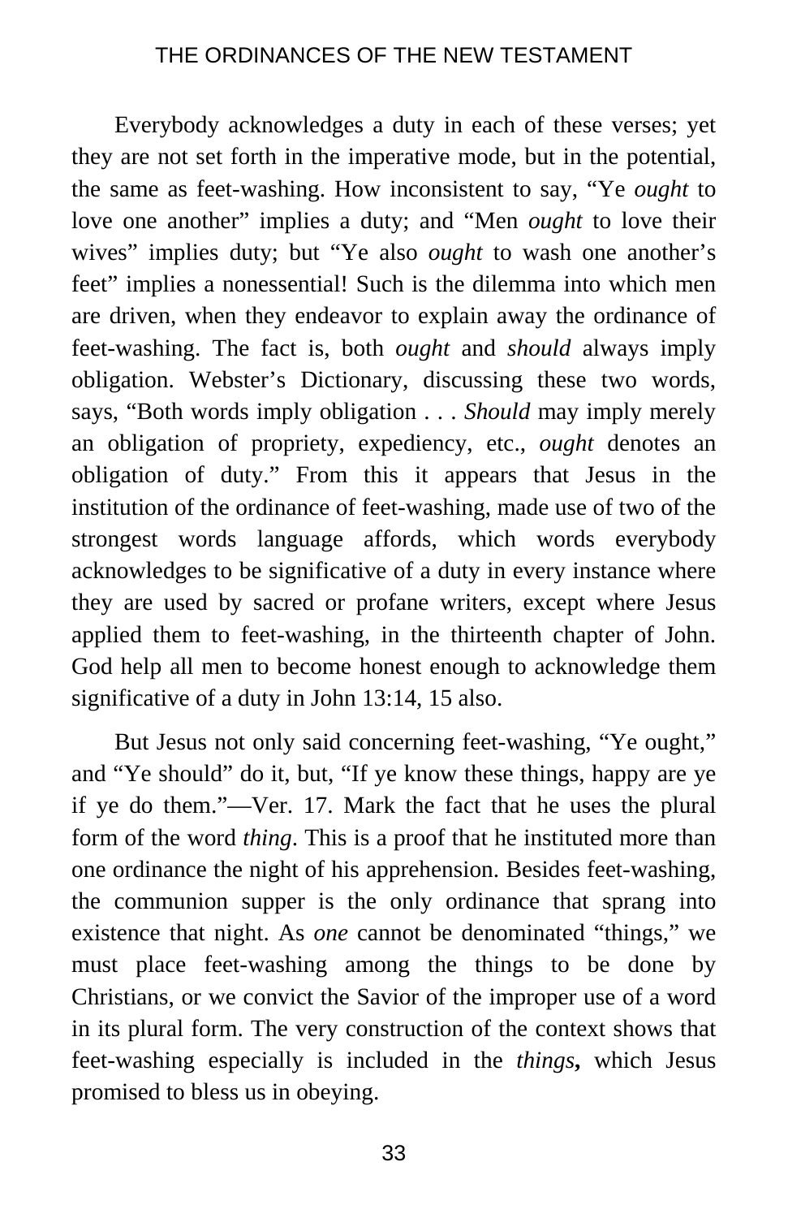Everybody acknowledges a duty in each of these verses; yet they are not set forth in the imperative mode, but in the potential, the same as feet-washing. How inconsistent to say, "Ye *ought* to love one another" implies a duty; and "Men *ought* to love their wives" implies duty; but "Ye also *ought* to wash one another's feet" implies a nonessential! Such is the dilemma into which men are driven, when they endeavor to explain away the ordinance of feet-washing. The fact is, both *ought* and *should* always imply obligation. Webster's Dictionary, discussing these two words, says, "Both words imply obligation . . . *Should* may imply merely an obligation of propriety, expediency, etc., *ought* denotes an obligation of duty." From this it appears that Jesus in the institution of the ordinance of feet-washing, made use of two of the strongest words language affords, which words everybody acknowledges to be significative of a duty in every instance where they are used by sacred or profane writers, except where Jesus applied them to feet-washing, in the thirteenth chapter of John. God help all men to become honest enough to acknowledge them significative of a duty in John 13:14, 15 also.

But Jesus not only said concerning feet-washing, "Ye ought," and "Ye should" do it, but, "If ye know these things, happy are ye if ye do them."—Ver. 17. Mark the fact that he uses the plural form of the word *thing*. This is a proof that he instituted more than one ordinance the night of his apprehension. Besides feet-washing, the communion supper is the only ordinance that sprang into existence that night. As *one* cannot be denominated "things," we must place feet-washing among the things to be done by Christians, or we convict the Savior of the improper use of a word in its plural form. The very construction of the context shows that feet-washing especially is included in the *things***,** which Jesus promised to bless us in obeying.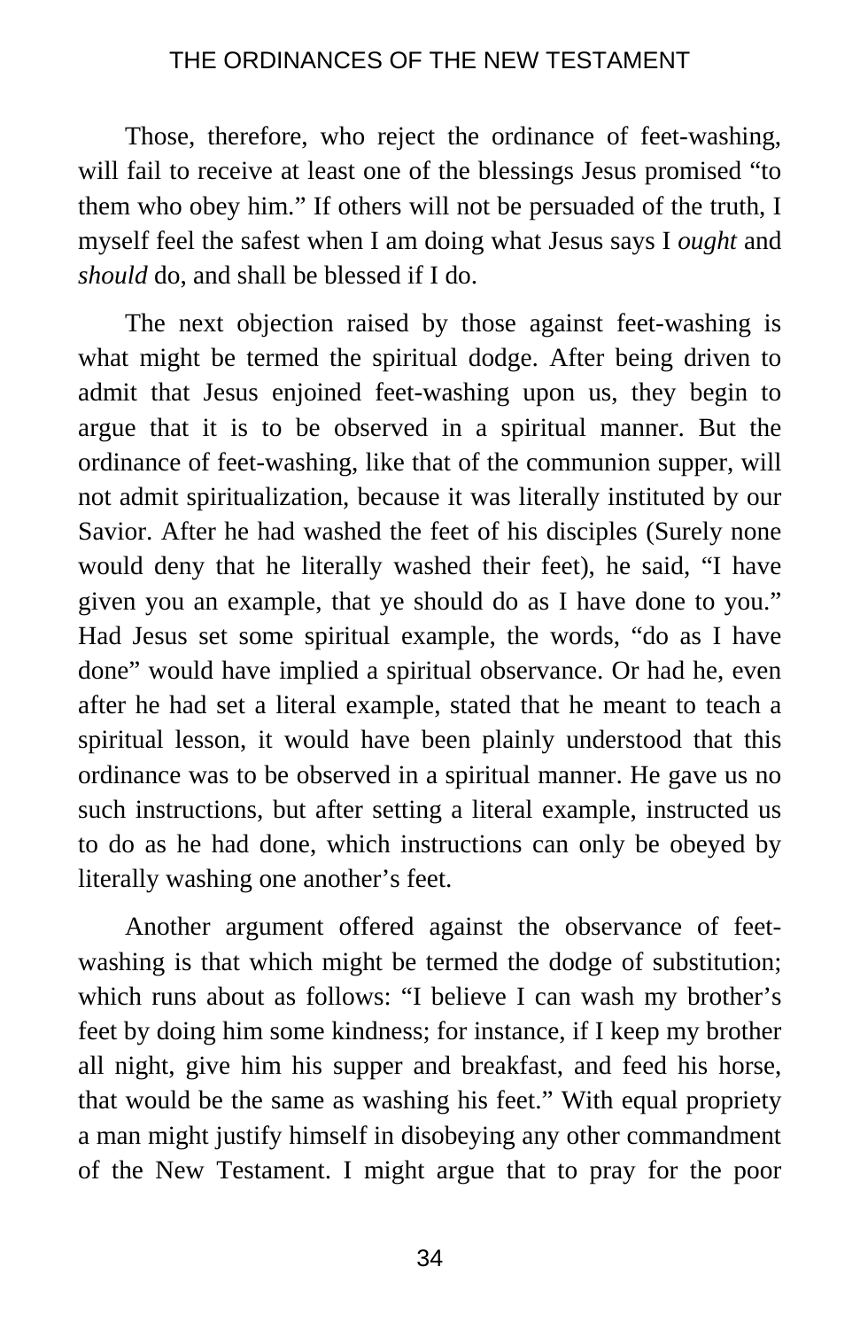Those, therefore, who reject the ordinance of feet-washing, will fail to receive at least one of the blessings Jesus promised “to them who obey him.” If others will not be persuaded of the truth, I myself feel the safest when I am doing what Jesus says I *ought* and *should* do, and shall be blessed if I do.

The next objection raised by those against feet-washing is what might be termed the spiritual dodge. After being driven to admit that Jesus enjoined feet-washing upon us, they begin to argue that it is to be observed in a spiritual manner. But the ordinance of feet-washing, like that of the communion supper, will not admit spiritualization, because it was literally instituted by our Savior. After he had washed the feet of his disciples (Surely none would deny that he literally washed their feet), he said, “I have given you an example, that ye should do as I have done to you.” Had Jesus set some spiritual example, the words, “do as I have done” would have implied a spiritual observance. Or had he, even after he had set a literal example, stated that he meant to teach a spiritual lesson, it would have been plainly understood that this ordinance was to be observed in a spiritual manner. He gave us no such instructions, but after setting a literal example, instructed us to do as he had done, which instructions can only be obeyed by literally washing one another’s feet.

Another argument offered against the observance of feet-washing is that which might be termed the dodge of substitution; which runs about as follows: “I believe I can wash my brother’s feet by doing him some kindness; for instance, if I keep my brother all night, give him his supper and breakfast, and feed his horse, that would be the same as washing his feet.” With equal propriety a man might justify himself in disobeying any other commandment of the New Testament. I might argue that to pray for the poor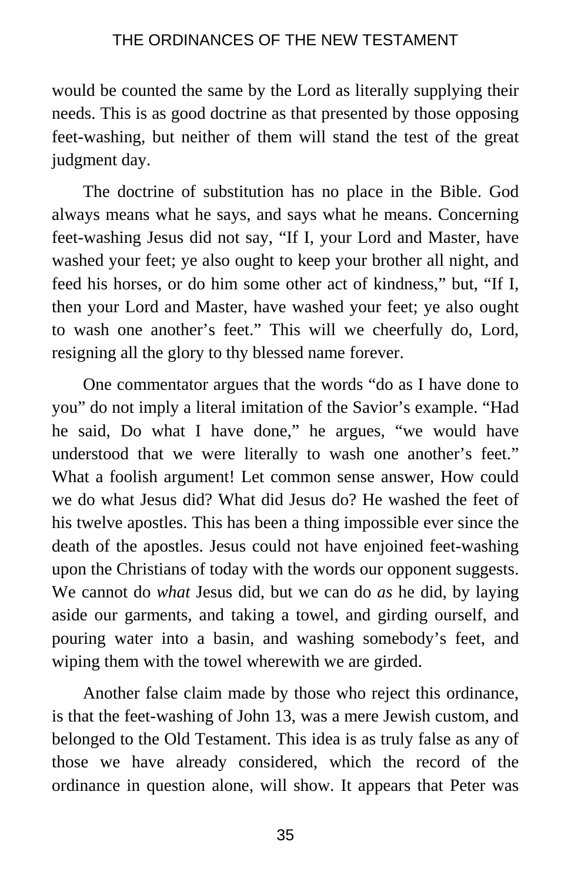would be counted the same by the Lord as literally supplying their needs. This is as good doctrine as that presented by those opposing feet-washing, but neither of them will stand the test of the great judgment day.

The doctrine of substitution has no place in the Bible. God always means what he says, and says what he means. Concerning feet-washing Jesus did not say, "If I, your Lord and Master, have washed your feet; ye also ought to keep your brother all night, and feed his horses, or do him some other act of kindness," but, "If I, then your Lord and Master, have washed your feet; ye also ought to wash one another's feet." This will we cheerfully do, Lord, resigning all the glory to thy blessed name forever.

One commentator argues that the words "do as I have done to you" do not imply a literal imitation of the Savior's example. "Had he said, Do what I have done," he argues, "we would have understood that we were literally to wash one another's feet." What a foolish argument! Let common sense answer, How could we do what Jesus did? What did Jesus do? He washed the feet of his twelve apostles. This has been a thing impossible ever since the death of the apostles. Jesus could not have enjoined feet-washing upon the Christians of today with the words our opponent suggests. We cannot do *what* Jesus did, but we can do *as* he did, by laying aside our garments, and taking a towel, and girding ourself, and pouring water into a basin, and washing somebody's feet, and wiping them with the towel wherewith we are girded.

Another false claim made by those who reject this ordinance, is that the feet-washing of John 13, was a mere Jewish custom, and belonged to the Old Testament. This idea is as truly false as any of those we have already considered, which the record of the ordinance in question alone, will show. It appears that Peter was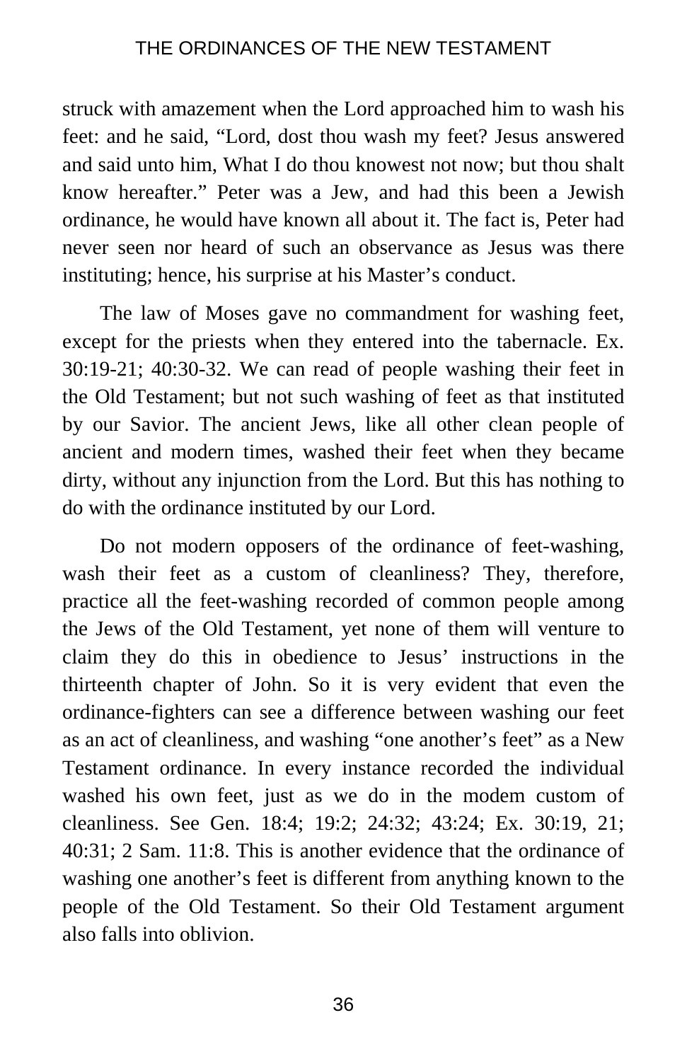struck with amazement when the Lord approached him to wash his feet: and he said, "Lord, dost thou wash my feet? Jesus answered and said unto him, What I do thou knowest not now; but thou shalt know hereafter." Peter was a Jew, and had this been a Jewish ordinance, he would have known all about it. The fact is, Peter had never seen nor heard of such an observance as Jesus was there instituting; hence, his surprise at his Master's conduct.

The law of Moses gave no commandment for washing feet, except for the priests when they entered into the tabernacle. Ex. 30:19-21; 40:30-32. We can read of people washing their feet in the Old Testament; but not such washing of feet as that instituted by our Savior. The ancient Jews, like all other clean people of ancient and modern times, washed their feet when they became dirty, without any injunction from the Lord. But this has nothing to do with the ordinance instituted by our Lord.

Do not modern opposers of the ordinance of feet-washing, wash their feet as a custom of cleanliness? They, therefore, practice all the feet-washing recorded of common people among the Jews of the Old Testament, yet none of them will venture to claim they do this in obedience to Jesus' instructions in the thirteenth chapter of John. So it is very evident that even the ordinance-fighters can see a difference between washing our feet as an act of cleanliness, and washing "one another's feet" as a New Testament ordinance. In every instance recorded the individual washed his own feet, just as we do in the modem custom of cleanliness. See Gen. 18:4; 19:2; 24:32; 43:24; Ex. 30:19, 21; 40:31; 2 Sam. 11:8. This is another evidence that the ordinance of washing one another's feet is different from anything known to the people of the Old Testament. So their Old Testament argument also falls into oblivion.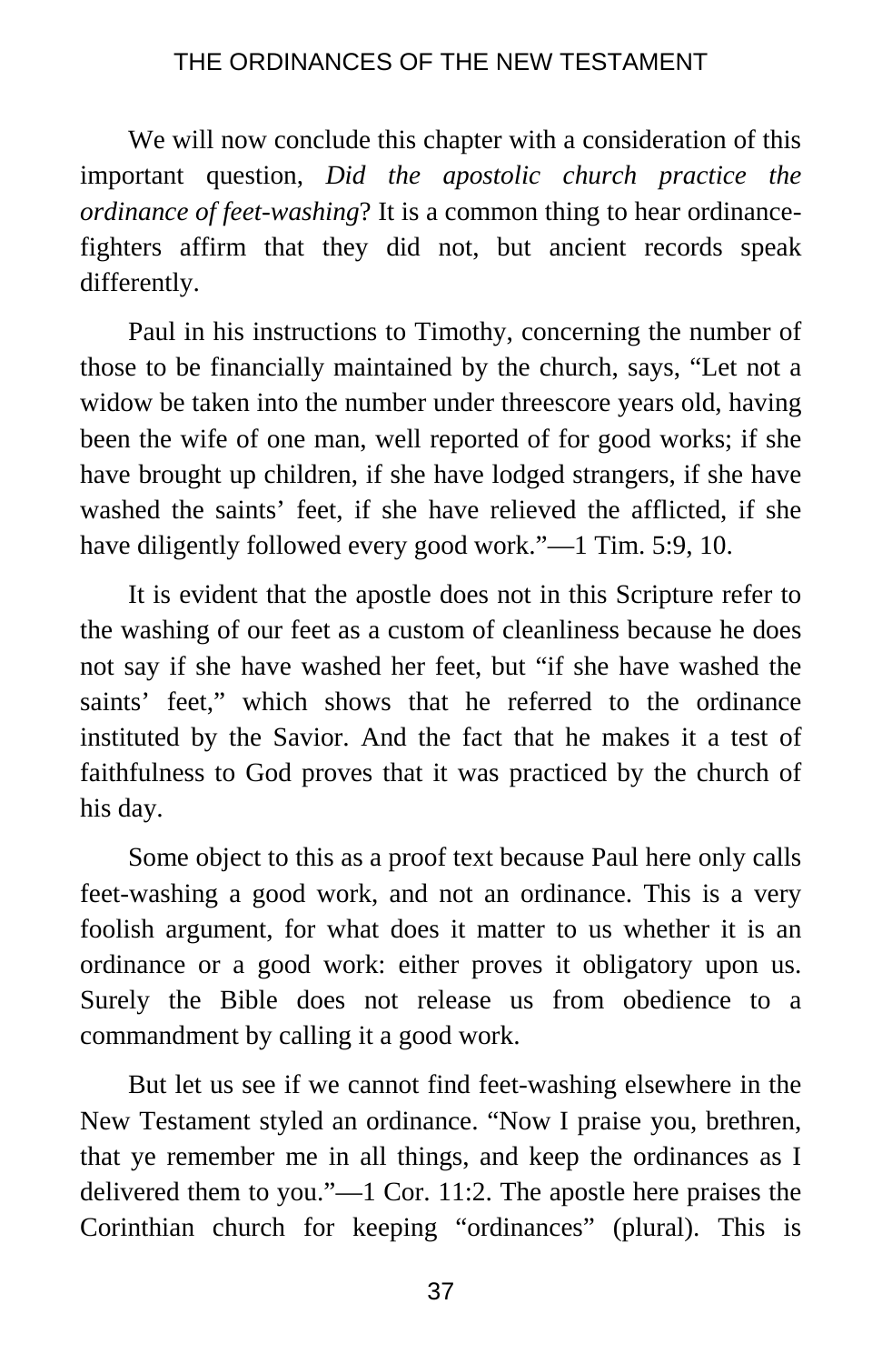We will now conclude this chapter with a consideration of this important question, *Did the apostolic church practice the ordinance of feet-washing*? It is a common thing to hear ordinance-fighters affirm that they did not, but ancient records speak differently.

Paul in his instructions to Timothy, concerning the number of those to be financially maintained by the church, says, "Let not a widow be taken into the number under threescore years old, having been the wife of one man, well reported of for good works; if she have brought up children, if she have lodged strangers, if she have washed the saints' feet, if she have relieved the afflicted, if she have diligently followed every good work."—1 Tim. 5:9, 10.

It is evident that the apostle does not in this Scripture refer to the washing of our feet as a custom of cleanliness because he does not say if she have washed her feet, but "if she have washed the saints' feet," which shows that he referred to the ordinance instituted by the Savior. And the fact that he makes it a test of faithfulness to God proves that it was practiced by the church of his day.

Some object to this as a proof text because Paul here only calls feet-washing a good work, and not an ordinance. This is a very foolish argument, for what does it matter to us whether it is an ordinance or a good work: either proves it obligatory upon us. Surely the Bible does not release us from obedience to a commandment by calling it a good work.

But let us see if we cannot find feet-washing elsewhere in the New Testament styled an ordinance. "Now I praise you, brethren, that ye remember me in all things, and keep the ordinances as I delivered them to you."—1 Cor. 11:2. The apostle here praises the Corinthian church for keeping "ordinances" (plural). This is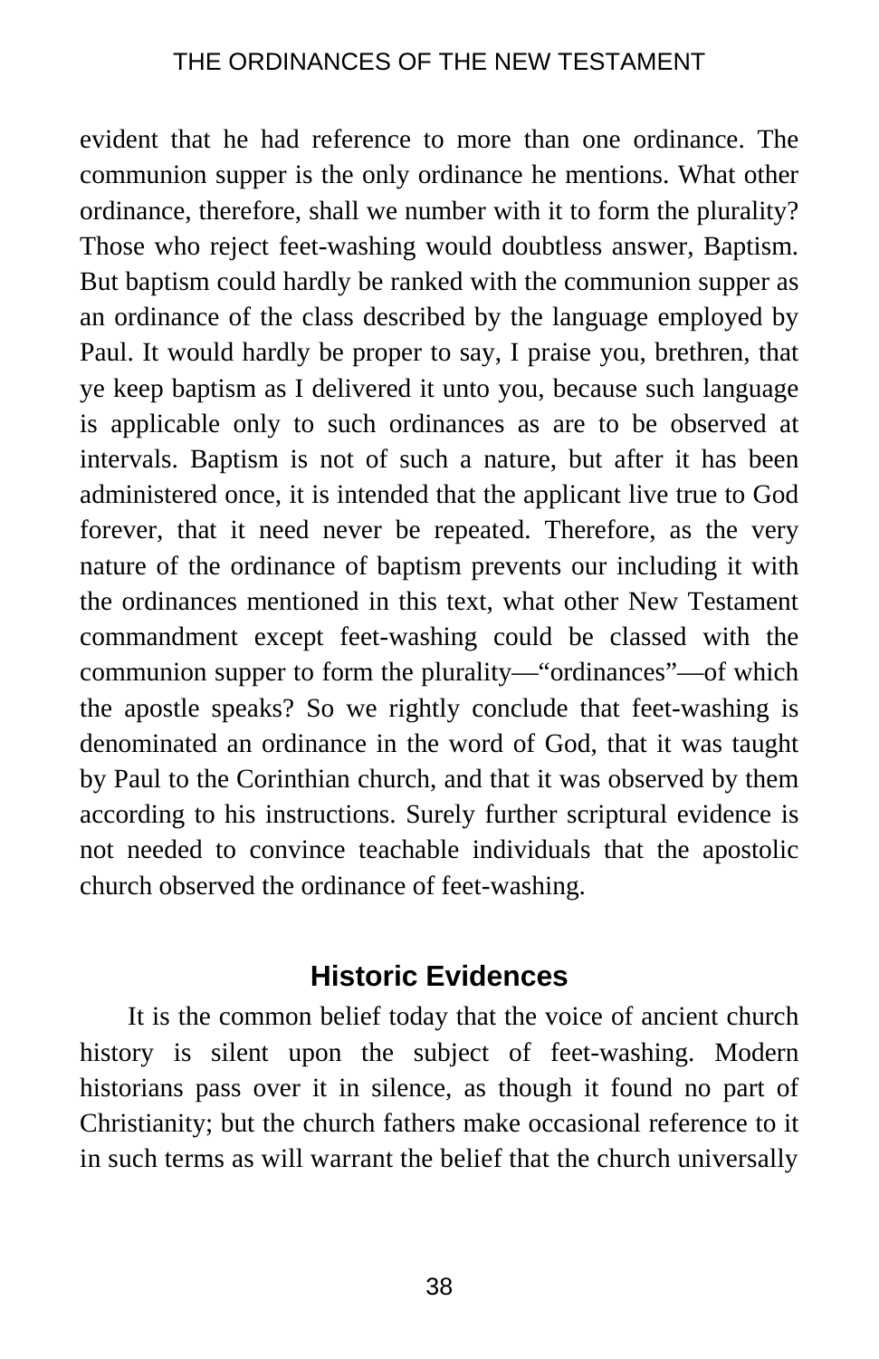evident that he had reference to more than one ordinance. The communion supper is the only ordinance he mentions. What other ordinance, therefore, shall we number with it to form the plurality? Those who reject feet-washing would doubtless answer, Baptism. But baptism could hardly be ranked with the communion supper as an ordinance of the class described by the language employed by Paul. It would hardly be proper to say, I praise you, brethren, that ye keep baptism as I delivered it unto you, because such language is applicable only to such ordinances as are to be observed at intervals. Baptism is not of such a nature, but after it has been administered once, it is intended that the applicant live true to God forever, that it need never be repeated. Therefore, as the very nature of the ordinance of baptism prevents our including it with the ordinances mentioned in this text, what other New Testament commandment except feet-washing could be classed with the communion supper to form the plurality—"ordinances"—of which the apostle speaks? So we rightly conclude that feet-washing is denominated an ordinance in the word of God, that it was taught by Paul to the Corinthian church, and that it was observed by them according to his instructions. Surely further scriptural evidence is not needed to convince teachable individuals that the apostolic church observed the ordinance of feet-washing.

## Historic Evidences

It is the common belief today that the voice of ancient church history is silent upon the subject of feet-washing. Modern historians pass over it in silence, as though it found no part of Christianity; but the church fathers make occasional reference to it in such terms as will warrant the belief that the church universally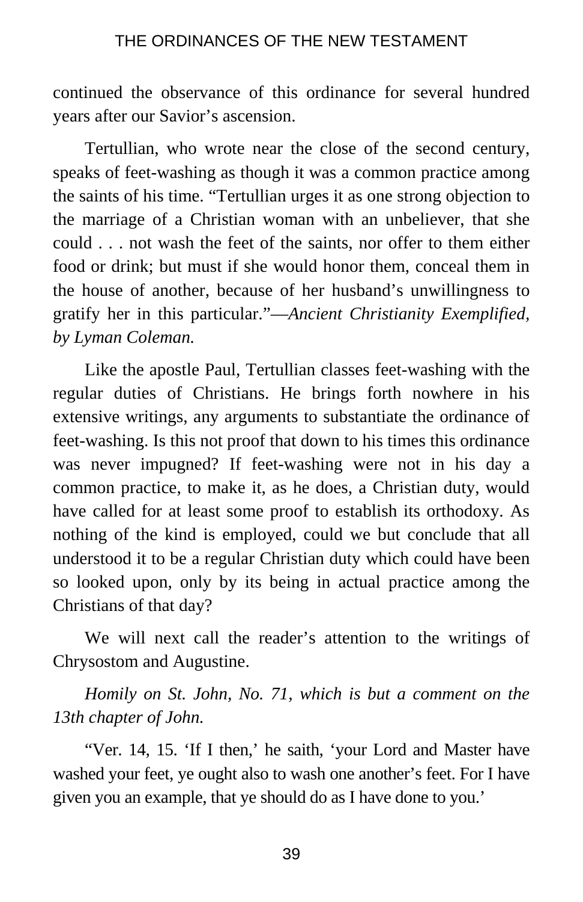continued the observance of this ordinance for several hundred years after our Savior's ascension.

Tertullian, who wrote near the close of the second century, speaks of feet-washing as though it was a common practice among the saints of his time. "Tertullian urges it as one strong objection to the marriage of a Christian woman with an unbeliever, that she could . . . not wash the feet of the saints, nor offer to them either food or drink; but must if she would honor them, conceal them in the house of another, because of her husband's unwillingness to gratify her in this particular."—*Ancient Christianity Exemplified, by Lyman Coleman.*

Like the apostle Paul, Tertullian classes feet-washing with the regular duties of Christians. He brings forth nowhere in his extensive writings, any arguments to substantiate the ordinance of feet-washing. Is this not proof that down to his times this ordinance was never impugned? If feet-washing were not in his day a common practice, to make it, as he does, a Christian duty, would have called for at least some proof to establish its orthodoxy. As nothing of the kind is employed, could we but conclude that all understood it to be a regular Christian duty which could have been so looked upon, only by its being in actual practice among the Christians of that day?

We will next call the reader's attention to the writings of Chrysostom and Augustine.

*Homily on St. John, No. 71, which is but a comment on the 13th chapter of John.*

"Ver. 14, 15. 'If I then,' he saith, 'your Lord and Master have washed your feet, ye ought also to wash one another's feet. For I have given you an example, that ye should do as I have done to you.'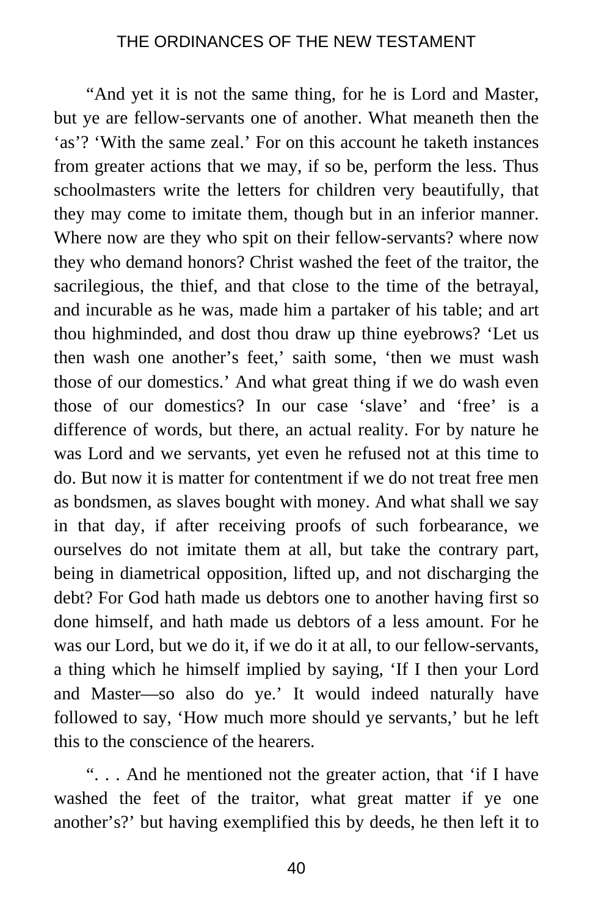"And yet it is not the same thing, for he is Lord and Master, but ye are fellow-servants one of another. What meaneth then the 'as'? 'With the same zeal.' For on this account he taketh instances from greater actions that we may, if so be, perform the less. Thus schoolmasters write the letters for children very beautifully, that they may come to imitate them, though but in an inferior manner. Where now are they who spit on their fellow-servants? where now they who demand honors? Christ washed the feet of the traitor, the sacrilegious, the thief, and that close to the time of the betrayal, and incurable as he was, made him a partaker of his table; and art thou highminded, and dost thou draw up thine eyebrows? 'Let us then wash one another's feet,' saith some, 'then we must wash those of our domestics.' And what great thing if we do wash even those of our domestics? In our case 'slave' and 'free' is a difference of words, but there, an actual reality. For by nature he was Lord and we servants, yet even he refused not at this time to do. But now it is matter for contentment if we do not treat free men as bondsmen, as slaves bought with money. And what shall we say in that day, if after receiving proofs of such forbearance, we ourselves do not imitate them at all, but take the contrary part, being in diametrical opposition, lifted up, and not discharging the debt? For God hath made us debtors one to another having first so done himself, and hath made us debtors of a less amount. For he was our Lord, but we do it, if we do it at all, to our fellow-servants, a thing which he himself implied by saying, 'If I then your Lord and Master—so also do ye.' It would indeed naturally have followed to say, 'How much more should ye servants,' but he left this to the conscience of the hearers.

". . . And he mentioned not the greater action, that 'if I have washed the feet of the traitor, what great matter if ye one another's?' but having exemplified this by deeds, he then left it to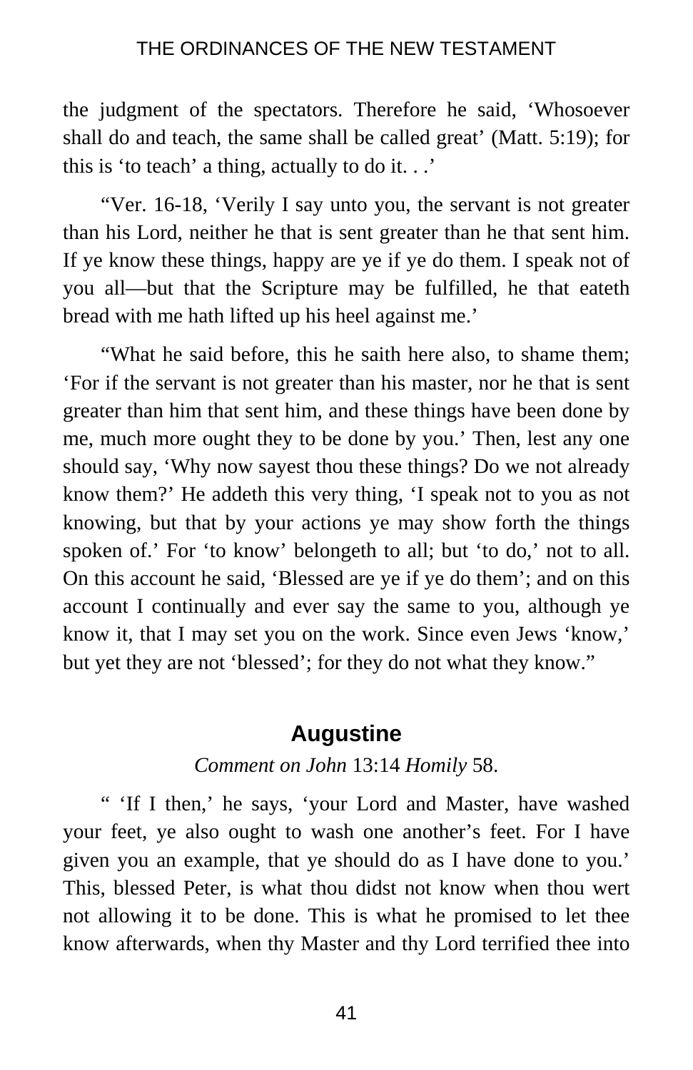the judgment of the spectators. Therefore he said, 'Whosoever shall do and teach, the same shall be called great' (Matt. 5:19); for this is 'to teach' a thing, actually to do it. . .'

"Ver. 16-18, 'Verily I say unto you, the servant is not greater than his Lord, neither he that is sent greater than he that sent him. If ye know these things, happy are ye if ye do them. I speak not of you all—but that the Scripture may be fulfilled, he that eateth bread with me hath lifted up his heel against me.'

"What he said before, this he saith here also, to shame them; 'For if the servant is not greater than his master, nor he that is sent greater than him that sent him, and these things have been done by me, much more ought they to be done by you.' Then, lest any one should say, 'Why now sayest thou these things? Do we not already know them?' He addeth this very thing, 'I speak not to you as not knowing, but that by your actions ye may show forth the things spoken of.' For 'to know' belongeth to all; but 'to do,' not to all. On this account he said, 'Blessed are ye if ye do them'; and on this account I continually and ever say the same to you, although ye know it, that I may set you on the work. Since even Jews 'know,' but yet they are not 'blessed'; for they do not what they know."

## Augustine

*Comment on John* 13:14 *Homily* 58.

" 'If I then,' he says, 'your Lord and Master, have washed your feet, ye also ought to wash one another's feet. For I have given you an example, that ye should do as I have done to you.' This, blessed Peter, is what thou didst not know when thou wert not allowing it to be done. This is what he promised to let thee know afterwards, when thy Master and thy Lord terrified thee into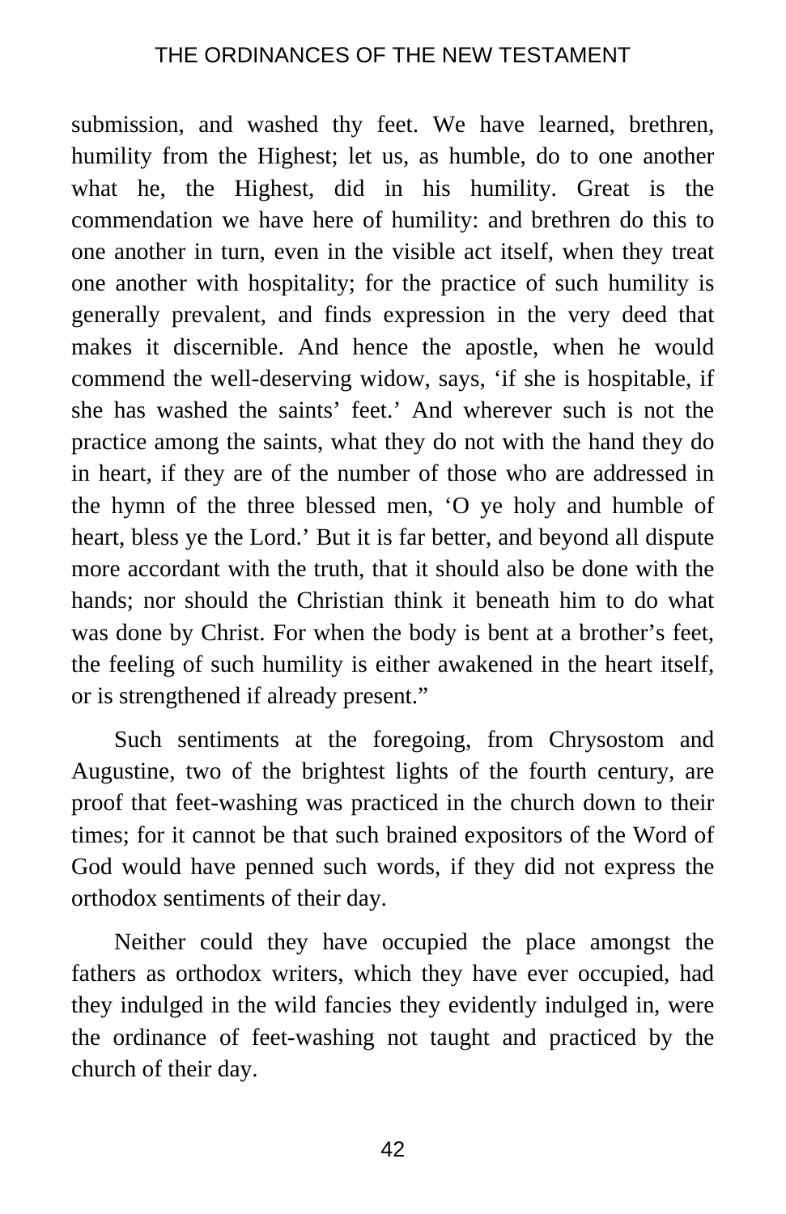submission, and washed thy feet. We have learned, brethren, humility from the Highest; let us, as humble, do to one another what he, the Highest, did in his humility. Great is the commendation we have here of humility: and brethren do this to one another in turn, even in the visible act itself, when they treat one another with hospitality; for the practice of such humility is generally prevalent, and finds expression in the very deed that makes it discernible. And hence the apostle, when he would commend the well-deserving widow, says, 'if she is hospitable, if she has washed the saints' feet.' And wherever such is not the practice among the saints, what they do not with the hand they do in heart, if they are of the number of those who are addressed in the hymn of the three blessed men, 'O ye holy and humble of heart, bless ye the Lord.' But it is far better, and beyond all dispute more accordant with the truth, that it should also be done with the hands; nor should the Christian think it beneath him to do what was done by Christ. For when the body is bent at a brother's feet, the feeling of such humility is either awakened in the heart itself, or is strengthened if already present."

Such sentiments at the foregoing, from Chrysostom and Augustine, two of the brightest lights of the fourth century, are proof that feet-washing was practiced in the church down to their times; for it cannot be that such brained expositors of the Word of God would have penned such words, if they did not express the orthodox sentiments of their day.

Neither could they have occupied the place amongst the fathers as orthodox writers, which they have ever occupied, had they indulged in the wild fancies they evidently indulged in, were the ordinance of feet-washing not taught and practiced by the church of their day.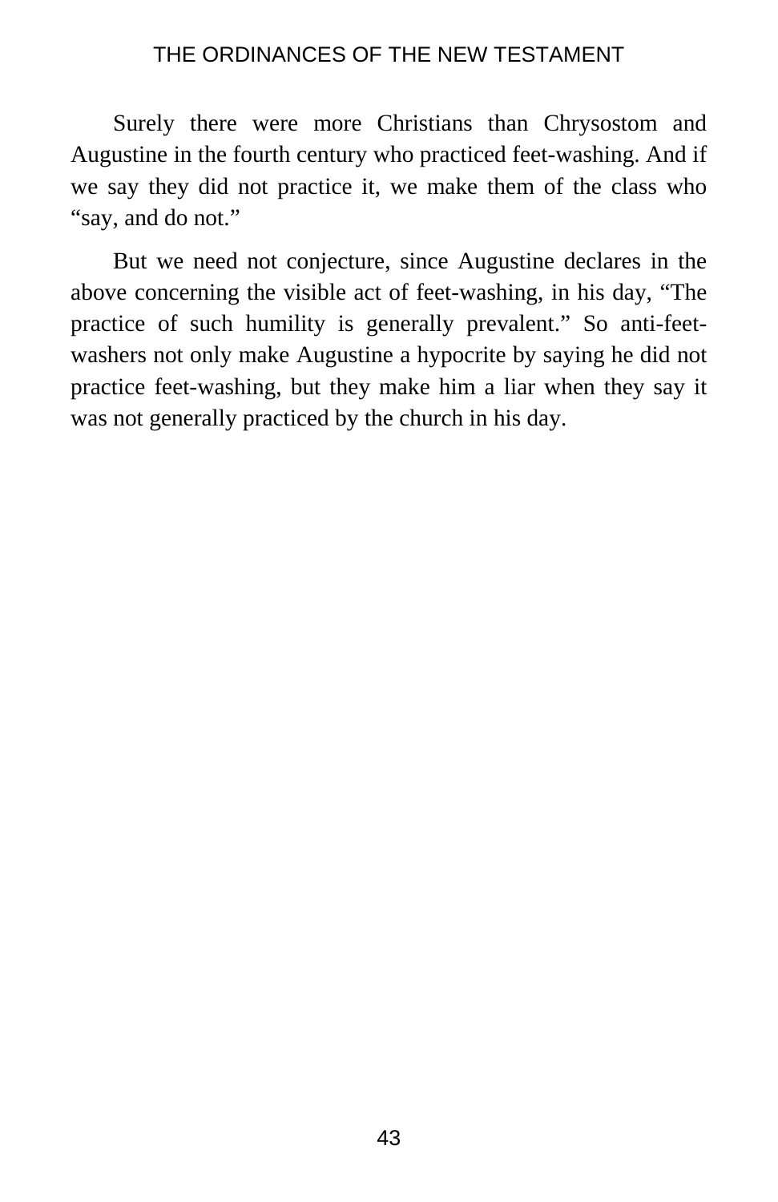Surely there were more Christians than Chrysostom and Augustine in the fourth century who practiced feet-washing. And if we say they did not practice it, we make them of the class who "say, and do not."

But we need not conjecture, since Augustine declares in the above concerning the visible act of feet-washing, in his day, "The practice of such humility is generally prevalent." So anti-feet-washers not only make Augustine a hypocrite by saying he did not practice feet-washing, but they make him a liar when they say it was not generally practiced by the church in his day.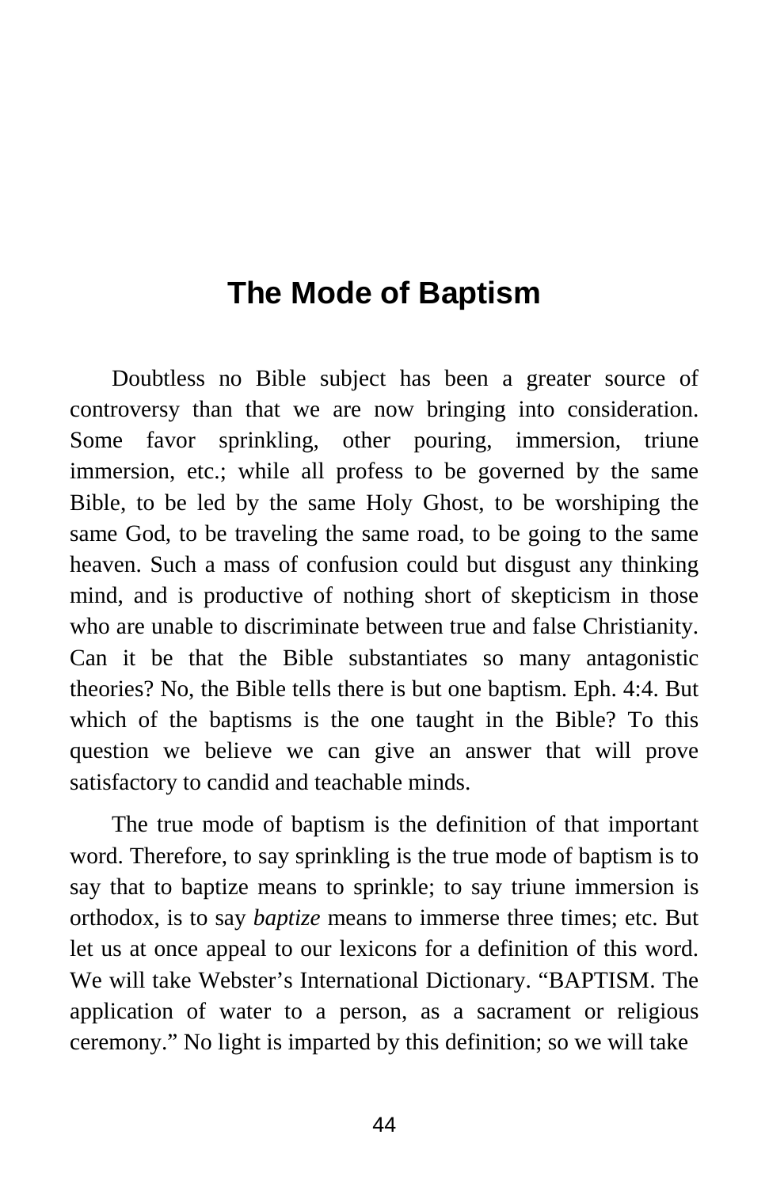# The Mode of Baptism

Doubtless no Bible subject has been a greater source of controversy than that we are now bringing into consideration. Some favor sprinkling, other pouring, immersion, triune immersion, etc.; while all profess to be governed by the same Bible, to be led by the same Holy Ghost, to be worshiping the same God, to be traveling the same road, to be going to the same heaven. Such a mass of confusion could but disgust any thinking mind, and is productive of nothing short of skepticism in those who are unable to discriminate between true and false Christianity. Can it be that the Bible substantiates so many antagonistic theories? No, the Bible tells there is but one baptism. Eph. 4:4. But which of the baptisms is the one taught in the Bible? To this question we believe we can give an answer that will prove satisfactory to candid and teachable minds.

The true mode of baptism is the definition of that important word. Therefore, to say sprinkling is the true mode of baptism is to say that to baptize means to sprinkle; to say triune immersion is orthodox, is to say *baptize* means to immerse three times; etc. But let us at once appeal to our lexicons for a definition of this word. We will take Webster's International Dictionary. "BAPTISM. The application of water to a person, as a sacrament or religious ceremony." No light is imparted by this definition; so we will take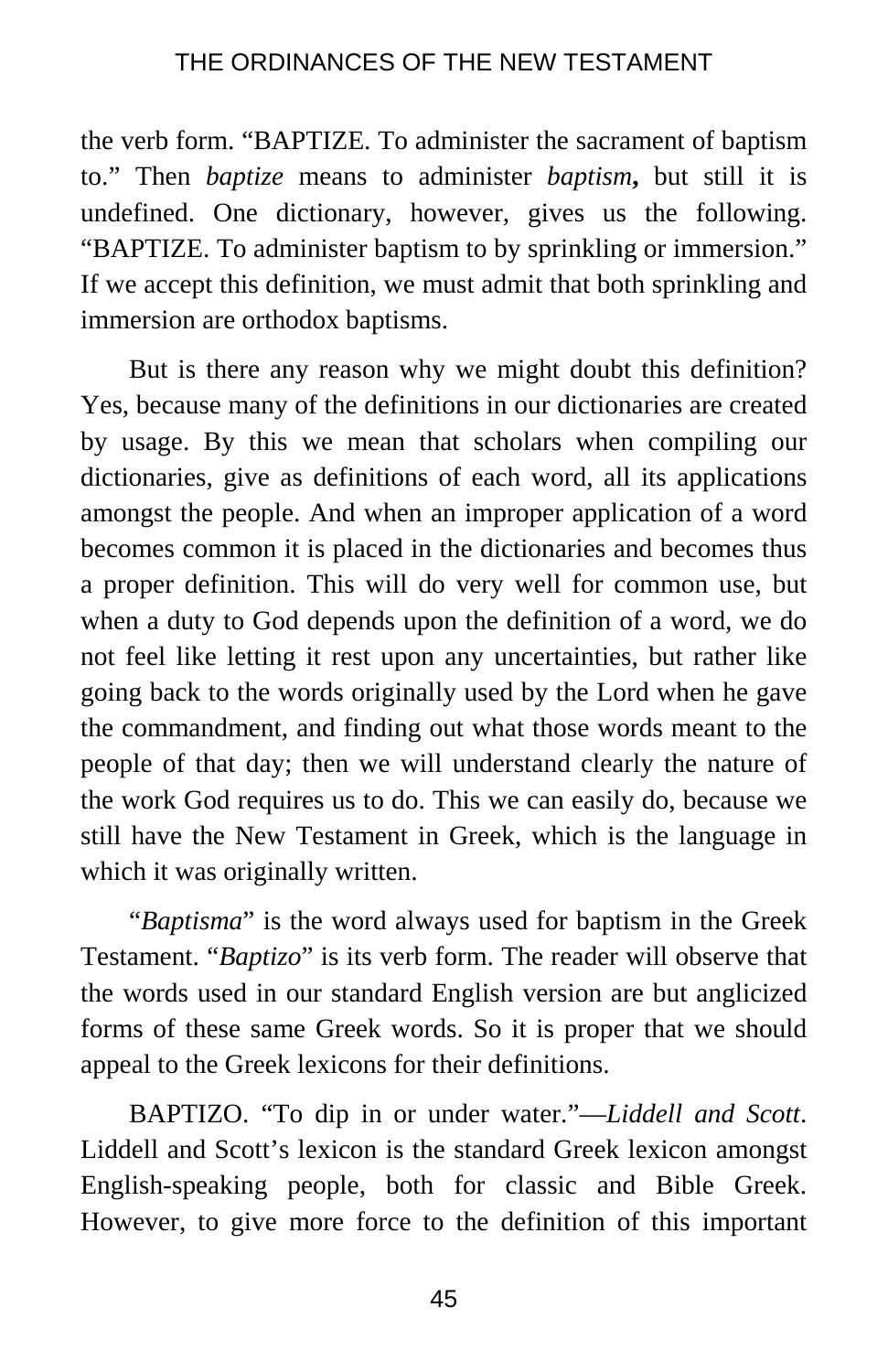the verb form. "BAPTIZE. To administer the sacrament of baptism to." Then *baptize* means to administer ***baptism*,** but still it is undefined. One dictionary, however, gives us the following. "BAPTIZE. To administer baptism to by sprinkling or immersion." If we accept this definition, we must admit that both sprinkling and immersion are orthodox baptisms.

But is there any reason why we might doubt this definition? Yes, because many of the definitions in our dictionaries are created by usage. By this we mean that scholars when compiling our dictionaries, give as definitions of each word, all its applications amongst the people. And when an improper application of a word becomes common it is placed in the dictionaries and becomes thus a proper definition. This will do very well for common use, but when a duty to God depends upon the definition of a word, we do not feel like letting it rest upon any uncertainties, but rather like going back to the words originally used by the Lord when he gave the commandment, and finding out what those words meant to the people of that day; then we will understand clearly the nature of the work God requires us to do. This we can easily do, because we still have the New Testament in Greek, which is the language in which it was originally written.

"*Baptisma*" is the word always used for baptism in the Greek Testament. "*Baptizo*" is its verb form. The reader will observe that the words used in our standard English version are but anglicized forms of these same Greek words. So it is proper that we should appeal to the Greek lexicons for their definitions.

BAPTIZO. "To dip in or under water."—*Liddell and Scott*. Liddell and Scott's lexicon is the standard Greek lexicon amongst English-speaking people, both for classic and Bible Greek. However, to give more force to the definition of this important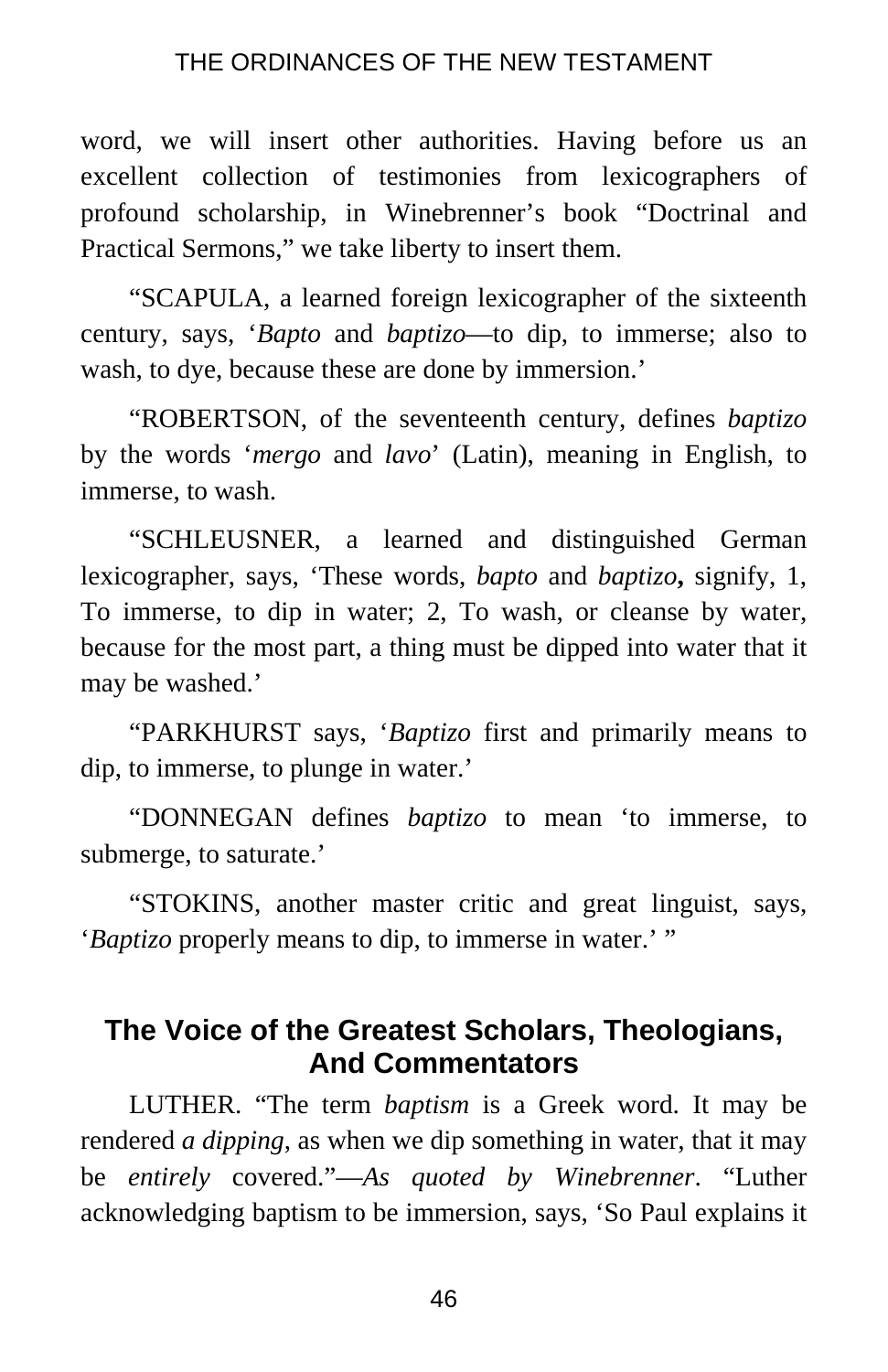word, we will insert other authorities. Having before us an excellent collection of testimonies from lexicographers of profound scholarship, in Winebrenner's book "Doctrinal and Practical Sermons," we take liberty to insert them.

"SCAPULA, a learned foreign lexicographer of the sixteenth century, says, '*Bapto* and *baptizo*—to dip, to immerse; also to wash, to dye, because these are done by immersion.'

"ROBERTSON, of the seventeenth century, defines *baptizo* by the words '*mergo* and *lavo*' (Latin), meaning in English, to immerse, to wash.

"SCHLEUSNER, a learned and distinguished German lexicographer, says, 'These words, *bapto* and *baptizo*, signify, 1, To immerse, to dip in water; 2, To wash, or cleanse by water, because for the most part, a thing must be dipped into water that it may be washed.'

"PARKHURST says, '*Baptizo* first and primarily means to dip, to immerse, to plunge in water.'

"DONNEGAN defines *baptizo* to mean 'to immerse, to submerge, to saturate.'

"STOKINS, another master critic and great linguist, says, '*Baptizo* properly means to dip, to immerse in water.' "

## The Voice of the Greatest Scholars, Theologians, And Commentators

LUTHER. "The term *baptism* is a Greek word. It may be rendered *a dipping*, as when we dip something in water, that it may be *entirely* covered."—*As quoted by Winebrenner*. "Luther acknowledging baptism to be immersion, says, 'So Paul explains it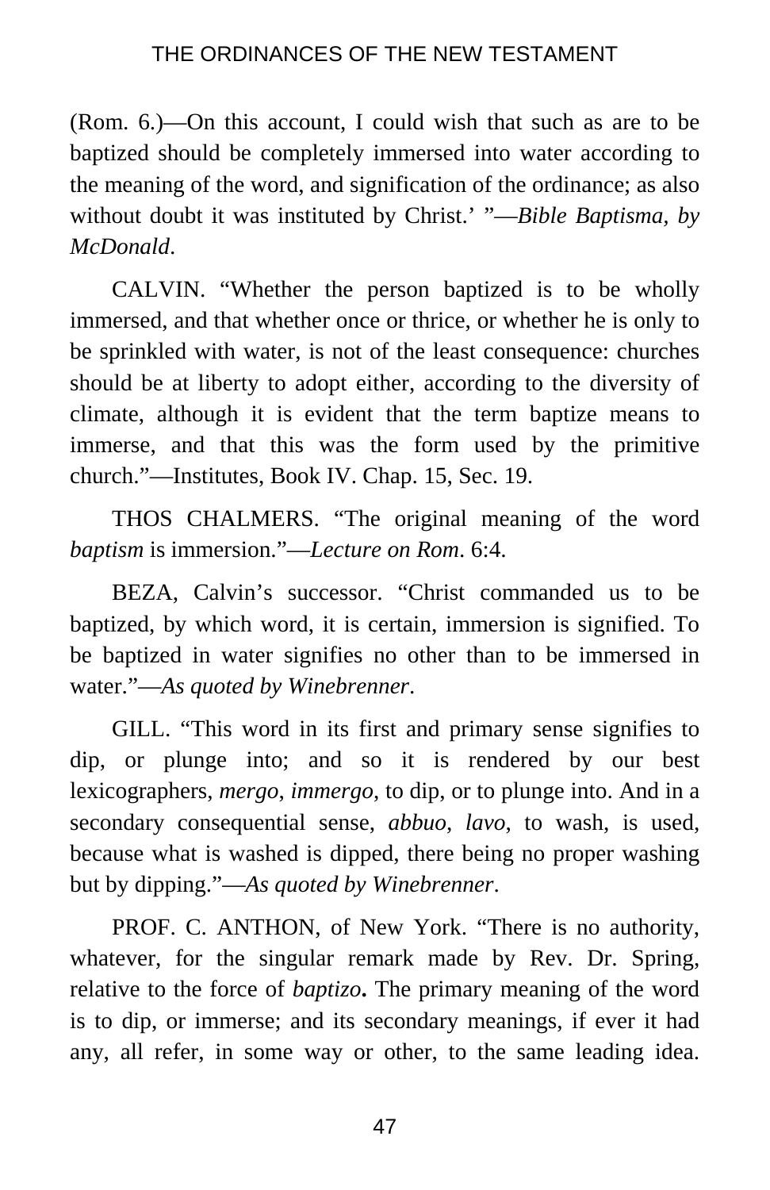(Rom. 6.)—On this account, I could wish that such as are to be baptized should be completely immersed into water according to the meaning of the word, and signification of the ordinance; as also without doubt it was instituted by Christ.' "—*Bible Baptisma, by McDonald*.

CALVIN. "Whether the person baptized is to be wholly immersed, and that whether once or thrice, or whether he is only to be sprinkled with water, is not of the least consequence: churches should be at liberty to adopt either, according to the diversity of climate, although it is evident that the term baptize means to immerse, and that this was the form used by the primitive church."—Institutes, Book IV. Chap. 15, Sec. 19.

THOS CHALMERS. "The original meaning of the word *baptism* is immersion."—*Lecture on Rom*. 6:4.

BEZA, Calvin's successor. "Christ commanded us to be baptized, by which word, it is certain, immersion is signified. To be baptized in water signifies no other than to be immersed in water."—*As quoted by Winebrenner*.

GILL. "This word in its first and primary sense signifies to dip, or plunge into; and so it is rendered by our best lexicographers, *mergo*, *immergo*, to dip, or to plunge into. And in a secondary consequential sense, *abbuo*, *lavo*, to wash, is used, because what is washed is dipped, there being no proper washing but by dipping."—*As quoted by Winebrenner*.

PROF. C. ANTHON, of New York. "There is no authority, whatever, for the singular remark made by Rev. Dr. Spring, relative to the force of *baptizo***.** The primary meaning of the word is to dip, or immerse; and its secondary meanings, if ever it had any, all refer, in some way or other, to the same leading idea.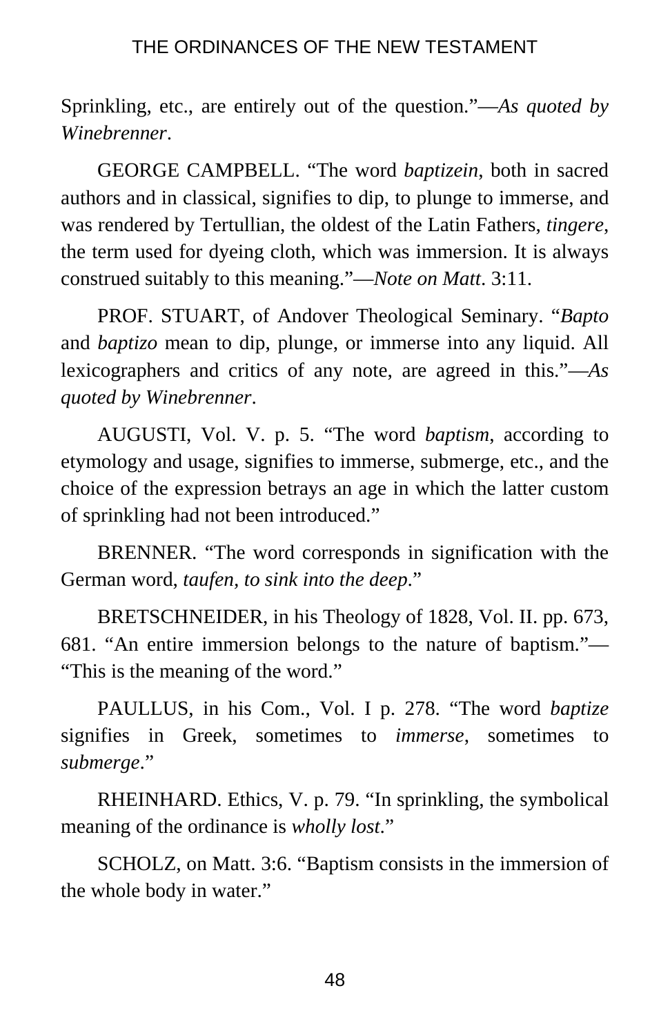Sprinkling, etc., are entirely out of the question."—*As quoted by Winebrenner*.

GEORGE CAMPBELL. "The word *baptizein*, both in sacred authors and in classical, signifies to dip, to plunge to immerse, and was rendered by Tertullian, the oldest of the Latin Fathers, *tingere*, the term used for dyeing cloth, which was immersion. It is always construed suitably to this meaning."—*Note on Matt*. 3:11.

PROF. STUART, of Andover Theological Seminary. "*Bapto* and *baptizo* mean to dip, plunge, or immerse into any liquid. All lexicographers and critics of any note, are agreed in this."—*As quoted by Winebrenner*.

AUGUSTI, Vol. V. p. 5. "The word *baptism*, according to etymology and usage, signifies to immerse, submerge, etc., and the choice of the expression betrays an age in which the latter custom of sprinkling had not been introduced."

BRENNER. "The word corresponds in signification with the German word, *taufen, to sink into the deep*."

BRETSCHNEIDER, in his Theology of 1828, Vol. II. pp. 673, 681. "An entire immersion belongs to the nature of baptism."—"This is the meaning of the word."

PAULLUS, in his Com., Vol. I p. 278. "The word *baptize* signifies in Greek, sometimes to *immerse*, sometimes to *submerge*."

RHEINHARD. Ethics, V. p. 79. "In sprinkling, the symbolical meaning of the ordinance is *wholly lost*."

SCHOLZ, on Matt. 3:6. "Baptism consists in the immersion of the whole body in water."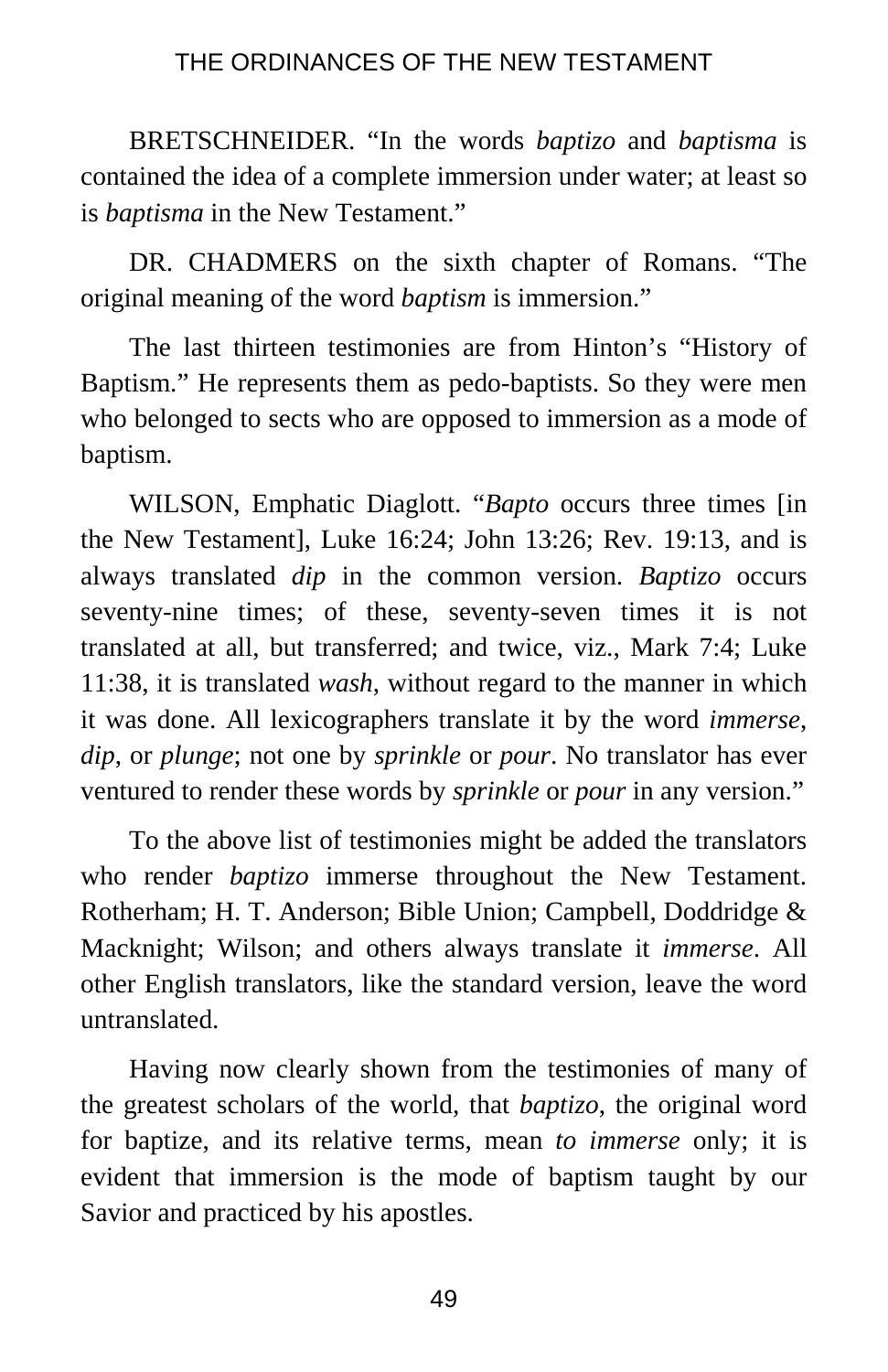BRETSCHNEIDER. "In the words *baptizo* and *baptisma* is contained the idea of a complete immersion under water; at least so is *baptisma* in the New Testament."

DR. CHADMERS on the sixth chapter of Romans. "The original meaning of the word *baptism* is immersion."

The last thirteen testimonies are from Hinton's "History of Baptism." He represents them as pedo-baptists. So they were men who belonged to sects who are opposed to immersion as a mode of baptism.

WILSON, Emphatic Diaglott. "*Bapto* occurs three times [in the New Testament], Luke 16:24; John 13:26; Rev. 19:13, and is always translated *dip* in the common version. *Baptizo* occurs seventy-nine times; of these, seventy-seven times it is not translated at all, but transferred; and twice, viz., Mark 7:4; Luke 11:38, it is translated *wash*, without regard to the manner in which it was done. All lexicographers translate it by the word *immerse*, *dip*, or *plunge*; not one by *sprinkle* or *pour*. No translator has ever ventured to render these words by *sprinkle* or *pour* in any version."

To the above list of testimonies might be added the translators who render *baptizo* immerse throughout the New Testament. Rotherham; H. T. Anderson; Bible Union; Campbell, Doddridge & Macknight; Wilson; and others always translate it *immerse*. All other English translators, like the standard version, leave the word untranslated.

Having now clearly shown from the testimonies of many of the greatest scholars of the world, that *baptizo*, the original word for baptize, and its relative terms, mean *to immerse* only; it is evident that immersion is the mode of baptism taught by our Savior and practiced by his apostles.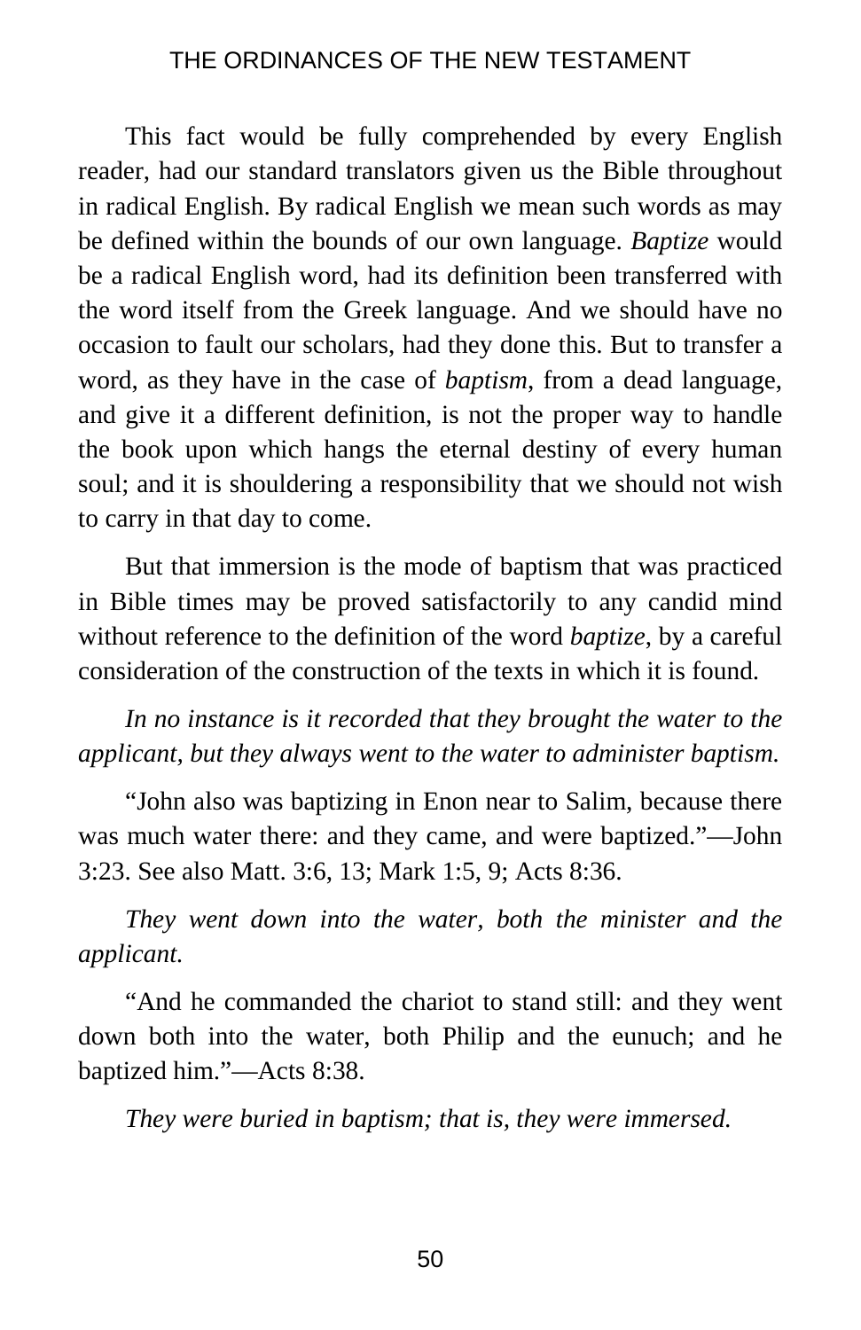This fact would be fully comprehended by every English reader, had our standard translators given us the Bible throughout in radical English. By radical English we mean such words as may be defined within the bounds of our own language. *Baptize* would be a radical English word, had its definition been transferred with the word itself from the Greek language. And we should have no occasion to fault our scholars, had they done this. But to transfer a word, as they have in the case of *baptism*, from a dead language, and give it a different definition, is not the proper way to handle the book upon which hangs the eternal destiny of every human soul; and it is shouldering a responsibility that we should not wish to carry in that day to come.

But that immersion is the mode of baptism that was practiced in Bible times may be proved satisfactorily to any candid mind without reference to the definition of the word *baptize*, by a careful consideration of the construction of the texts in which it is found.

*In no instance is it recorded that they brought the water to the applicant, but they always went to the water to administer baptism.*

"John also was baptizing in Enon near to Salim, because there was much water there: and they came, and were baptized."—John 3:23. See also Matt. 3:6, 13; Mark 1:5, 9; Acts 8:36.

*They went down into the water, both the minister and the applicant.*

"And he commanded the chariot to stand still: and they went down both into the water, both Philip and the eunuch; and he baptized him."—Acts 8:38.

*They were buried in baptism; that is, they were immersed.*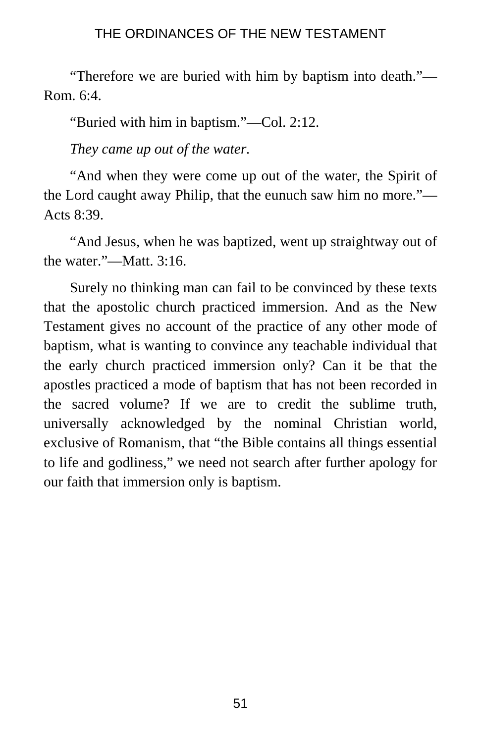"Therefore we are buried with him by baptism into death."—Rom. 6:4.

"Buried with him in baptism."—Col. 2:12.

*They came up out of the water.*

"And when they were come up out of the water, the Spirit of the Lord caught away Philip, that the eunuch saw him no more."—Acts 8:39.

"And Jesus, when he was baptized, went up straightway out of the water."—Matt. 3:16.

Surely no thinking man can fail to be convinced by these texts that the apostolic church practiced immersion. And as the New Testament gives no account of the practice of any other mode of baptism, what is wanting to convince any teachable individual that the early church practiced immersion only? Can it be that the apostles practiced a mode of baptism that has not been recorded in the sacred volume? If we are to credit the sublime truth, universally acknowledged by the nominal Christian world, exclusive of Romanism, that "the Bible contains all things essential to life and godliness," we need not search after further apology for our faith that immersion only is baptism.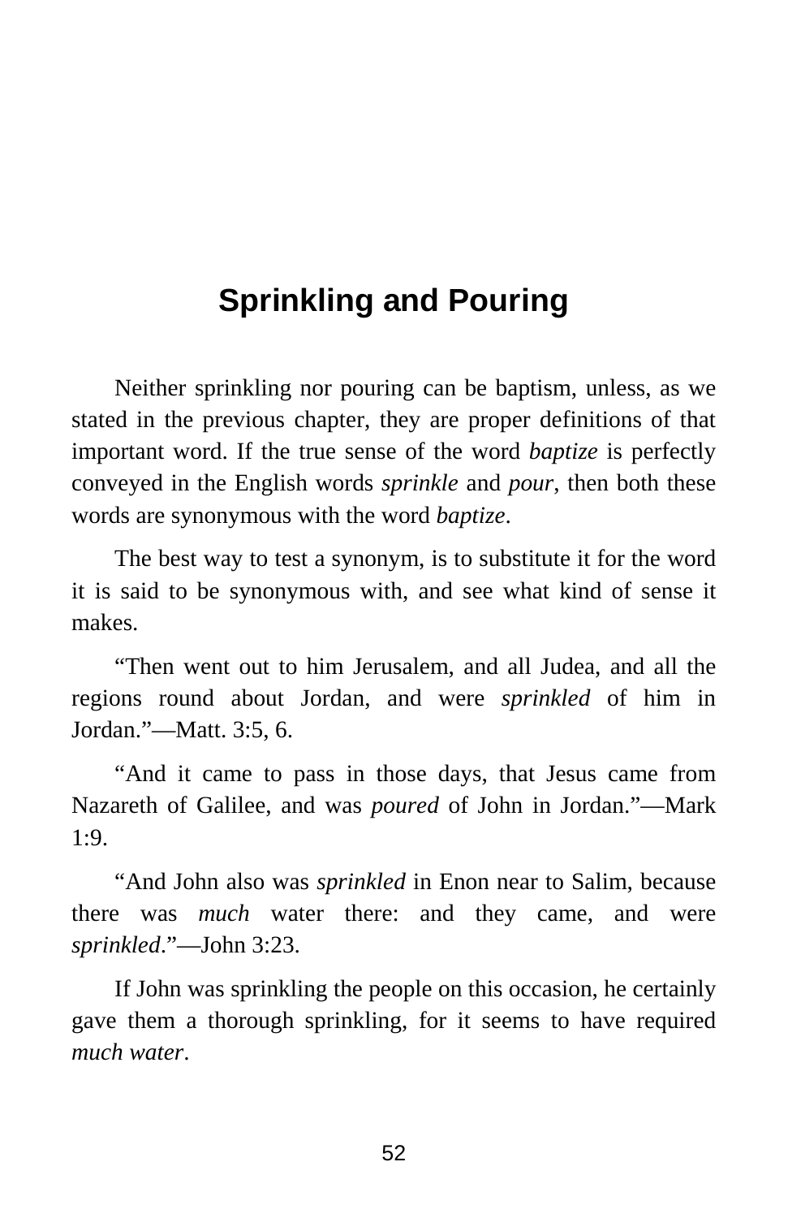# Sprinkling and Pouring

Neither sprinkling nor pouring can be baptism, unless, as we stated in the previous chapter, they are proper definitions of that important word. If the true sense of the word *baptize* is perfectly conveyed in the English words *sprinkle* and *pour*, then both these words are synonymous with the word *baptize*.

The best way to test a synonym, is to substitute it for the word it is said to be synonymous with, and see what kind of sense it makes.

"Then went out to him Jerusalem, and all Judea, and all the regions round about Jordan, and were *sprinkled* of him in Jordan."—Matt. 3:5, 6.

"And it came to pass in those days, that Jesus came from Nazareth of Galilee, and was *poured* of John in Jordan."—Mark 1:9.

"And John also was *sprinkled* in Enon near to Salim, because there was *much* water there: and they came, and were *sprinkled*."—John 3:23.

If John was sprinkling the people on this occasion, he certainly gave them a thorough sprinkling, for it seems to have required *much water*.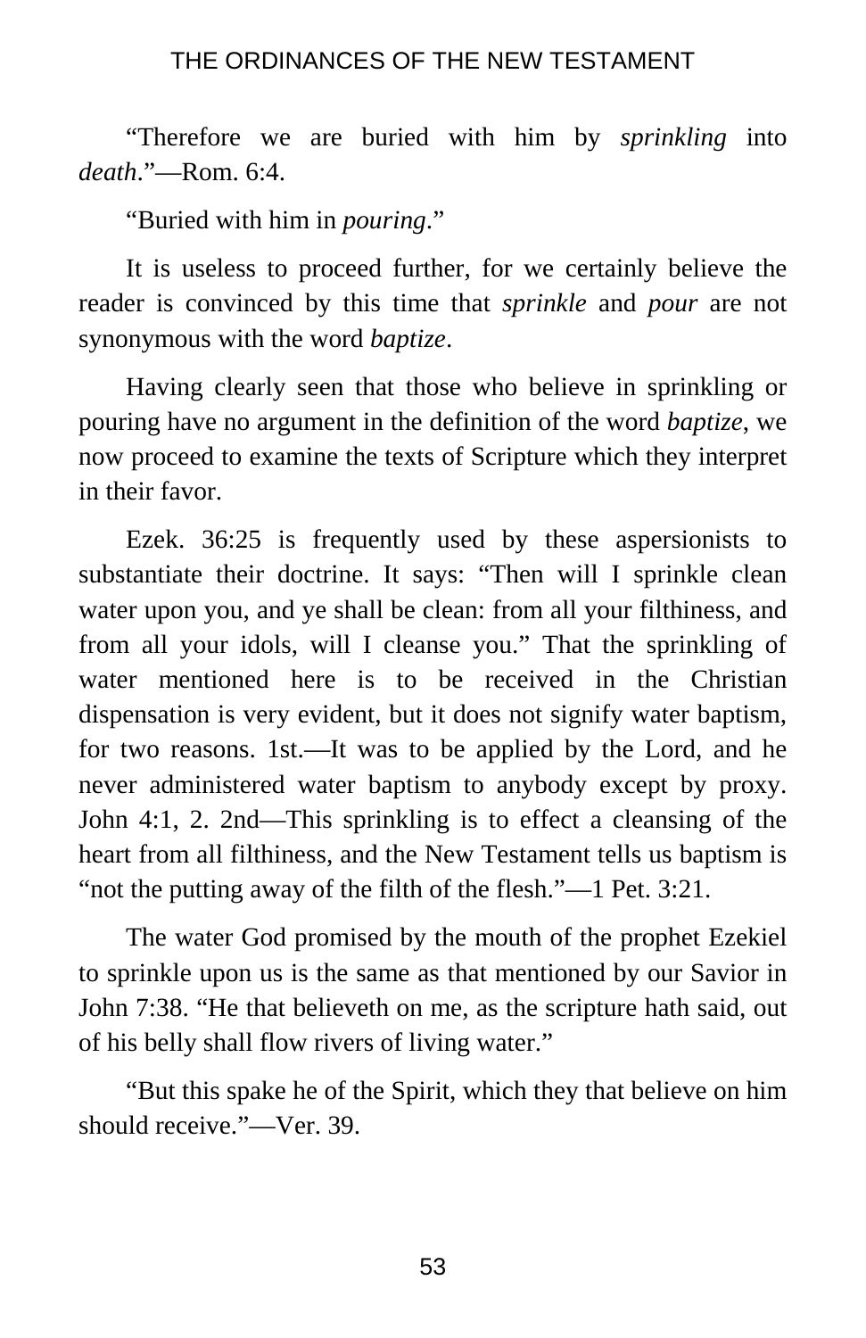"Therefore we are buried with him by *sprinkling* into *death*."—Rom. 6:4.

"Buried with him in *pouring*."

It is useless to proceed further, for we certainly believe the reader is convinced by this time that *sprinkle* and *pour* are not synonymous with the word *baptize*.

Having clearly seen that those who believe in sprinkling or pouring have no argument in the definition of the word *baptize*, we now proceed to examine the texts of Scripture which they interpret in their favor.

Ezek. 36:25 is frequently used by these aspersionists to substantiate their doctrine. It says: "Then will I sprinkle clean water upon you, and ye shall be clean: from all your filthiness, and from all your idols, will I cleanse you." That the sprinkling of water mentioned here is to be received in the Christian dispensation is very evident, but it does not signify water baptism, for two reasons. 1st.—It was to be applied by the Lord, and he never administered water baptism to anybody except by proxy. John 4:1, 2. 2nd—This sprinkling is to effect a cleansing of the heart from all filthiness, and the New Testament tells us baptism is "not the putting away of the filth of the flesh."—1 Pet. 3:21.

The water God promised by the mouth of the prophet Ezekiel to sprinkle upon us is the same as that mentioned by our Savior in John 7:38. "He that believeth on me, as the scripture hath said, out of his belly shall flow rivers of living water."

"But this spake he of the Spirit, which they that believe on him should receive."—Ver. 39.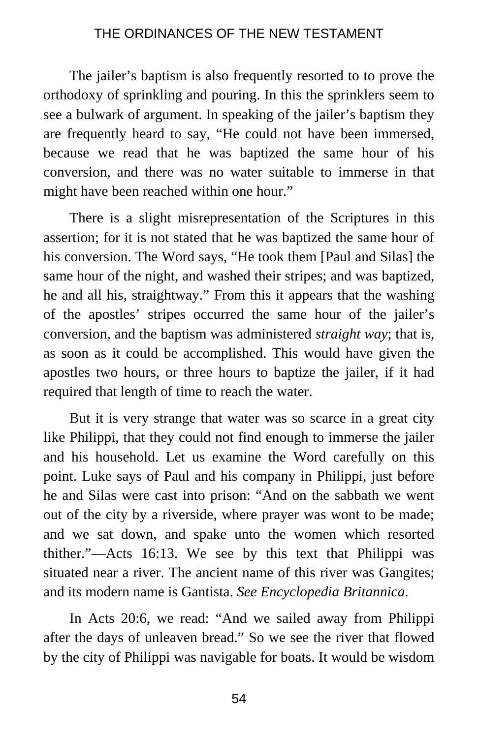The jailer's baptism is also frequently resorted to to prove the orthodoxy of sprinkling and pouring. In this the sprinklers seem to see a bulwark of argument. In speaking of the jailer's baptism they are frequently heard to say, "He could not have been immersed, because we read that he was baptized the same hour of his conversion, and there was no water suitable to immerse in that might have been reached within one hour."

There is a slight misrepresentation of the Scriptures in this assertion; for it is not stated that he was baptized the same hour of his conversion. The Word says, "He took them [Paul and Silas] the same hour of the night, and washed their stripes; and was baptized, he and all his, straightway." From this it appears that the washing of the apostles' stripes occurred the same hour of the jailer's conversion, and the baptism was administered *straight way*; that is, as soon as it could be accomplished. This would have given the apostles two hours, or three hours to baptize the jailer, if it had required that length of time to reach the water.

But it is very strange that water was so scarce in a great city like Philippi, that they could not find enough to immerse the jailer and his household. Let us examine the Word carefully on this point. Luke says of Paul and his company in Philippi, just before he and Silas were cast into prison: "And on the sabbath we went out of the city by a riverside, where prayer was wont to be made; and we sat down, and spake unto the women which resorted thither."—Acts 16:13. We see by this text that Philippi was situated near a river. The ancient name of this river was Gangites; and its modern name is Gantista. *See Encyclopedia Britannica*.

In Acts 20:6, we read: "And we sailed away from Philippi after the days of unleaven bread." So we see the river that flowed by the city of Philippi was navigable for boats. It would be wisdom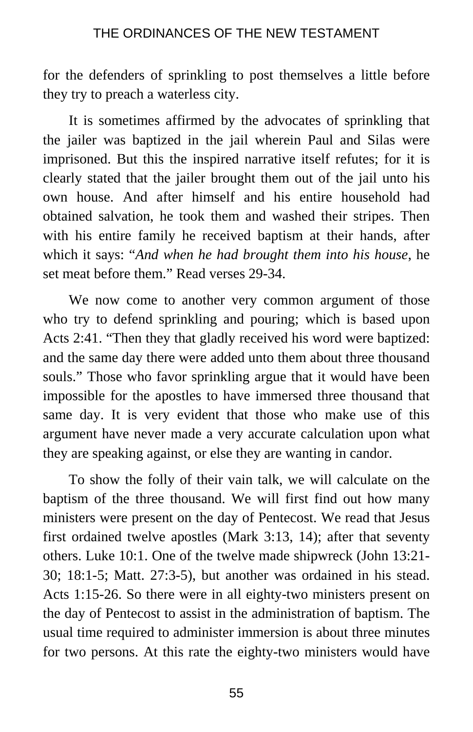for the defenders of sprinkling to post themselves a little before they try to preach a waterless city.

It is sometimes affirmed by the advocates of sprinkling that the jailer was baptized in the jail wherein Paul and Silas were imprisoned. But this the inspired narrative itself refutes; for it is clearly stated that the jailer brought them out of the jail unto his own house. And after himself and his entire household had obtained salvation, he took them and washed their stripes. Then with his entire family he received baptism at their hands, after which it says: "*And when he had brought them into his house*, he set meat before them." Read verses 29-34.

We now come to another very common argument of those who try to defend sprinkling and pouring; which is based upon Acts 2:41. "Then they that gladly received his word were baptized: and the same day there were added unto them about three thousand souls." Those who favor sprinkling argue that it would have been impossible for the apostles to have immersed three thousand that same day. It is very evident that those who make use of this argument have never made a very accurate calculation upon what they are speaking against, or else they are wanting in candor.

To show the folly of their vain talk, we will calculate on the baptism of the three thousand. We will first find out how many ministers were present on the day of Pentecost. We read that Jesus first ordained twelve apostles (Mark 3:13, 14); after that seventy others. Luke 10:1. One of the twelve made shipwreck (John 13:21-30; 18:1-5; Matt. 27:3-5), but another was ordained in his stead. Acts 1:15-26. So there were in all eighty-two ministers present on the day of Pentecost to assist in the administration of baptism. The usual time required to administer immersion is about three minutes for two persons. At this rate the eighty-two ministers would have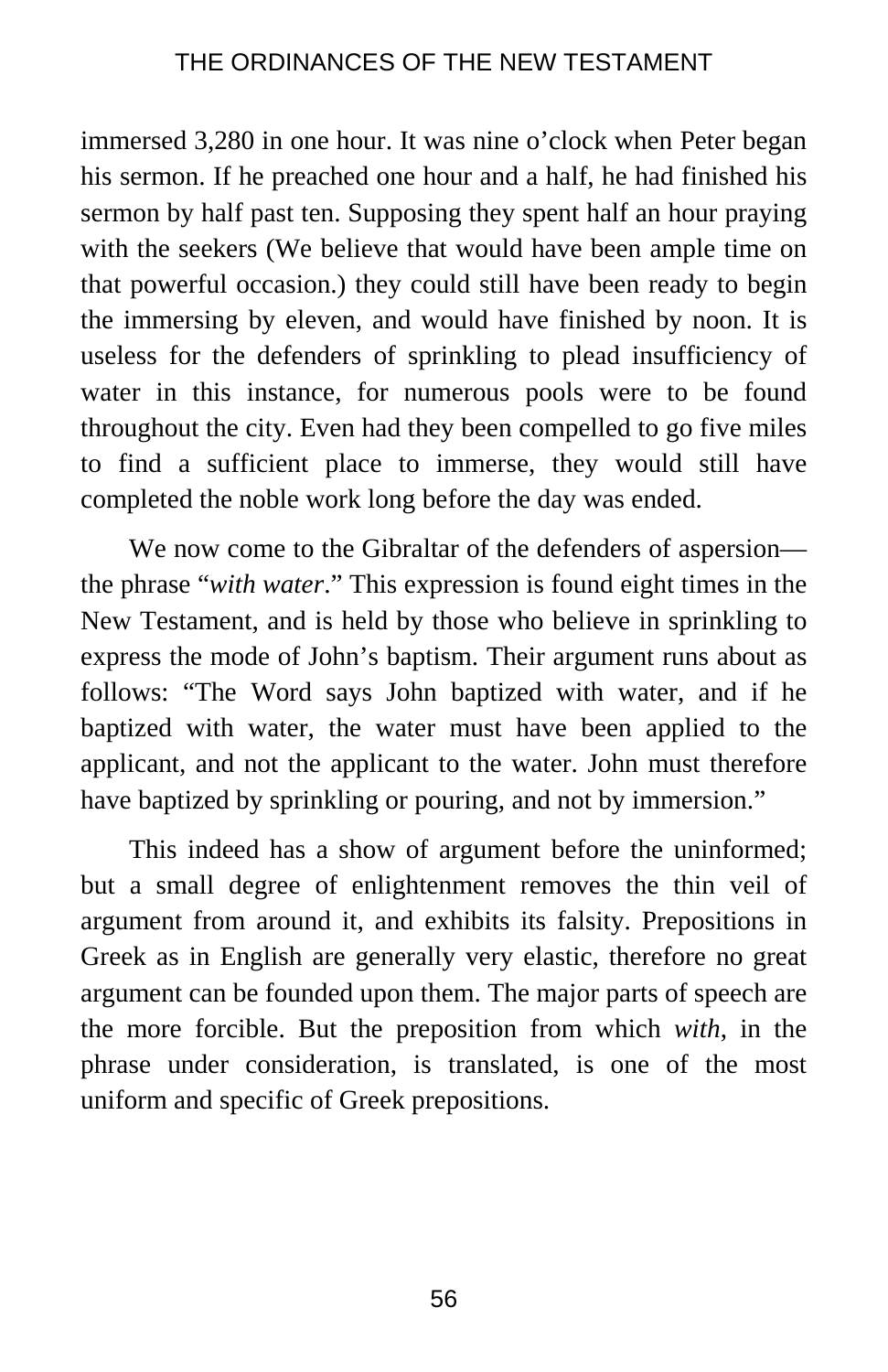immersed 3,280 in one hour. It was nine o'clock when Peter began his sermon. If he preached one hour and a half, he had finished his sermon by half past ten. Supposing they spent half an hour praying with the seekers (We believe that would have been ample time on that powerful occasion.) they could still have been ready to begin the immersing by eleven, and would have finished by noon. It is useless for the defenders of sprinkling to plead insufficiency of water in this instance, for numerous pools were to be found throughout the city. Even had they been compelled to go five miles to find a sufficient place to immerse, they would still have completed the noble work long before the day was ended.

We now come to the Gibraltar of the defenders of aspersion—the phrase "*with water*." This expression is found eight times in the New Testament, and is held by those who believe in sprinkling to express the mode of John's baptism. Their argument runs about as follows: "The Word says John baptized with water, and if he baptized with water, the water must have been applied to the applicant, and not the applicant to the water. John must therefore have baptized by sprinkling or pouring, and not by immersion."

This indeed has a show of argument before the uninformed; but a small degree of enlightenment removes the thin veil of argument from around it, and exhibits its falsity. Prepositions in Greek as in English are generally very elastic, therefore no great argument can be founded upon them. The major parts of speech are the more forcible. But the preposition from which *with*, in the phrase under consideration, is translated, is one of the most uniform and specific of Greek prepositions.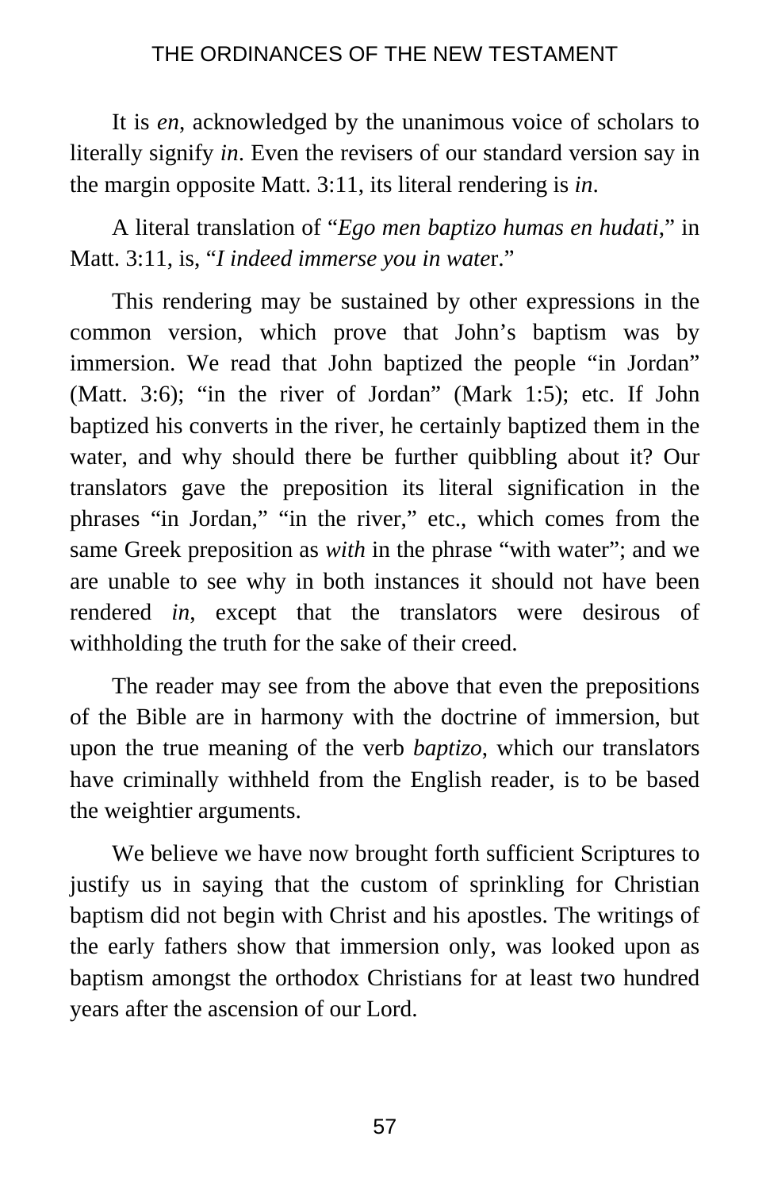It is *en*, acknowledged by the unanimous voice of scholars to literally signify *in*. Even the revisers of our standard version say in the margin opposite Matt. 3:11, its literal rendering is *in*.

A literal translation of "*Ego men baptizo humas en hudati*," in Matt. 3:11, is, "*I indeed immerse you in wate*r."

This rendering may be sustained by other expressions in the common version, which prove that John's baptism was by immersion. We read that John baptized the people "in Jordan" (Matt. 3:6); "in the river of Jordan" (Mark 1:5); etc. If John baptized his converts in the river, he certainly baptized them in the water, and why should there be further quibbling about it? Our translators gave the preposition its literal signification in the phrases "in Jordan," "in the river," etc., which comes from the same Greek preposition as *with* in the phrase "with water"; and we are unable to see why in both instances it should not have been rendered *in*, except that the translators were desirous of withholding the truth for the sake of their creed.

The reader may see from the above that even the prepositions of the Bible are in harmony with the doctrine of immersion, but upon the true meaning of the verb *baptizo*, which our translators have criminally withheld from the English reader, is to be based the weightier arguments.

We believe we have now brought forth sufficient Scriptures to justify us in saying that the custom of sprinkling for Christian baptism did not begin with Christ and his apostles. The writings of the early fathers show that immersion only, was looked upon as baptism amongst the orthodox Christians for at least two hundred years after the ascension of our Lord.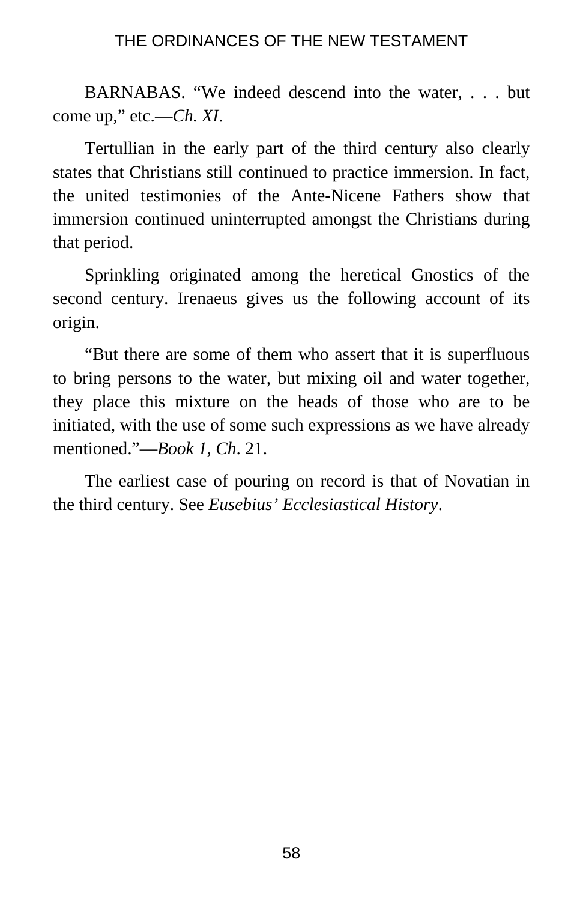BARNABAS. “We indeed descend into the water, . . . but come up,” etc.—*Ch. XI*.

Tertullian in the early part of the third century also clearly states that Christians still continued to practice immersion. In fact, the united testimonies of the Ante-Nicene Fathers show that immersion continued uninterrupted amongst the Christians during that period.

Sprinkling originated among the heretical Gnostics of the second century. Irenaeus gives us the following account of its origin.

“But there are some of them who assert that it is superfluous to bring persons to the water, but mixing oil and water together, they place this mixture on the heads of those who are to be initiated, with the use of some such expressions as we have already mentioned.”—*Book 1*, *Ch*. 21.

The earliest case of pouring on record is that of Novatian in the third century. See *Eusebius’ Ecclesiastical History*.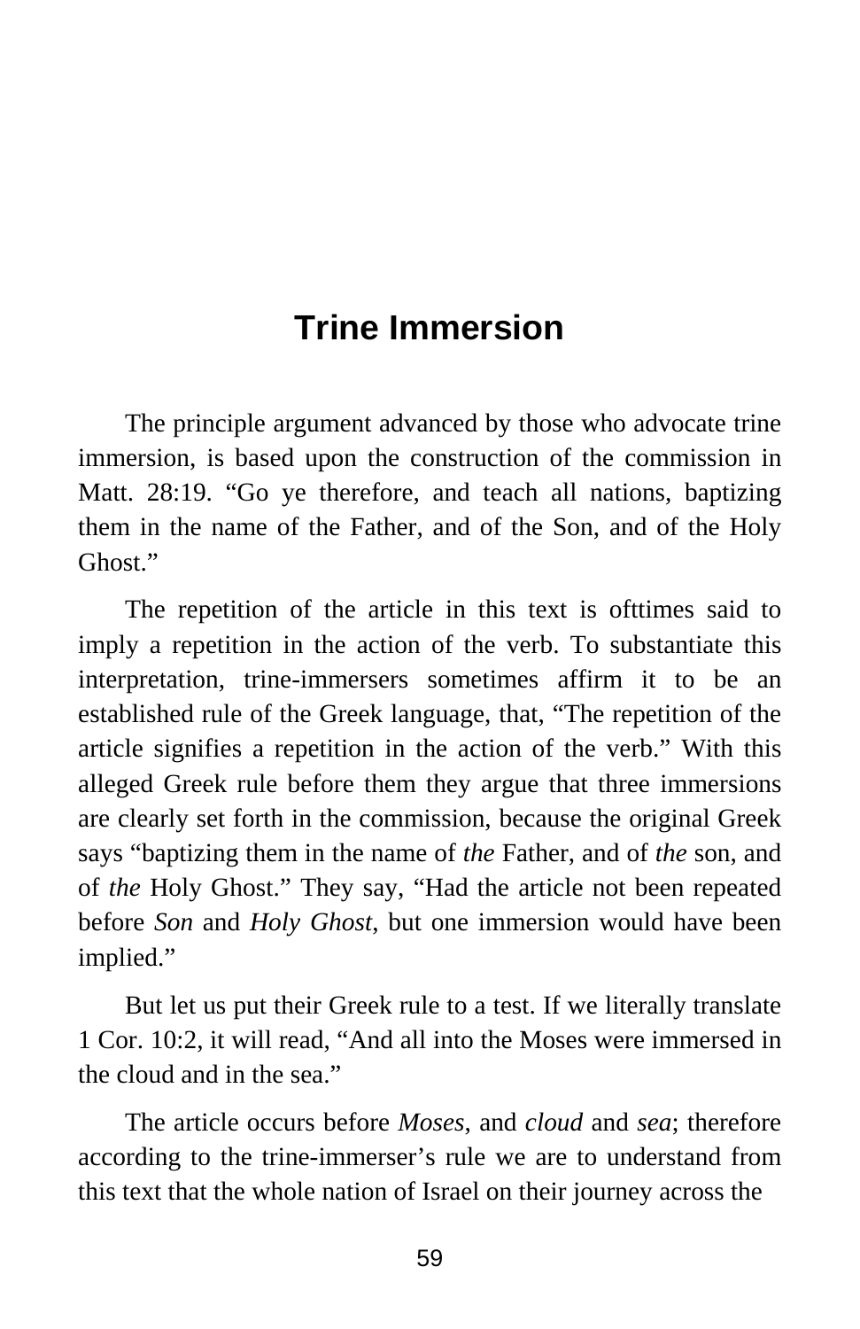# Trine Immersion

The principle argument advanced by those who advocate trine immersion, is based upon the construction of the commission in Matt. 28:19. “Go ye therefore, and teach all nations, baptizing them in the name of the Father, and of the Son, and of the Holy Ghost.”

The repetition of the article in this text is ofttimes said to imply a repetition in the action of the verb. To substantiate this interpretation, trine-immersers sometimes affirm it to be an established rule of the Greek language, that, “The repetition of the article signifies a repetition in the action of the verb.” With this alleged Greek rule before them they argue that three immersions are clearly set forth in the commission, because the original Greek says “baptizing them in the name of *the* Father, and of *the* son, and of *the* Holy Ghost.” They say, “Had the article not been repeated before *Son* and *Holy Ghost*, but one immersion would have been implied.”

But let us put their Greek rule to a test. If we literally translate 1 Cor. 10:2, it will read, “And all into the Moses were immersed in the cloud and in the sea.”

The article occurs before *Moses*, and *cloud* and *sea*; therefore according to the trine-immerser’s rule we are to understand from this text that the whole nation of Israel on their journey across the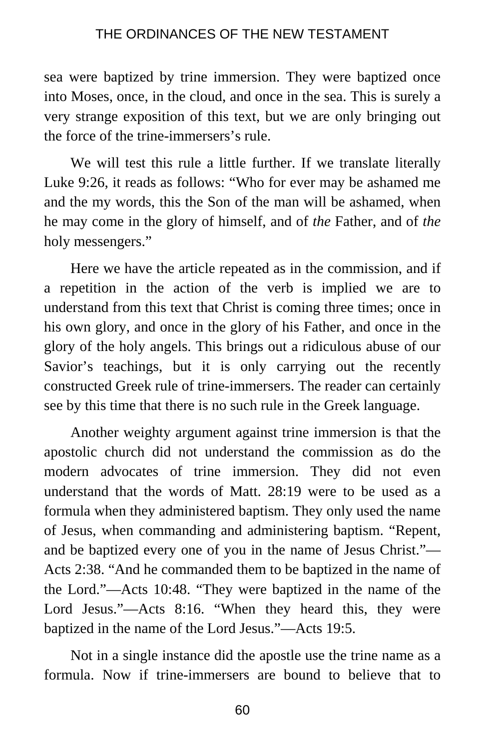sea were baptized by trine immersion. They were baptized once into Moses, once, in the cloud, and once in the sea. This is surely a very strange exposition of this text, but we are only bringing out the force of the trine-immersers's rule.

We will test this rule a little further. If we translate literally Luke 9:26, it reads as follows: "Who for ever may be ashamed me and the my words, this the Son of the man will be ashamed, when he may come in the glory of himself, and of *the* Father, and of *the* holy messengers."

Here we have the article repeated as in the commission, and if a repetition in the action of the verb is implied we are to understand from this text that Christ is coming three times; once in his own glory, and once in the glory of his Father, and once in the glory of the holy angels. This brings out a ridiculous abuse of our Savior's teachings, but it is only carrying out the recently constructed Greek rule of trine-immersers. The reader can certainly see by this time that there is no such rule in the Greek language.

Another weighty argument against trine immersion is that the apostolic church did not understand the commission as do the modern advocates of trine immersion. They did not even understand that the words of Matt. 28:19 were to be used as a formula when they administered baptism. They only used the name of Jesus, when commanding and administering baptism. "Repent, and be baptized every one of you in the name of Jesus Christ."—Acts 2:38. "And he commanded them to be baptized in the name of the Lord."—Acts 10:48. "They were baptized in the name of the Lord Jesus."—Acts 8:16. "When they heard this, they were baptized in the name of the Lord Jesus."—Acts 19:5.

Not in a single instance did the apostle use the trine name as a formula. Now if trine-immersers are bound to believe that to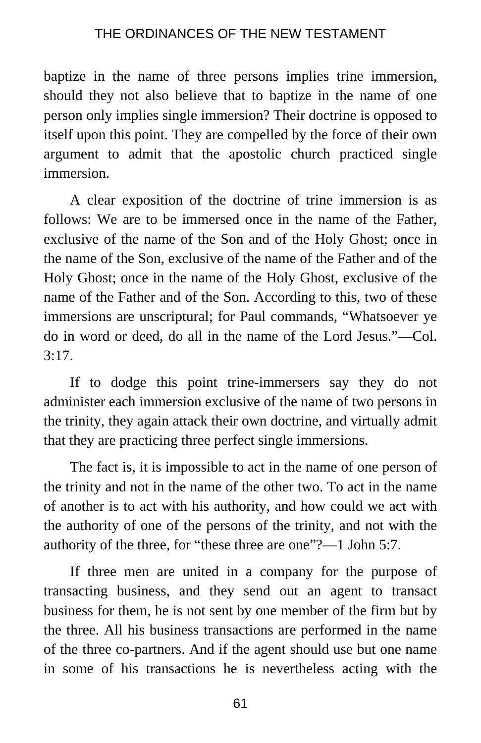baptize in the name of three persons implies trine immersion, should they not also believe that to baptize in the name of one person only implies single immersion? Their doctrine is opposed to itself upon this point. They are compelled by the force of their own argument to admit that the apostolic church practiced single immersion.

A clear exposition of the doctrine of trine immersion is as follows: We are to be immersed once in the name of the Father, exclusive of the name of the Son and of the Holy Ghost; once in the name of the Son, exclusive of the name of the Father and of the Holy Ghost; once in the name of the Holy Ghost, exclusive of the name of the Father and of the Son. According to this, two of these immersions are unscriptural; for Paul commands, "Whatsoever ye do in word or deed, do all in the name of the Lord Jesus."—Col. 3:17.

If to dodge this point trine-immersers say they do not administer each immersion exclusive of the name of two persons in the trinity, they again attack their own doctrine, and virtually admit that they are practicing three perfect single immersions.

The fact is, it is impossible to act in the name of one person of the trinity and not in the name of the other two. To act in the name of another is to act with his authority, and how could we act with the authority of one of the persons of the trinity, and not with the authority of the three, for "these three are one"?—1 John 5:7.

If three men are united in a company for the purpose of transacting business, and they send out an agent to transact business for them, he is not sent by one member of the firm but by the three. All his business transactions are performed in the name of the three co-partners. And if the agent should use but one name in some of his transactions he is nevertheless acting with the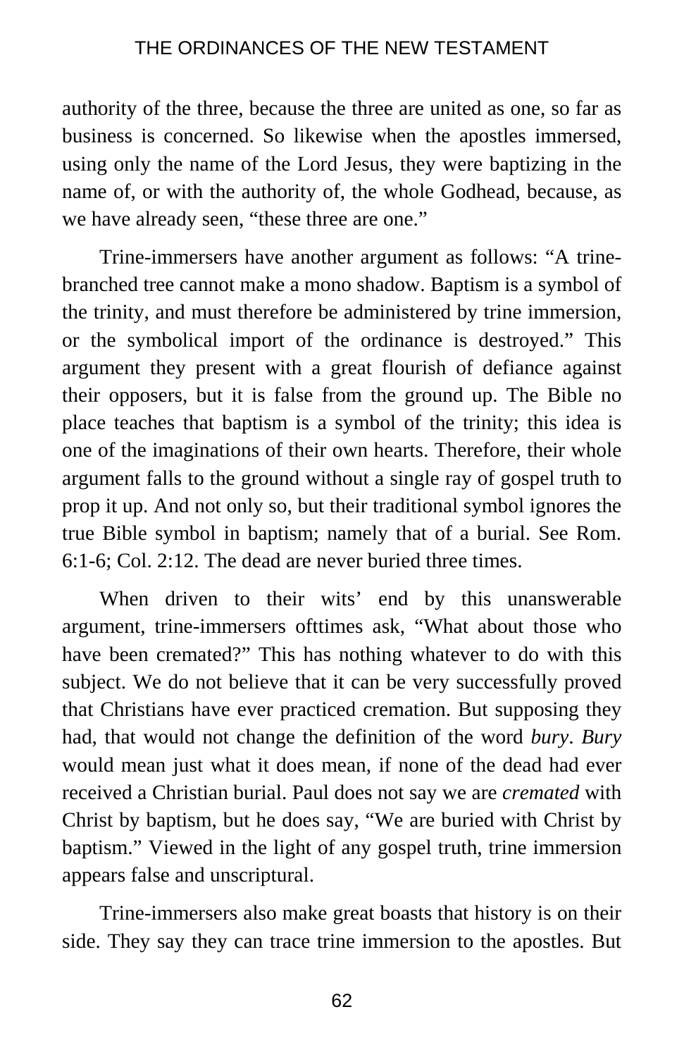authority of the three, because the three are united as one, so far as business is concerned. So likewise when the apostles immersed, using only the name of the Lord Jesus, they were baptizing in the name of, or with the authority of, the whole Godhead, because, as we have already seen, "these three are one."

Trine-immersers have another argument as follows: "A trine-branched tree cannot make a mono shadow. Baptism is a symbol of the trinity, and must therefore be administered by trine immersion, or the symbolical import of the ordinance is destroyed." This argument they present with a great flourish of defiance against their opposers, but it is false from the ground up. The Bible no place teaches that baptism is a symbol of the trinity; this idea is one of the imaginations of their own hearts. Therefore, their whole argument falls to the ground without a single ray of gospel truth to prop it up. And not only so, but their traditional symbol ignores the true Bible symbol in baptism; namely that of a burial. See Rom. 6:1-6; Col. 2:12. The dead are never buried three times.

When driven to their wits' end by this unanswerable argument, trine-immersers ofttimes ask, "What about those who have been cremated?" This has nothing whatever to do with this subject. We do not believe that it can be very successfully proved that Christians have ever practiced cremation. But supposing they had, that would not change the definition of the word *bury*. *Bury* would mean just what it does mean, if none of the dead had ever received a Christian burial. Paul does not say we are *cremated* with Christ by baptism, but he does say, "We are buried with Christ by baptism." Viewed in the light of any gospel truth, trine immersion appears false and unscriptural.

Trine-immersers also make great boasts that history is on their side. They say they can trace trine immersion to the apostles. But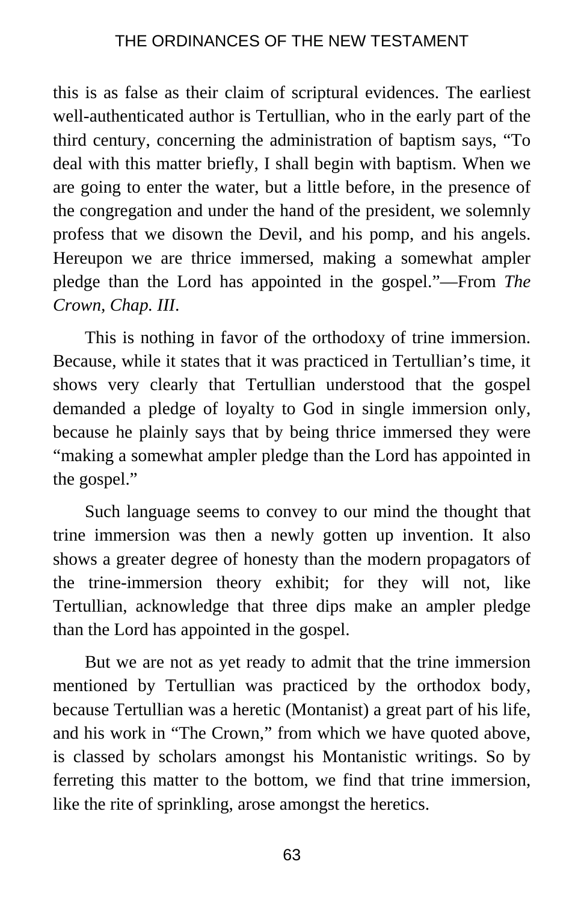this is as false as their claim of scriptural evidences. The earliest well-authenticated author is Tertullian, who in the early part of the third century, concerning the administration of baptism says, "To deal with this matter briefly, I shall begin with baptism. When we are going to enter the water, but a little before, in the presence of the congregation and under the hand of the president, we solemnly profess that we disown the Devil, and his pomp, and his angels. Hereupon we are thrice immersed, making a somewhat ampler pledge than the Lord has appointed in the gospel."—From *The Crown, Chap. III*.

This is nothing in favor of the orthodoxy of trine immersion. Because, while it states that it was practiced in Tertullian's time, it shows very clearly that Tertullian understood that the gospel demanded a pledge of loyalty to God in single immersion only, because he plainly says that by being thrice immersed they were "making a somewhat ampler pledge than the Lord has appointed in the gospel."

Such language seems to convey to our mind the thought that trine immersion was then a newly gotten up invention. It also shows a greater degree of honesty than the modern propagators of the trine-immersion theory exhibit; for they will not, like Tertullian, acknowledge that three dips make an ampler pledge than the Lord has appointed in the gospel.

But we are not as yet ready to admit that the trine immersion mentioned by Tertullian was practiced by the orthodox body, because Tertullian was a heretic (Montanist) a great part of his life, and his work in "The Crown," from which we have quoted above, is classed by scholars amongst his Montanistic writings. So by ferreting this matter to the bottom, we find that trine immersion, like the rite of sprinkling, arose amongst the heretics.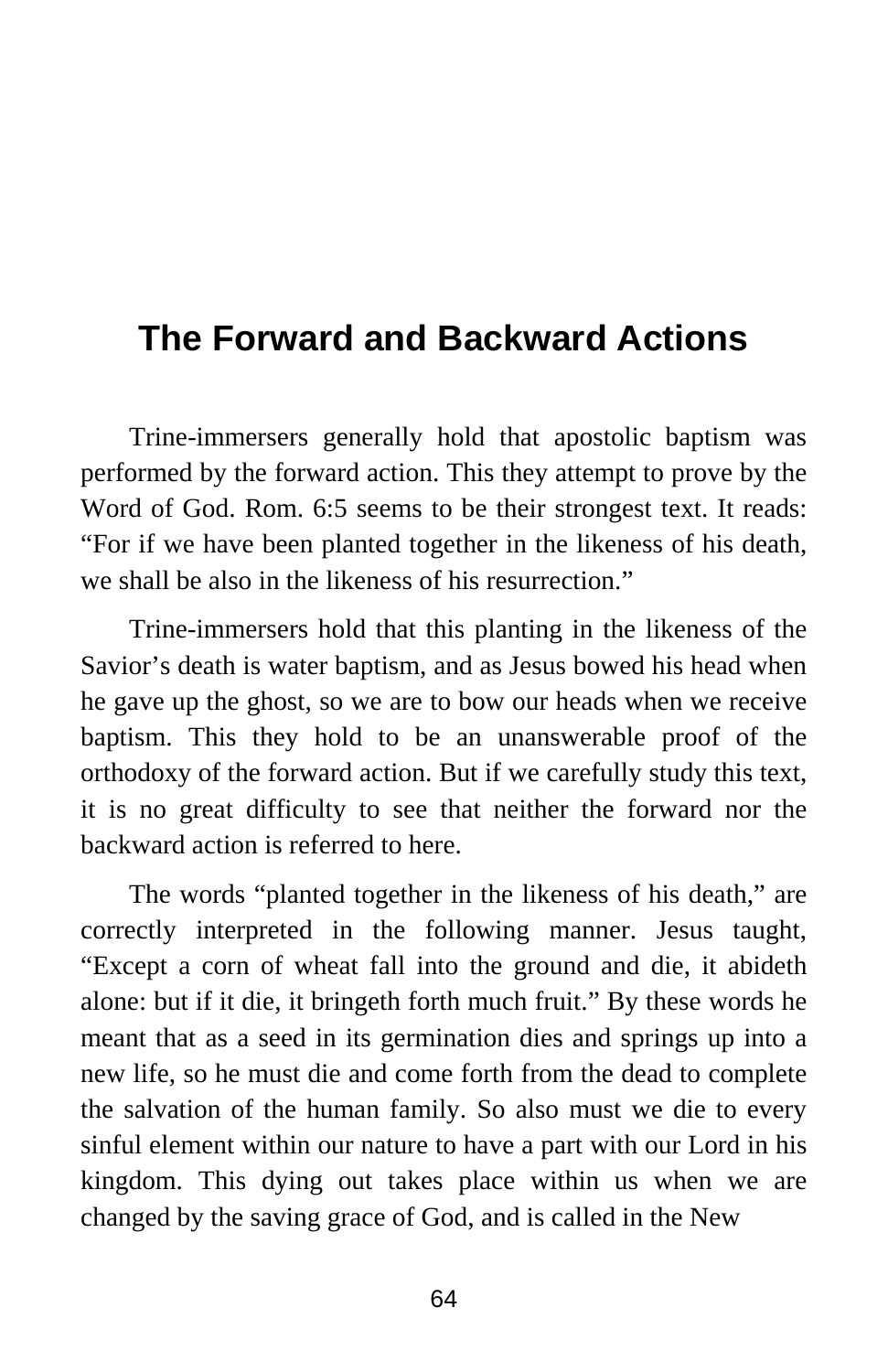# The Forward and Backward Actions

Trine-immersers generally hold that apostolic baptism was performed by the forward action. This they attempt to prove by the Word of God. Rom. 6:5 seems to be their strongest text. It reads: "For if we have been planted together in the likeness of his death, we shall be also in the likeness of his resurrection."

Trine-immersers hold that this planting in the likeness of the Savior's death is water baptism, and as Jesus bowed his head when he gave up the ghost, so we are to bow our heads when we receive baptism. This they hold to be an unanswerable proof of the orthodoxy of the forward action. But if we carefully study this text, it is no great difficulty to see that neither the forward nor the backward action is referred to here.

The words "planted together in the likeness of his death," are correctly interpreted in the following manner. Jesus taught, "Except a corn of wheat fall into the ground and die, it abideth alone: but if it die, it bringeth forth much fruit." By these words he meant that as a seed in its germination dies and springs up into a new life, so he must die and come forth from the dead to complete the salvation of the human family. So also must we die to every sinful element within our nature to have a part with our Lord in his kingdom. This dying out takes place within us when we are changed by the saving grace of God, and is called in the New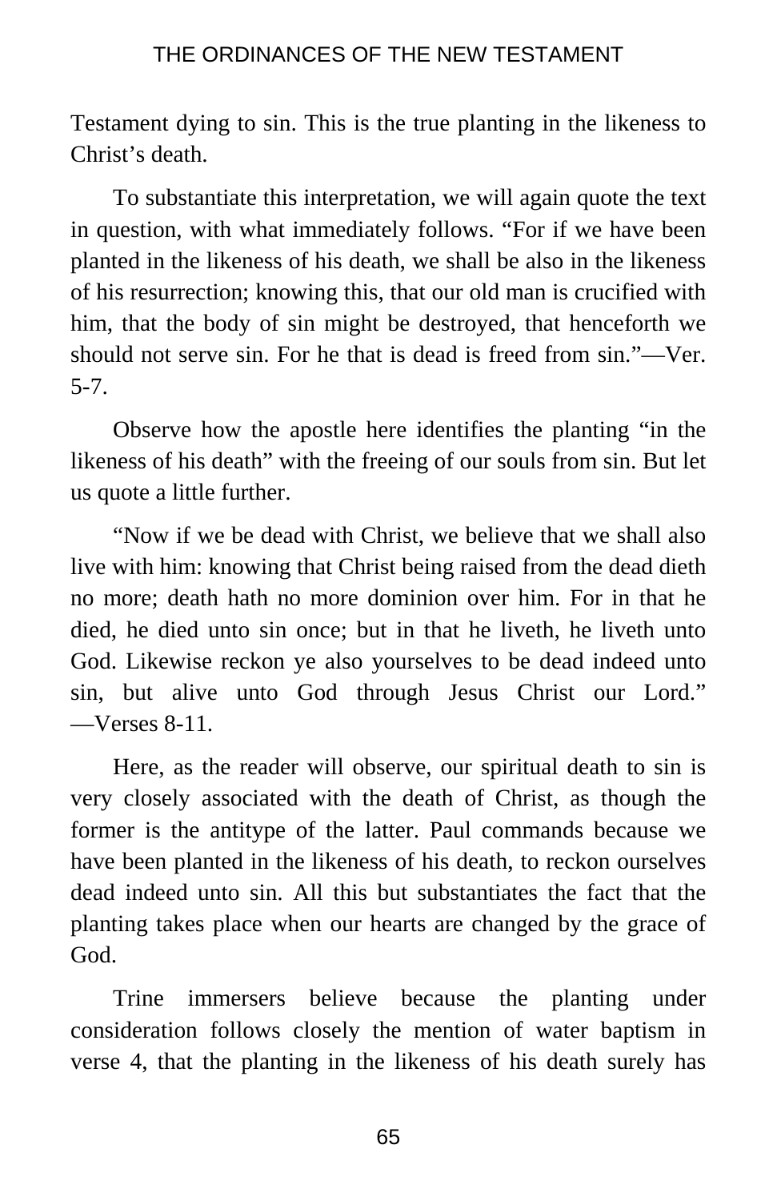Testament dying to sin. This is the true planting in the likeness to Christ's death.

To substantiate this interpretation, we will again quote the text in question, with what immediately follows. "For if we have been planted in the likeness of his death, we shall be also in the likeness of his resurrection; knowing this, that our old man is crucified with him, that the body of sin might be destroyed, that henceforth we should not serve sin. For he that is dead is freed from sin."—Ver. 5-7.

Observe how the apostle here identifies the planting "in the likeness of his death" with the freeing of our souls from sin. But let us quote a little further.

"Now if we be dead with Christ, we believe that we shall also live with him: knowing that Christ being raised from the dead dieth no more; death hath no more dominion over him. For in that he died, he died unto sin once; but in that he liveth, he liveth unto God. Likewise reckon ye also yourselves to be dead indeed unto sin, but alive unto God through Jesus Christ our Lord." —Verses 8-11.

Here, as the reader will observe, our spiritual death to sin is very closely associated with the death of Christ, as though the former is the antitype of the latter. Paul commands because we have been planted in the likeness of his death, to reckon ourselves dead indeed unto sin. All this but substantiates the fact that the planting takes place when our hearts are changed by the grace of God.

Trine immersers believe because the planting under consideration follows closely the mention of water baptism in verse 4, that the planting in the likeness of his death surely has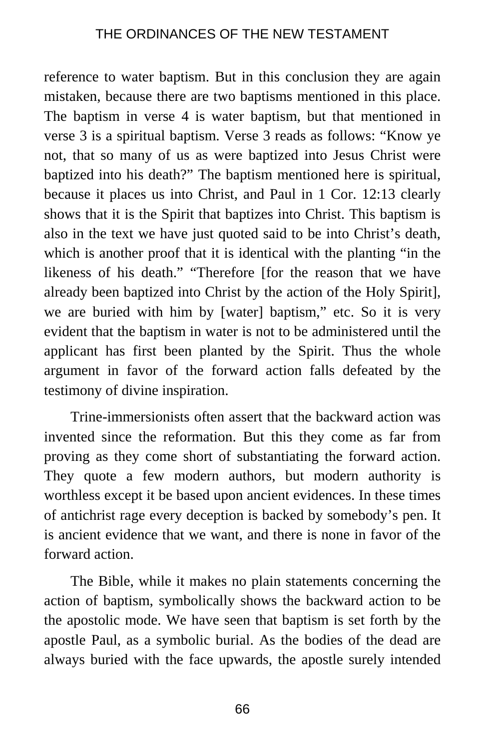reference to water baptism. But in this conclusion they are again mistaken, because there are two baptisms mentioned in this place. The baptism in verse 4 is water baptism, but that mentioned in verse 3 is a spiritual baptism. Verse 3 reads as follows: “Know ye not, that so many of us as were baptized into Jesus Christ were baptized into his death?” The baptism mentioned here is spiritual, because it places us into Christ, and Paul in 1 Cor. 12:13 clearly shows that it is the Spirit that baptizes into Christ. This baptism is also in the text we have just quoted said to be into Christ’s death, which is another proof that it is identical with the planting “in the likeness of his death.” “Therefore [for the reason that we have already been baptized into Christ by the action of the Holy Spirit], we are buried with him by [water] baptism,” etc. So it is very evident that the baptism in water is not to be administered until the applicant has first been planted by the Spirit. Thus the whole argument in favor of the forward action falls defeated by the testimony of divine inspiration.

Trine-immersionists often assert that the backward action was invented since the reformation. But this they come as far from proving as they come short of substantiating the forward action. They quote a few modern authors, but modern authority is worthless except it be based upon ancient evidences. In these times of antichrist rage every deception is backed by somebody’s pen. It is ancient evidence that we want, and there is none in favor of the forward action.

The Bible, while it makes no plain statements concerning the action of baptism, symbolically shows the backward action to be the apostolic mode. We have seen that baptism is set forth by the apostle Paul, as a symbolic burial. As the bodies of the dead are always buried with the face upwards, the apostle surely intended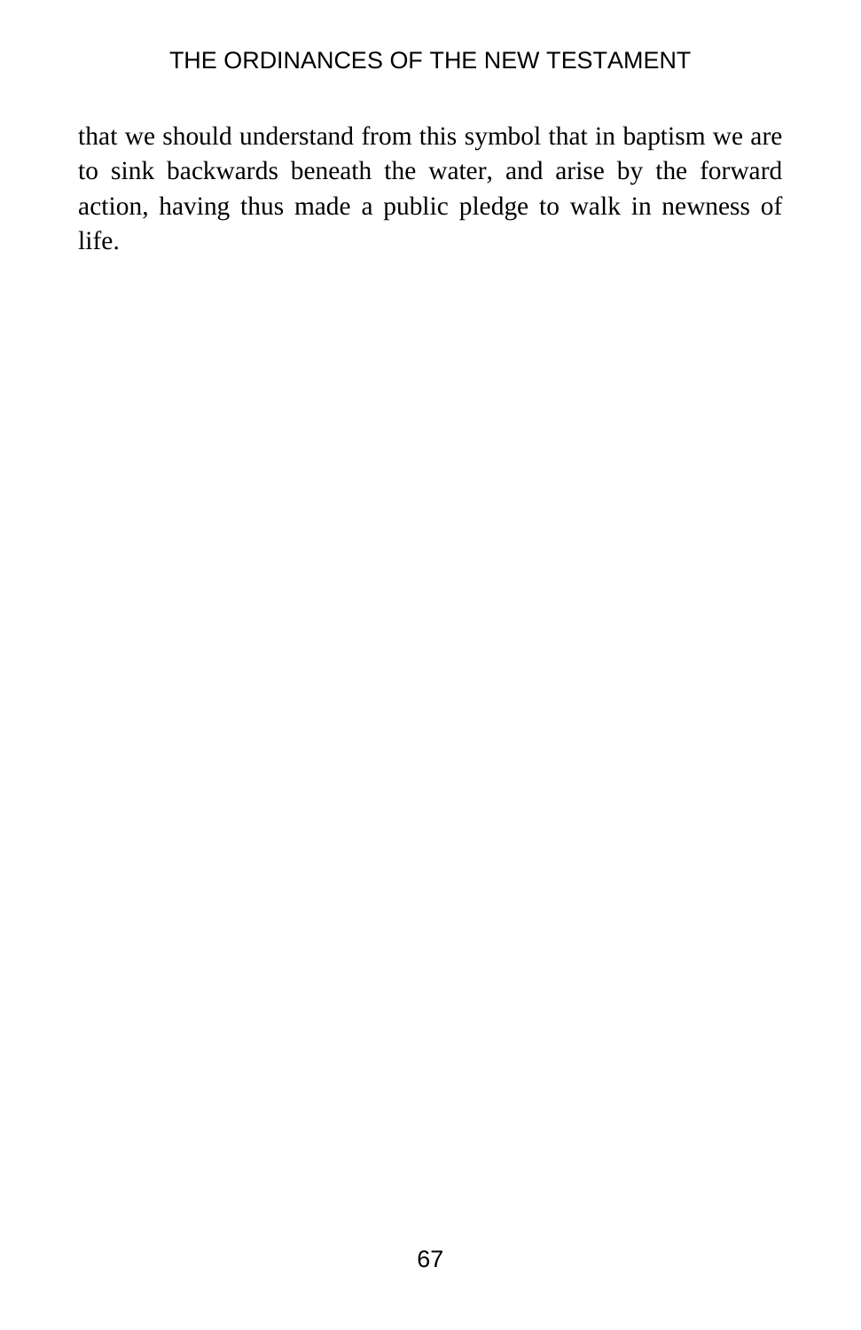that we should understand from this symbol that in baptism we are to sink backwards beneath the water, and arise by the forward action, having thus made a public pledge to walk in newness of life.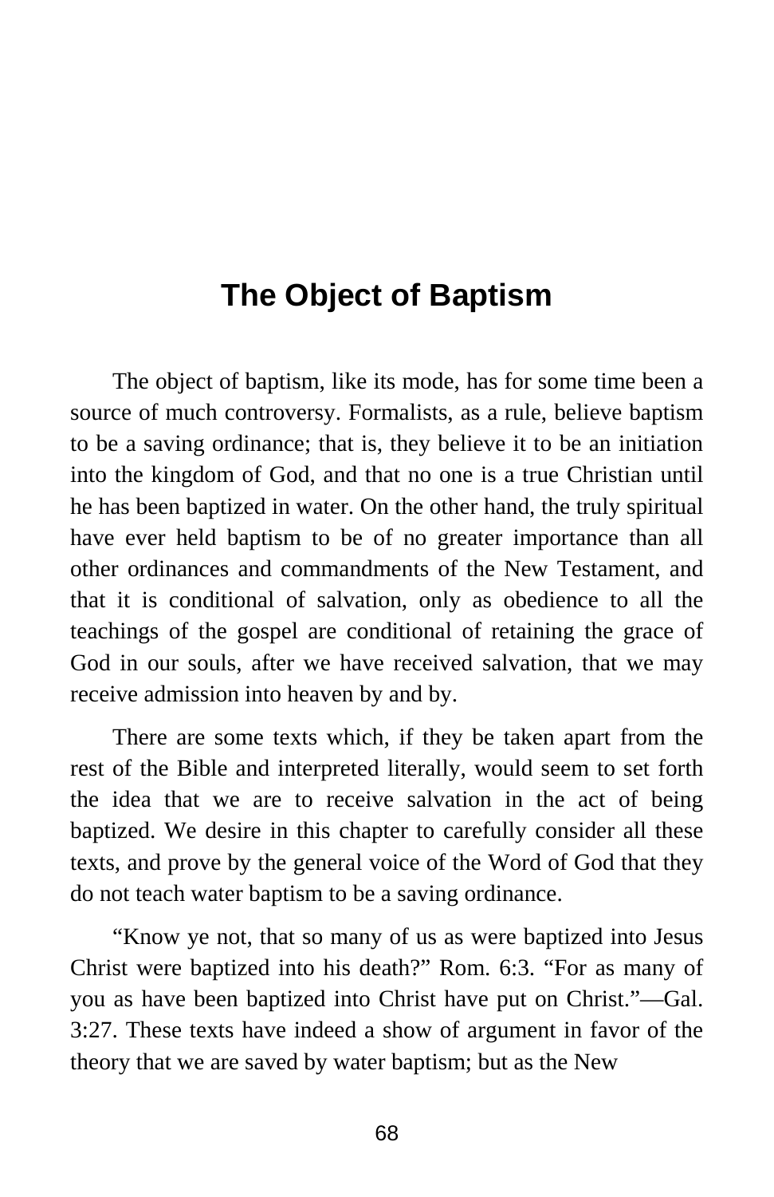# The Object of Baptism

The object of baptism, like its mode, has for some time been a source of much controversy. Formalists, as a rule, believe baptism to be a saving ordinance; that is, they believe it to be an initiation into the kingdom of God, and that no one is a true Christian until he has been baptized in water. On the other hand, the truly spiritual have ever held baptism to be of no greater importance than all other ordinances and commandments of the New Testament, and that it is conditional of salvation, only as obedience to all the teachings of the gospel are conditional of retaining the grace of God in our souls, after we have received salvation, that we may receive admission into heaven by and by.

There are some texts which, if they be taken apart from the rest of the Bible and interpreted literally, would seem to set forth the idea that we are to receive salvation in the act of being baptized. We desire in this chapter to carefully consider all these texts, and prove by the general voice of the Word of God that they do not teach water baptism to be a saving ordinance.

"Know ye not, that so many of us as were baptized into Jesus Christ were baptized into his death?" Rom. 6:3. "For as many of you as have been baptized into Christ have put on Christ."—Gal. 3:27. These texts have indeed a show of argument in favor of the theory that we are saved by water baptism; but as the New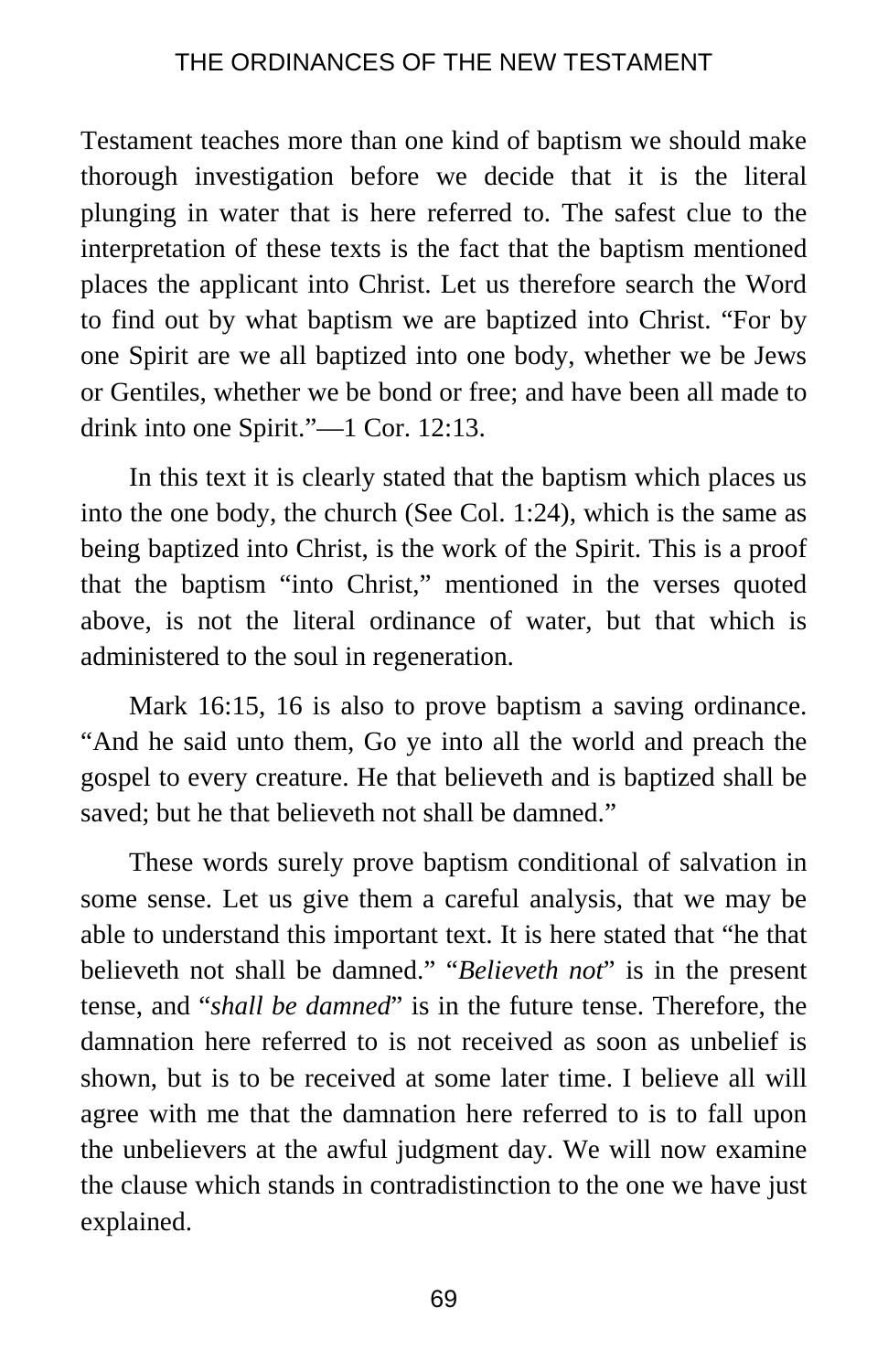Testament teaches more than one kind of baptism we should make thorough investigation before we decide that it is the literal plunging in water that is here referred to. The safest clue to the interpretation of these texts is the fact that the baptism mentioned places the applicant into Christ. Let us therefore search the Word to find out by what baptism we are baptized into Christ. “For by one Spirit are we all baptized into one body, whether we be Jews or Gentiles, whether we be bond or free; and have been all made to drink into one Spirit.”—1 Cor. 12:13.

In this text it is clearly stated that the baptism which places us into the one body, the church (See Col. 1:24), which is the same as being baptized into Christ, is the work of the Spirit. This is a proof that the baptism “into Christ,” mentioned in the verses quoted above, is not the literal ordinance of water, but that which is administered to the soul in regeneration.

Mark 16:15, 16 is also to prove baptism a saving ordinance. “And he said unto them, Go ye into all the world and preach the gospel to every creature. He that believeth and is baptized shall be saved; but he that believeth not shall be damned.”

These words surely prove baptism conditional of salvation in some sense. Let us give them a careful analysis, that we may be able to understand this important text. It is here stated that “he that believeth not shall be damned.” “*Believeth not*” is in the present tense, and “*shall be damned*” is in the future tense. Therefore, the damnation here referred to is not received as soon as unbelief is shown, but is to be received at some later time. I believe all will agree with me that the damnation here referred to is to fall upon the unbelievers at the awful judgment day. We will now examine the clause which stands in contradistinction to the one we have just explained.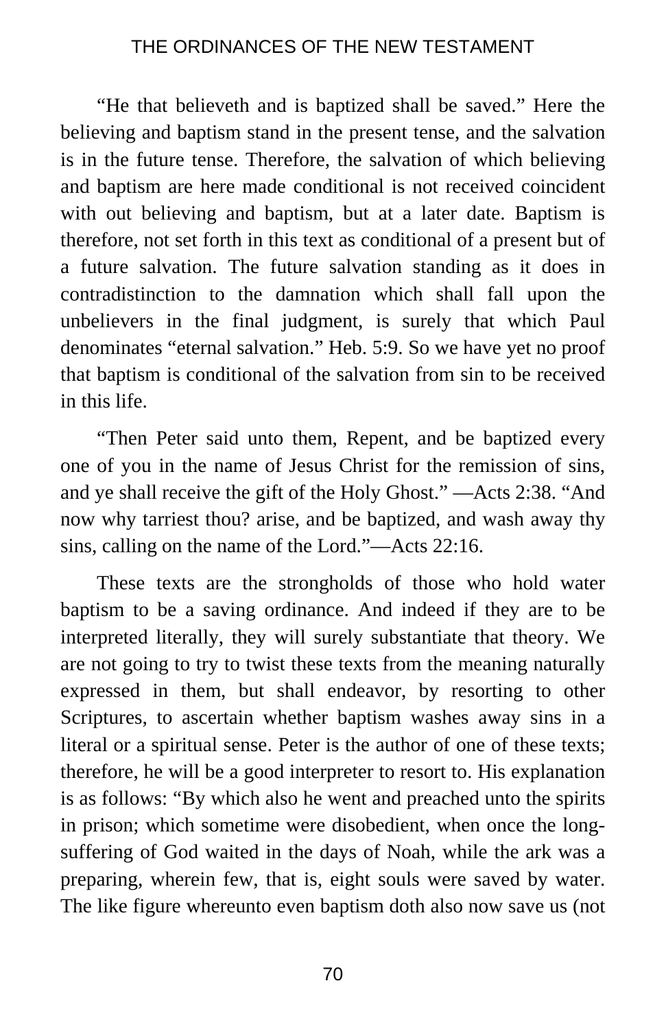“He that believeth and is baptized shall be saved.” Here the believing and baptism stand in the present tense, and the salvation is in the future tense. Therefore, the salvation of which believing and baptism are here made conditional is not received coincident with out believing and baptism, but at a later date. Baptism is therefore, not set forth in this text as conditional of a present but of a future salvation. The future salvation standing as it does in contradistinction to the damnation which shall fall upon the unbelievers in the final judgment, is surely that which Paul denominates “eternal salvation.” Heb. 5:9. So we have yet no proof that baptism is conditional of the salvation from sin to be received in this life.

“Then Peter said unto them, Repent, and be baptized every one of you in the name of Jesus Christ for the remission of sins, and ye shall receive the gift of the Holy Ghost.” —Acts 2:38. “And now why tarriest thou? arise, and be baptized, and wash away thy sins, calling on the name of the Lord.”—Acts 22:16.

These texts are the strongholds of those who hold water baptism to be a saving ordinance. And indeed if they are to be interpreted literally, they will surely substantiate that theory. We are not going to try to twist these texts from the meaning naturally expressed in them, but shall endeavor, by resorting to other Scriptures, to ascertain whether baptism washes away sins in a literal or a spiritual sense. Peter is the author of one of these texts; therefore, he will be a good interpreter to resort to. His explanation is as follows: “By which also he went and preached unto the spirits in prison; which sometime were disobedient, when once the long-suffering of God waited in the days of Noah, while the ark was a preparing, wherein few, that is, eight souls were saved by water. The like figure whereunto even baptism doth also now save us (not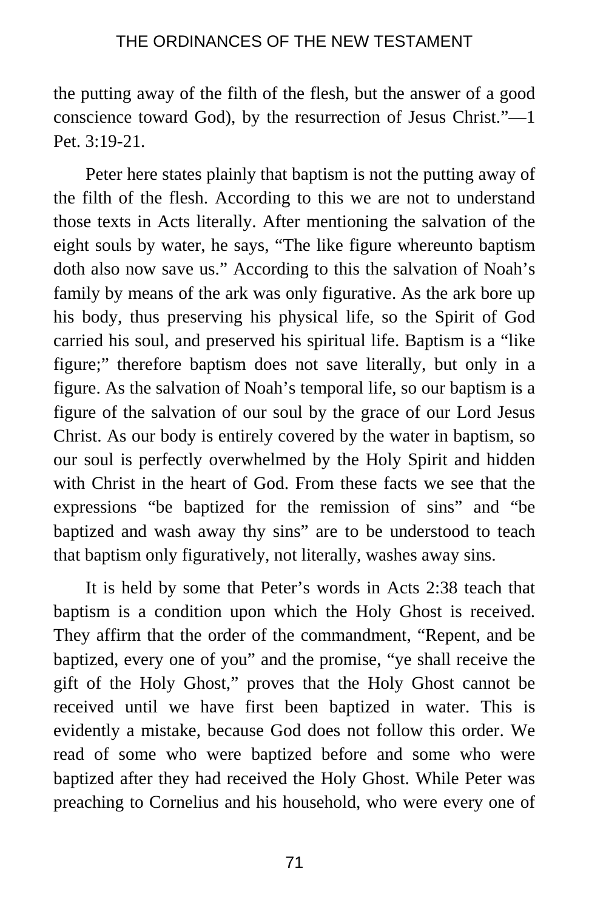the putting away of the filth of the flesh, but the answer of a good conscience toward God), by the resurrection of Jesus Christ."—1 Pet. 3:19-21.

Peter here states plainly that baptism is not the putting away of the filth of the flesh. According to this we are not to understand those texts in Acts literally. After mentioning the salvation of the eight souls by water, he says, "The like figure whereunto baptism doth also now save us." According to this the salvation of Noah's family by means of the ark was only figurative. As the ark bore up his body, thus preserving his physical life, so the Spirit of God carried his soul, and preserved his spiritual life. Baptism is a "like figure;" therefore baptism does not save literally, but only in a figure. As the salvation of Noah's temporal life, so our baptism is a figure of the salvation of our soul by the grace of our Lord Jesus Christ. As our body is entirely covered by the water in baptism, so our soul is perfectly overwhelmed by the Holy Spirit and hidden with Christ in the heart of God. From these facts we see that the expressions "be baptized for the remission of sins" and "be baptized and wash away thy sins" are to be understood to teach that baptism only figuratively, not literally, washes away sins.

It is held by some that Peter's words in Acts 2:38 teach that baptism is a condition upon which the Holy Ghost is received. They affirm that the order of the commandment, "Repent, and be baptized, every one of you" and the promise, "ye shall receive the gift of the Holy Ghost," proves that the Holy Ghost cannot be received until we have first been baptized in water. This is evidently a mistake, because God does not follow this order. We read of some who were baptized before and some who were baptized after they had received the Holy Ghost. While Peter was preaching to Cornelius and his household, who were every one of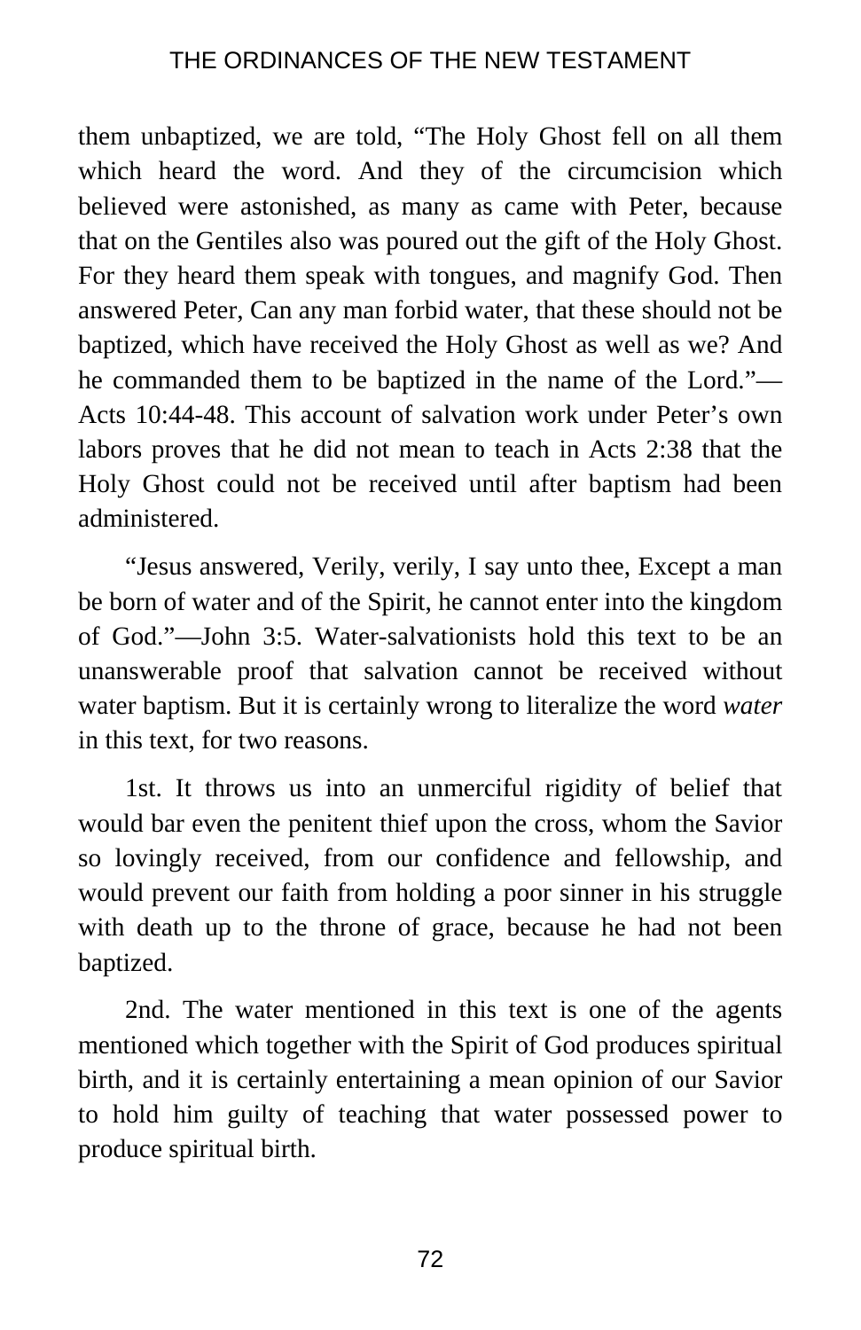them unbaptized, we are told, “The Holy Ghost fell on all them which heard the word. And they of the circumcision which believed were astonished, as many as came with Peter, because that on the Gentiles also was poured out the gift of the Holy Ghost. For they heard them speak with tongues, and magnify God. Then answered Peter, Can any man forbid water, that these should not be baptized, which have received the Holy Ghost as well as we? And he commanded them to be baptized in the name of the Lord.”—Acts 10:44-48. This account of salvation work under Peter’s own labors proves that he did not mean to teach in Acts 2:38 that the Holy Ghost could not be received until after baptism had been administered.

“Jesus answered, Verily, verily, I say unto thee, Except a man be born of water and of the Spirit, he cannot enter into the kingdom of God.”—John 3:5. Water-salvationists hold this text to be an unanswerable proof that salvation cannot be received without water baptism. But it is certainly wrong to literalize the word *water* in this text, for two reasons.

1st. It throws us into an unmerciful rigidity of belief that would bar even the penitent thief upon the cross, whom the Savior so lovingly received, from our confidence and fellowship, and would prevent our faith from holding a poor sinner in his struggle with death up to the throne of grace, because he had not been baptized.

2nd. The water mentioned in this text is one of the agents mentioned which together with the Spirit of God produces spiritual birth, and it is certainly entertaining a mean opinion of our Savior to hold him guilty of teaching that water possessed power to produce spiritual birth.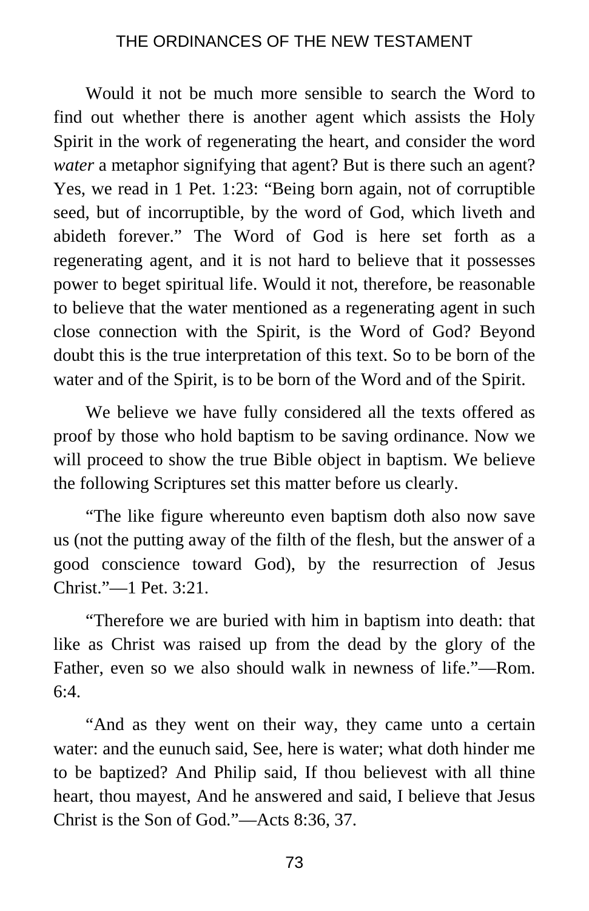Would it not be much more sensible to search the Word to find out whether there is another agent which assists the Holy Spirit in the work of regenerating the heart, and consider the word *water* a metaphor signifying that agent? But is there such an agent? Yes, we read in 1 Pet. 1:23: "Being born again, not of corruptible seed, but of incorruptible, by the word of God, which liveth and abideth forever." The Word of God is here set forth as a regenerating agent, and it is not hard to believe that it possesses power to beget spiritual life. Would it not, therefore, be reasonable to believe that the water mentioned as a regenerating agent in such close connection with the Spirit, is the Word of God? Beyond doubt this is the true interpretation of this text. So to be born of the water and of the Spirit, is to be born of the Word and of the Spirit.

We believe we have fully considered all the texts offered as proof by those who hold baptism to be saving ordinance. Now we will proceed to show the true Bible object in baptism. We believe the following Scriptures set this matter before us clearly.

"The like figure whereunto even baptism doth also now save us (not the putting away of the filth of the flesh, but the answer of a good conscience toward God), by the resurrection of Jesus Christ."—1 Pet. 3:21.

"Therefore we are buried with him in baptism into death: that like as Christ was raised up from the dead by the glory of the Father, even so we also should walk in newness of life."—Rom. 6:4.

"And as they went on their way, they came unto a certain water: and the eunuch said, See, here is water; what doth hinder me to be baptized? And Philip said, If thou believest with all thine heart, thou mayest, And he answered and said, I believe that Jesus Christ is the Son of God."—Acts 8:36, 37.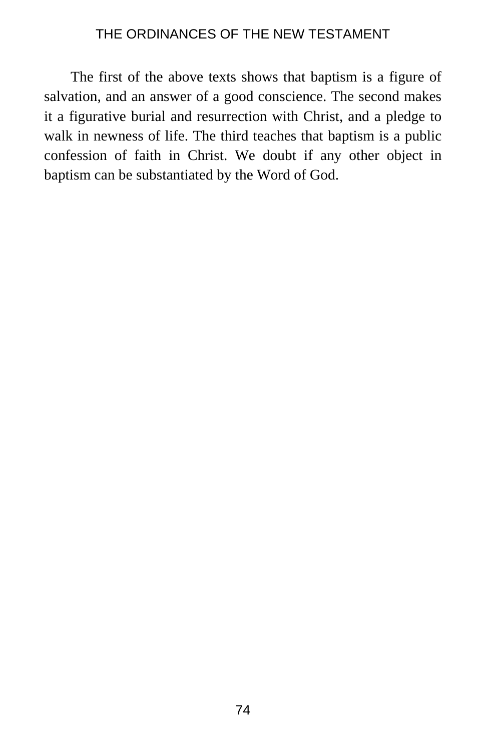The first of the above texts shows that baptism is a figure of salvation, and an answer of a good conscience. The second makes it a figurative burial and resurrection with Christ, and a pledge to walk in newness of life. The third teaches that baptism is a public confession of faith in Christ. We doubt if any other object in baptism can be substantiated by the Word of God.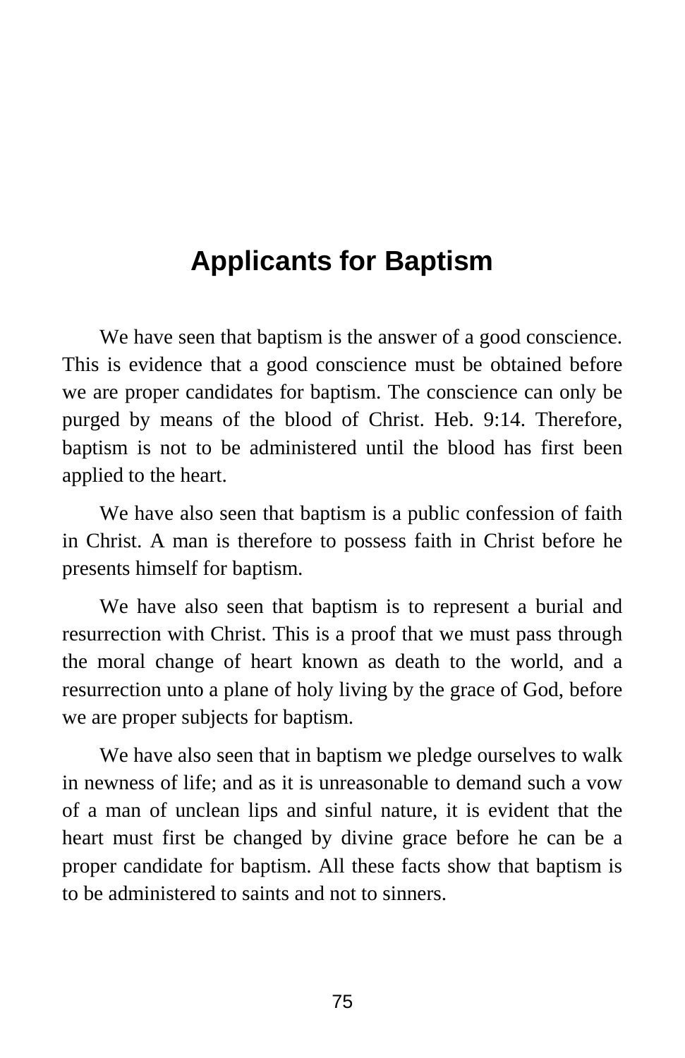# Applicants for Baptism

We have seen that baptism is the answer of a good conscience. This is evidence that a good conscience must be obtained before we are proper candidates for baptism. The conscience can only be purged by means of the blood of Christ. Heb. 9:14. Therefore, baptism is not to be administered until the blood has first been applied to the heart.

We have also seen that baptism is a public confession of faith in Christ. A man is therefore to possess faith in Christ before he presents himself for baptism.

We have also seen that baptism is to represent a burial and resurrection with Christ. This is a proof that we must pass through the moral change of heart known as death to the world, and a resurrection unto a plane of holy living by the grace of God, before we are proper subjects for baptism.

We have also seen that in baptism we pledge ourselves to walk in newness of life; and as it is unreasonable to demand such a vow of a man of unclean lips and sinful nature, it is evident that the heart must first be changed by divine grace before he can be a proper candidate for baptism. All these facts show that baptism is to be administered to saints and not to sinners.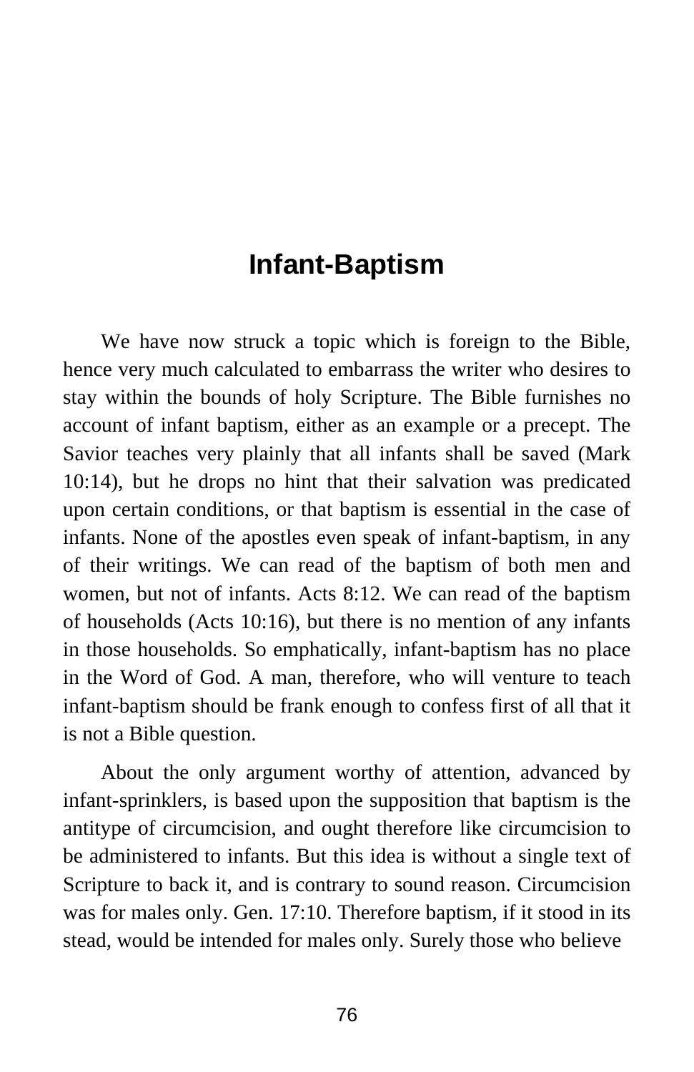# Infant-Baptism

We have now struck a topic which is foreign to the Bible, hence very much calculated to embarrass the writer who desires to stay within the bounds of holy Scripture. The Bible furnishes no account of infant baptism, either as an example or a precept. The Savior teaches very plainly that all infants shall be saved (Mark 10:14), but he drops no hint that their salvation was predicated upon certain conditions, or that baptism is essential in the case of infants. None of the apostles even speak of infant-baptism, in any of their writings. We can read of the baptism of both men and women, but not of infants. Acts 8:12. We can read of the baptism of households (Acts 10:16), but there is no mention of any infants in those households. So emphatically, infant-baptism has no place in the Word of God. A man, therefore, who will venture to teach infant-baptism should be frank enough to confess first of all that it is not a Bible question.

About the only argument worthy of attention, advanced by infant-sprinklers, is based upon the supposition that baptism is the antitype of circumcision, and ought therefore like circumcision to be administered to infants. But this idea is without a single text of Scripture to back it, and is contrary to sound reason. Circumcision was for males only. Gen. 17:10. Therefore baptism, if it stood in its stead, would be intended for males only. Surely those who believe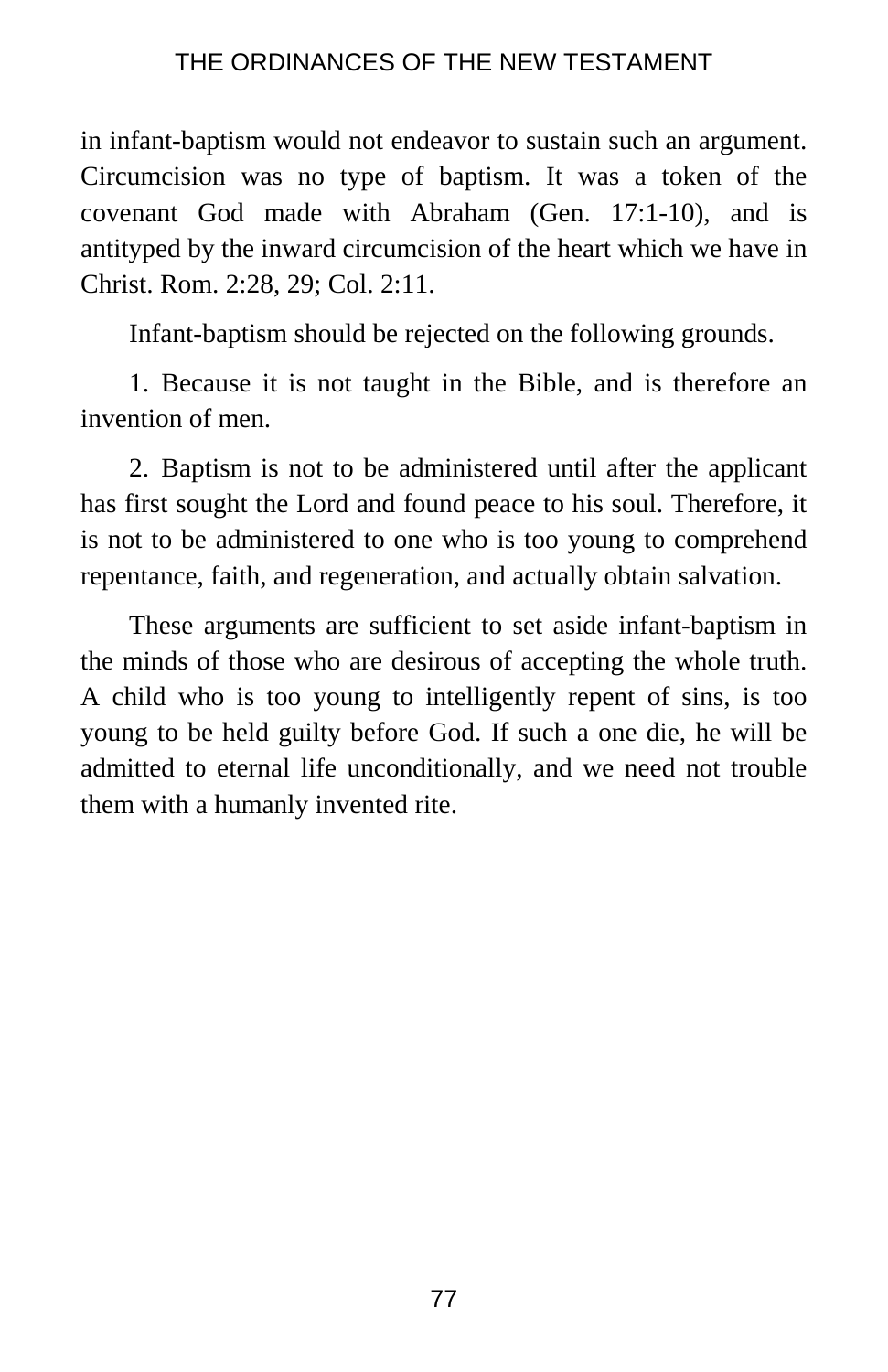in infant-baptism would not endeavor to sustain such an argument. Circumcision was no type of baptism. It was a token of the covenant God made with Abraham (Gen. 17:1-10), and is antityped by the inward circumcision of the heart which we have in Christ. Rom. 2:28, 29; Col. 2:11.

Infant-baptism should be rejected on the following grounds.

1. Because it is not taught in the Bible, and is therefore an invention of men.

2. Baptism is not to be administered until after the applicant has first sought the Lord and found peace to his soul. Therefore, it is not to be administered to one who is too young to comprehend repentance, faith, and regeneration, and actually obtain salvation.

These arguments are sufficient to set aside infant-baptism in the minds of those who are desirous of accepting the whole truth. A child who is too young to intelligently repent of sins, is too young to be held guilty before God. If such a one die, he will be admitted to eternal life unconditionally, and we need not trouble them with a humanly invented rite.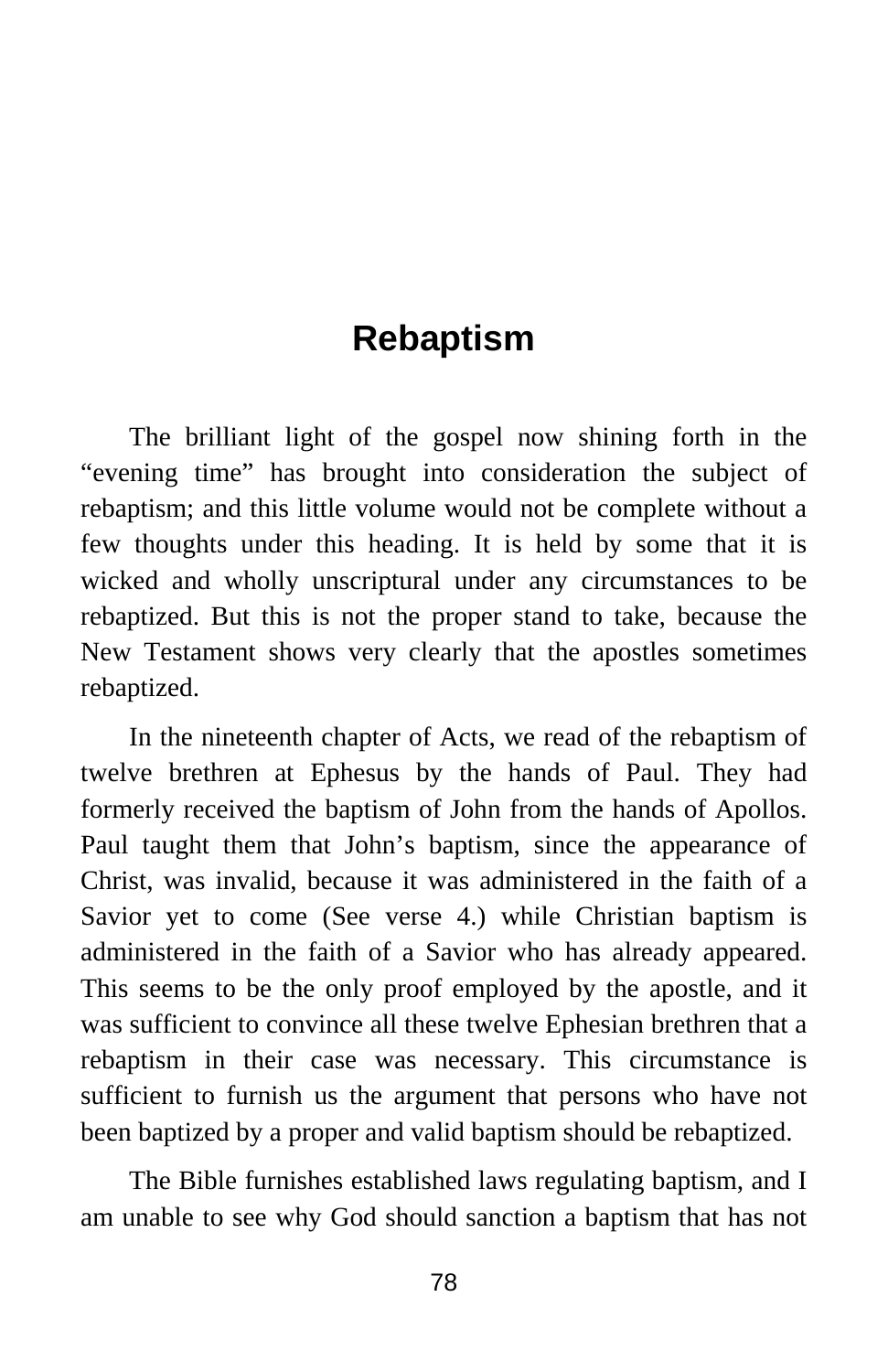# Rebaptism

The brilliant light of the gospel now shining forth in the "evening time" has brought into consideration the subject of rebaptism; and this little volume would not be complete without a few thoughts under this heading. It is held by some that it is wicked and wholly unscriptural under any circumstances to be rebaptized. But this is not the proper stand to take, because the New Testament shows very clearly that the apostles sometimes rebaptized.

In the nineteenth chapter of Acts, we read of the rebaptism of twelve brethren at Ephesus by the hands of Paul. They had formerly received the baptism of John from the hands of Apollos. Paul taught them that John's baptism, since the appearance of Christ, was invalid, because it was administered in the faith of a Savior yet to come (See verse 4.) while Christian baptism is administered in the faith of a Savior who has already appeared. This seems to be the only proof employed by the apostle, and it was sufficient to convince all these twelve Ephesian brethren that a rebaptism in their case was necessary. This circumstance is sufficient to furnish us the argument that persons who have not been baptized by a proper and valid baptism should be rebaptized.

The Bible furnishes established laws regulating baptism, and I am unable to see why God should sanction a baptism that has not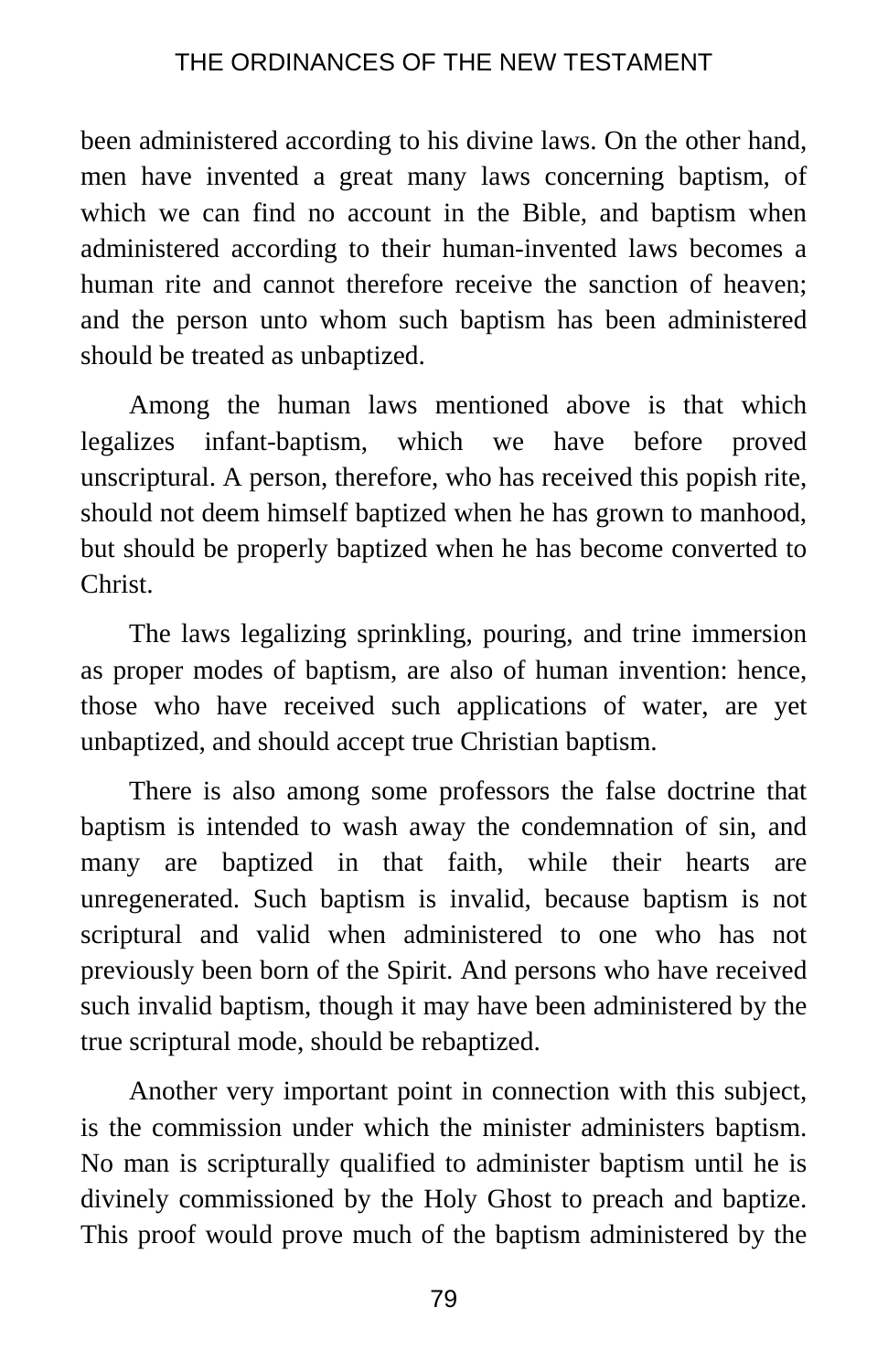been administered according to his divine laws. On the other hand, men have invented a great many laws concerning baptism, of which we can find no account in the Bible, and baptism when administered according to their human-invented laws becomes a human rite and cannot therefore receive the sanction of heaven; and the person unto whom such baptism has been administered should be treated as unbaptized.

Among the human laws mentioned above is that which legalizes infant-baptism, which we have before proved unscriptural. A person, therefore, who has received this popish rite, should not deem himself baptized when he has grown to manhood, but should be properly baptized when he has become converted to Christ.

The laws legalizing sprinkling, pouring, and trine immersion as proper modes of baptism, are also of human invention: hence, those who have received such applications of water, are yet unbaptized, and should accept true Christian baptism.

There is also among some professors the false doctrine that baptism is intended to wash away the condemnation of sin, and many are baptized in that faith, while their hearts are unregenerated. Such baptism is invalid, because baptism is not scriptural and valid when administered to one who has not previously been born of the Spirit. And persons who have received such invalid baptism, though it may have been administered by the true scriptural mode, should be rebaptized.

Another very important point in connection with this subject, is the commission under which the minister administers baptism. No man is scripturally qualified to administer baptism until he is divinely commissioned by the Holy Ghost to preach and baptize. This proof would prove much of the baptism administered by the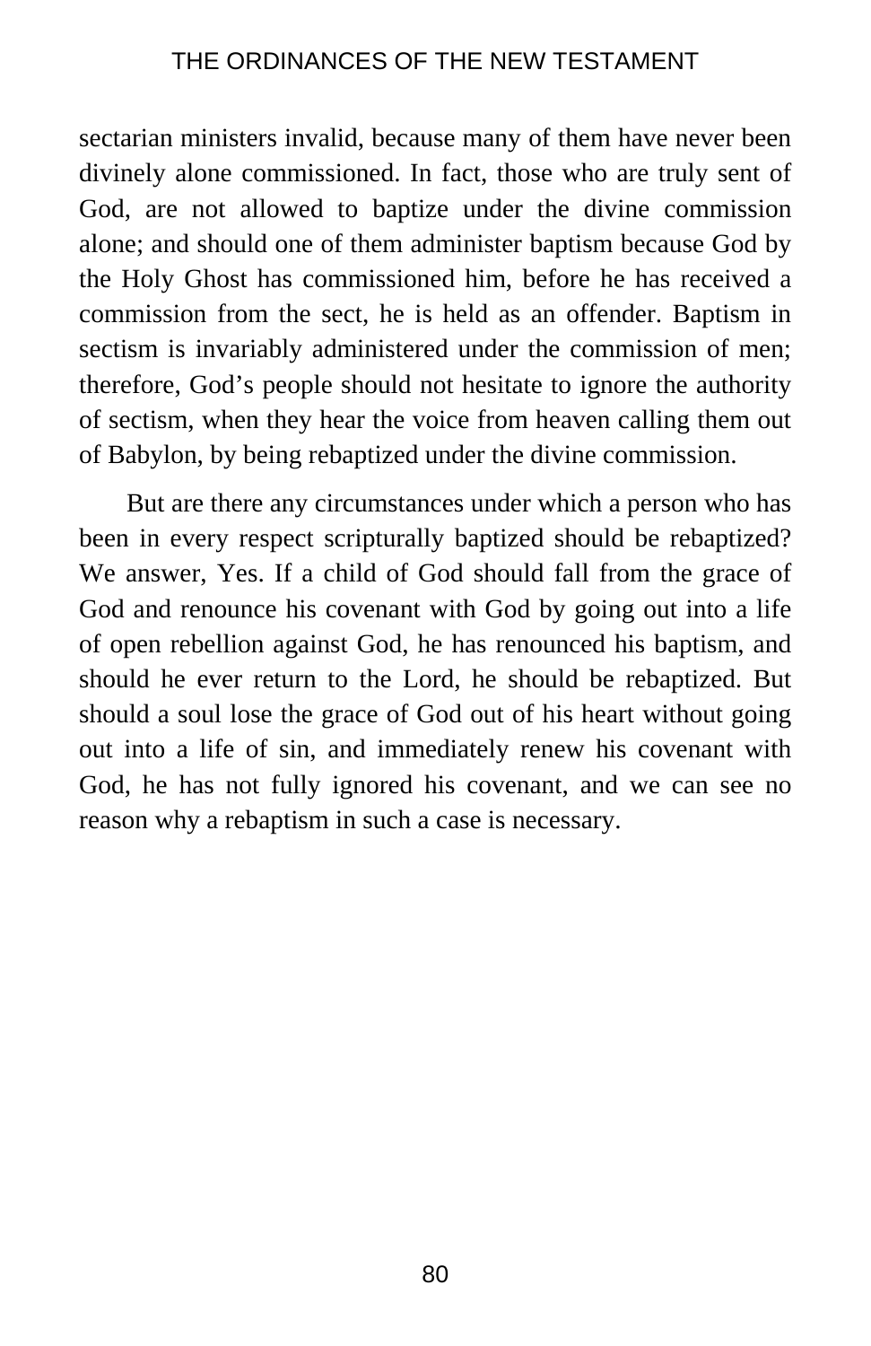sectarian ministers invalid, because many of them have never been divinely alone commissioned. In fact, those who are truly sent of God, are not allowed to baptize under the divine commission alone; and should one of them administer baptism because God by the Holy Ghost has commissioned him, before he has received a commission from the sect, he is held as an offender. Baptism in sectism is invariably administered under the commission of men; therefore, God's people should not hesitate to ignore the authority of sectism, when they hear the voice from heaven calling them out of Babylon, by being rebaptized under the divine commission.

But are there any circumstances under which a person who has been in every respect scripturally baptized should be rebaptized? We answer, Yes. If a child of God should fall from the grace of God and renounce his covenant with God by going out into a life of open rebellion against God, he has renounced his baptism, and should he ever return to the Lord, he should be rebaptized. But should a soul lose the grace of God out of his heart without going out into a life of sin, and immediately renew his covenant with God, he has not fully ignored his covenant, and we can see no reason why a rebaptism in such a case is necessary.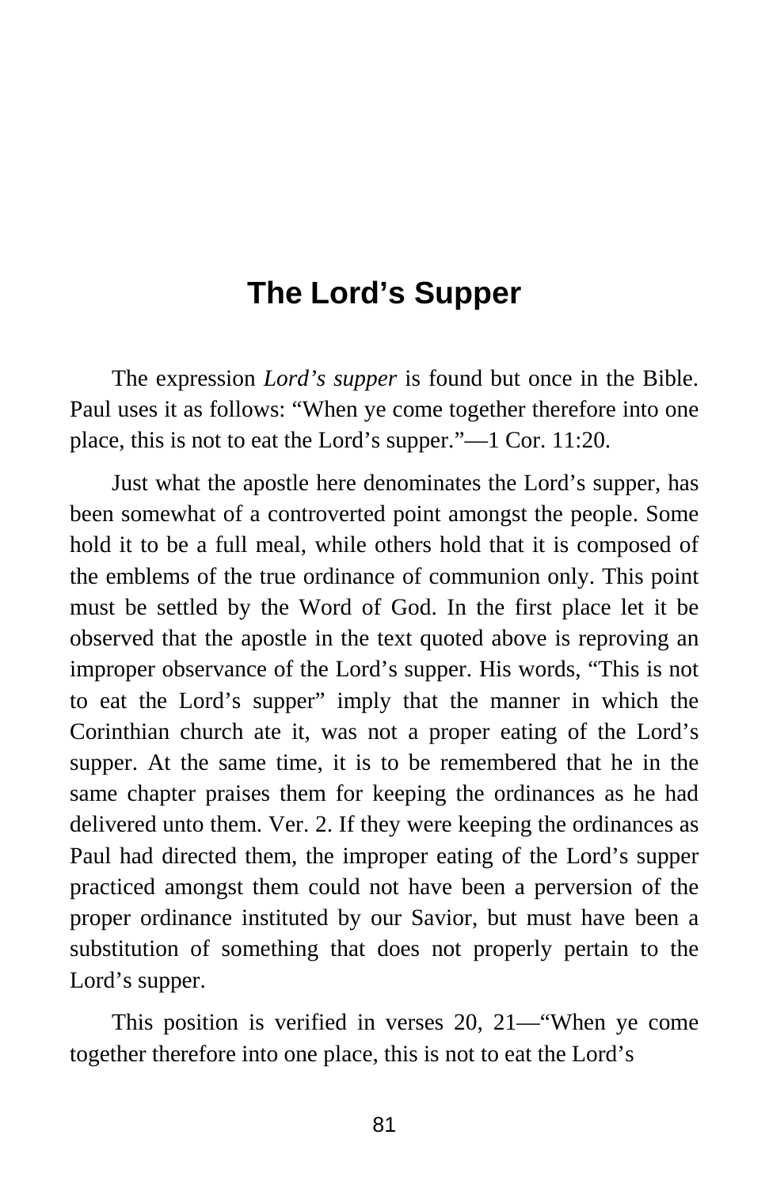# The Lord's Supper

The expression *Lord's supper* is found but once in the Bible. Paul uses it as follows: "When ye come together therefore into one place, this is not to eat the Lord's supper."—1 Cor. 11:20.

Just what the apostle here denominates the Lord's supper, has been somewhat of a controverted point amongst the people. Some hold it to be a full meal, while others hold that it is composed of the emblems of the true ordinance of communion only. This point must be settled by the Word of God. In the first place let it be observed that the apostle in the text quoted above is reproving an improper observance of the Lord's supper. His words, "This is not to eat the Lord's supper" imply that the manner in which the Corinthian church ate it, was not a proper eating of the Lord's supper. At the same time, it is to be remembered that he in the same chapter praises them for keeping the ordinances as he had delivered unto them. Ver. 2. If they were keeping the ordinances as Paul had directed them, the improper eating of the Lord's supper practiced amongst them could not have been a perversion of the proper ordinance instituted by our Savior, but must have been a substitution of something that does not properly pertain to the Lord's supper.

This position is verified in verses 20, 21—"When ye come together therefore into one place, this is not to eat the Lord's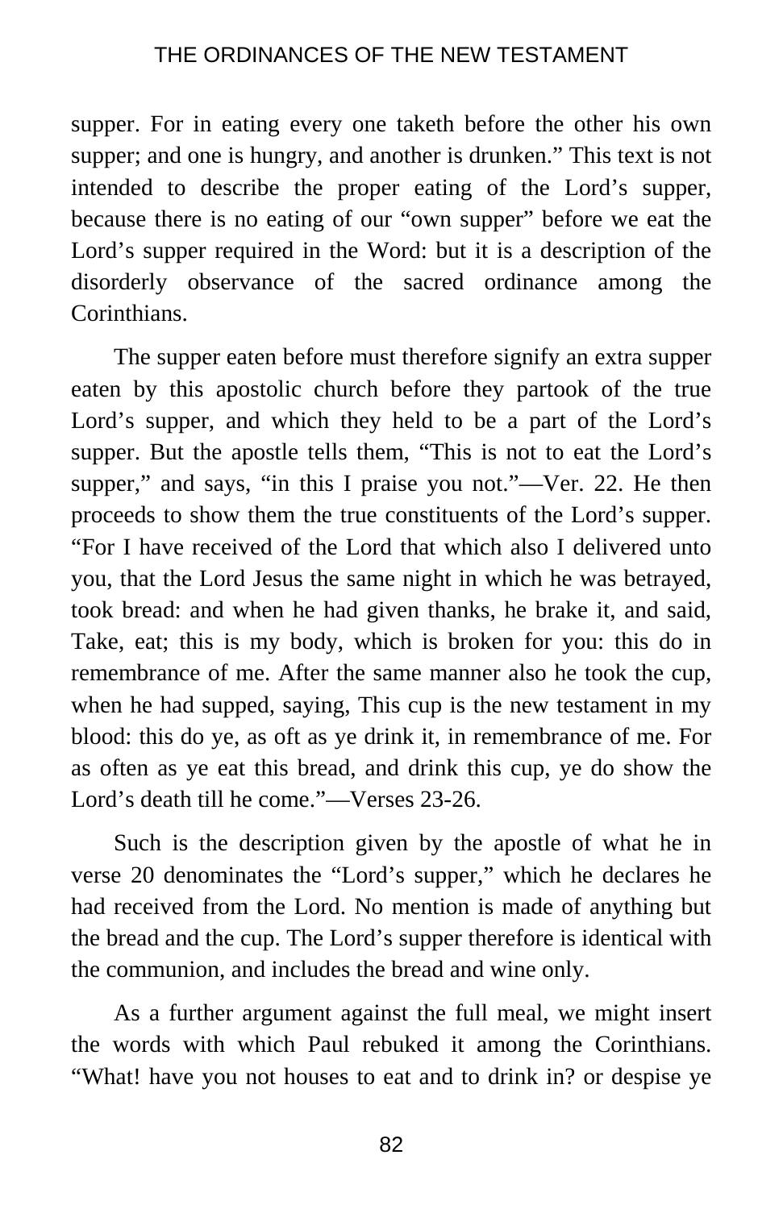supper. For in eating every one taketh before the other his own supper; and one is hungry, and another is drunken." This text is not intended to describe the proper eating of the Lord's supper, because there is no eating of our "own supper" before we eat the Lord's supper required in the Word: but it is a description of the disorderly observance of the sacred ordinance among the Corinthians.

The supper eaten before must therefore signify an extra supper eaten by this apostolic church before they partook of the true Lord's supper, and which they held to be a part of the Lord's supper. But the apostle tells them, "This is not to eat the Lord's supper," and says, "in this I praise you not."—Ver. 22. He then proceeds to show them the true constituents of the Lord's supper. "For I have received of the Lord that which also I delivered unto you, that the Lord Jesus the same night in which he was betrayed, took bread: and when he had given thanks, he brake it, and said, Take, eat; this is my body, which is broken for you: this do in remembrance of me. After the same manner also he took the cup, when he had supped, saying, This cup is the new testament in my blood: this do ye, as oft as ye drink it, in remembrance of me. For as often as ye eat this bread, and drink this cup, ye do show the Lord's death till he come."—Verses 23-26.

Such is the description given by the apostle of what he in verse 20 denominates the "Lord's supper," which he declares he had received from the Lord. No mention is made of anything but the bread and the cup. The Lord's supper therefore is identical with the communion, and includes the bread and wine only.

As a further argument against the full meal, we might insert the words with which Paul rebuked it among the Corinthians. "What! have you not houses to eat and to drink in? or despise ye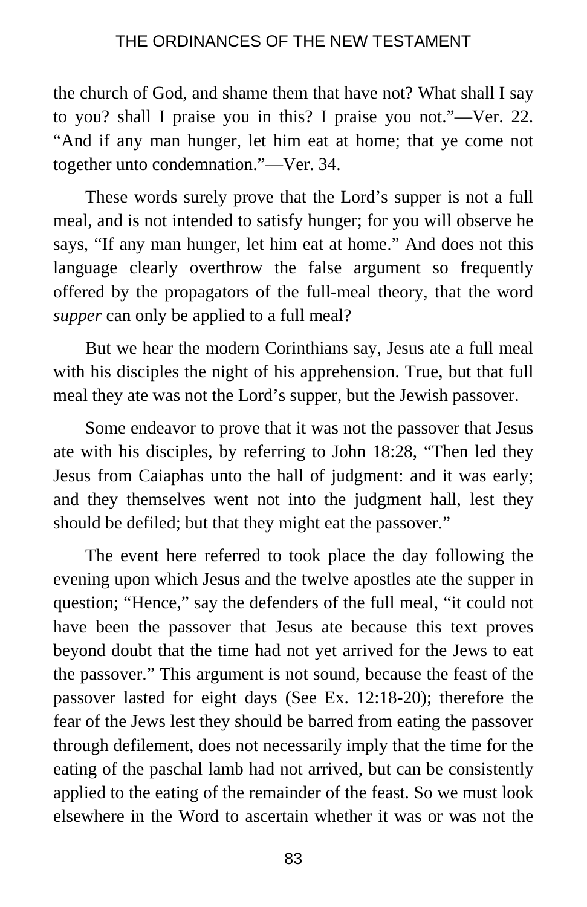the church of God, and shame them that have not? What shall I say to you? shall I praise you in this? I praise you not."—Ver. 22. "And if any man hunger, let him eat at home; that ye come not together unto condemnation."—Ver. 34.

These words surely prove that the Lord's supper is not a full meal, and is not intended to satisfy hunger; for you will observe he says, "If any man hunger, let him eat at home." And does not this language clearly overthrow the false argument so frequently offered by the propagators of the full-meal theory, that the word *supper* can only be applied to a full meal?

But we hear the modern Corinthians say, Jesus ate a full meal with his disciples the night of his apprehension. True, but that full meal they ate was not the Lord's supper, but the Jewish passover.

Some endeavor to prove that it was not the passover that Jesus ate with his disciples, by referring to John 18:28, "Then led they Jesus from Caiaphas unto the hall of judgment: and it was early; and they themselves went not into the judgment hall, lest they should be defiled; but that they might eat the passover."

The event here referred to took place the day following the evening upon which Jesus and the twelve apostles ate the supper in question; "Hence," say the defenders of the full meal, "it could not have been the passover that Jesus ate because this text proves beyond doubt that the time had not yet arrived for the Jews to eat the passover." This argument is not sound, because the feast of the passover lasted for eight days (See Ex. 12:18-20); therefore the fear of the Jews lest they should be barred from eating the passover through defilement, does not necessarily imply that the time for the eating of the paschal lamb had not arrived, but can be consistently applied to the eating of the remainder of the feast. So we must look elsewhere in the Word to ascertain whether it was or was not the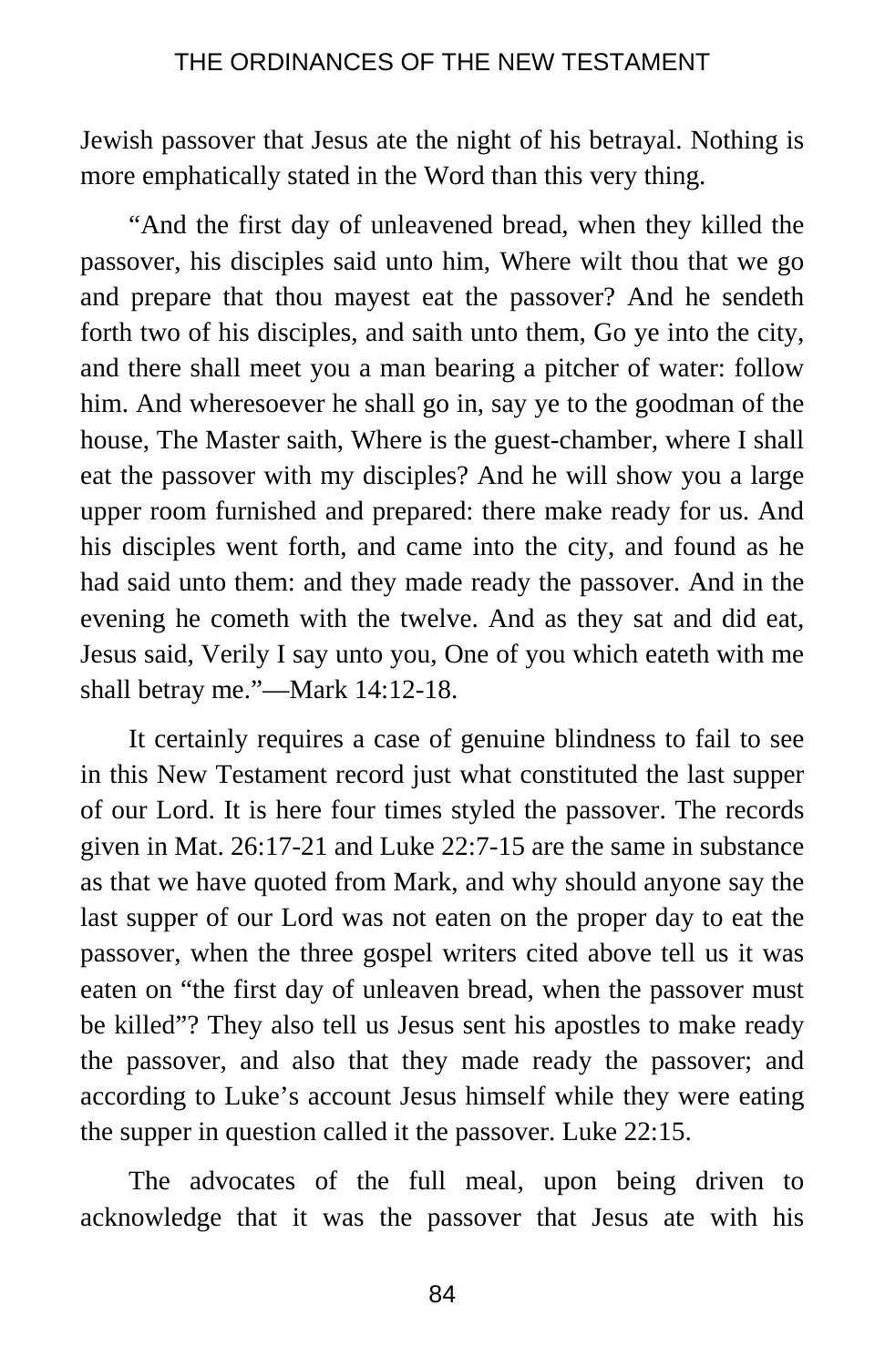Jewish passover that Jesus ate the night of his betrayal. Nothing is more emphatically stated in the Word than this very thing.

"And the first day of unleavened bread, when they killed the passover, his disciples said unto him, Where wilt thou that we go and prepare that thou mayest eat the passover? And he sendeth forth two of his disciples, and saith unto them, Go ye into the city, and there shall meet you a man bearing a pitcher of water: follow him. And wheresoever he shall go in, say ye to the goodman of the house, The Master saith, Where is the guest-chamber, where I shall eat the passover with my disciples? And he will show you a large upper room furnished and prepared: there make ready for us. And his disciples went forth, and came into the city, and found as he had said unto them: and they made ready the passover. And in the evening he cometh with the twelve. And as they sat and did eat, Jesus said, Verily I say unto you, One of you which eateth with me shall betray me."—Mark 14:12-18.

It certainly requires a case of genuine blindness to fail to see in this New Testament record just what constituted the last supper of our Lord. It is here four times styled the passover. The records given in Mat. 26:17-21 and Luke 22:7-15 are the same in substance as that we have quoted from Mark, and why should anyone say the last supper of our Lord was not eaten on the proper day to eat the passover, when the three gospel writers cited above tell us it was eaten on "the first day of unleaven bread, when the passover must be killed"? They also tell us Jesus sent his apostles to make ready the passover, and also that they made ready the passover; and according to Luke's account Jesus himself while they were eating the supper in question called it the passover. Luke 22:15.

The advocates of the full meal, upon being driven to acknowledge that it was the passover that Jesus ate with his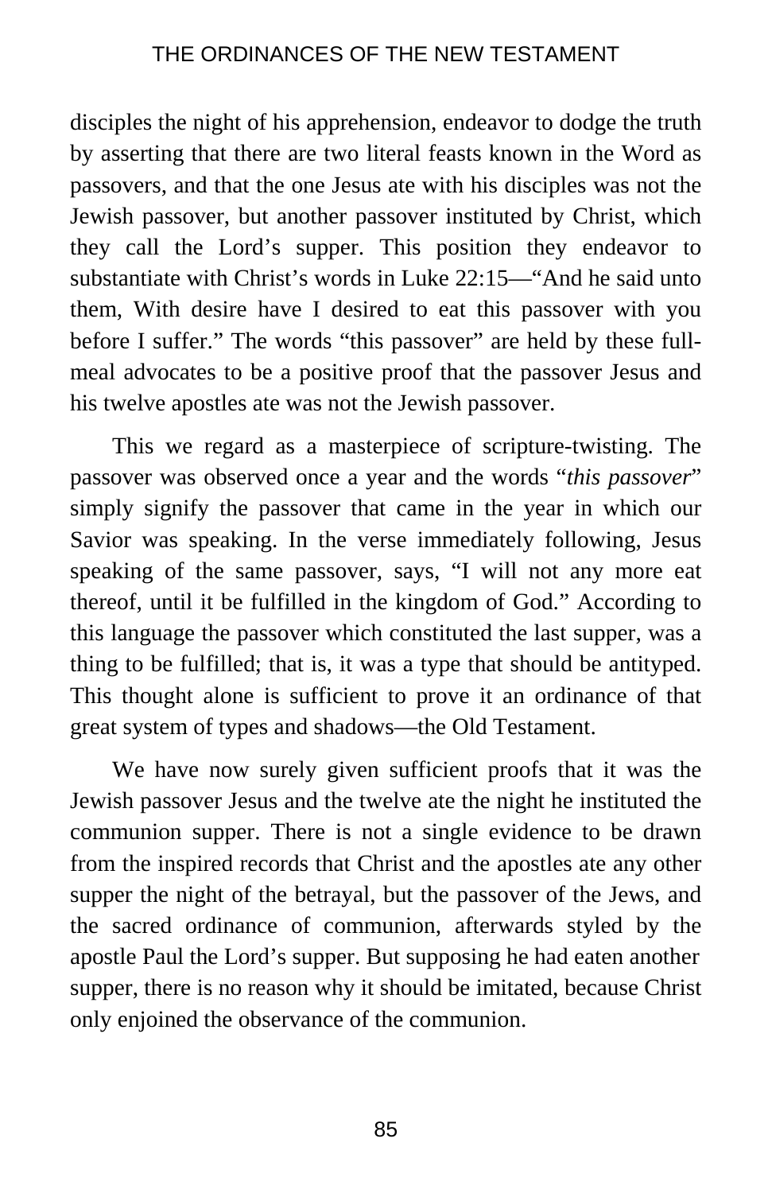disciples the night of his apprehension, endeavor to dodge the truth by asserting that there are two literal feasts known in the Word as passovers, and that the one Jesus ate with his disciples was not the Jewish passover, but another passover instituted by Christ, which they call the Lord's supper. This position they endeavor to substantiate with Christ's words in Luke 22:15—"And he said unto them, With desire have I desired to eat this passover with you before I suffer." The words "this passover" are held by these full-meal advocates to be a positive proof that the passover Jesus and his twelve apostles ate was not the Jewish passover.

This we regard as a masterpiece of scripture-twisting. The passover was observed once a year and the words "*this passover*" simply signify the passover that came in the year in which our Savior was speaking. In the verse immediately following, Jesus speaking of the same passover, says, "I will not any more eat thereof, until it be fulfilled in the kingdom of God." According to this language the passover which constituted the last supper, was a thing to be fulfilled; that is, it was a type that should be antityped. This thought alone is sufficient to prove it an ordinance of that great system of types and shadows—the Old Testament.

We have now surely given sufficient proofs that it was the Jewish passover Jesus and the twelve ate the night he instituted the communion supper. There is not a single evidence to be drawn from the inspired records that Christ and the apostles ate any other supper the night of the betrayal, but the passover of the Jews, and the sacred ordinance of communion, afterwards styled by the apostle Paul the Lord's supper. But supposing he had eaten another supper, there is no reason why it should be imitated, because Christ only enjoined the observance of the communion.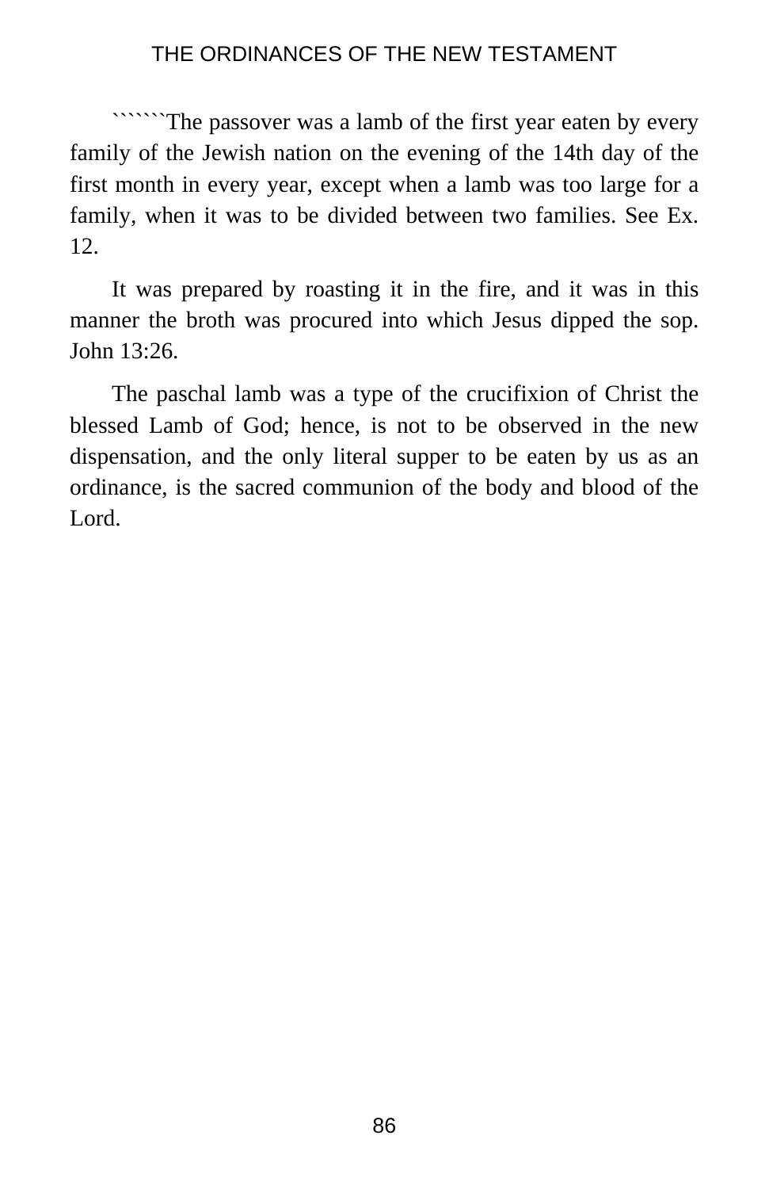```````The passover was a lamb of the first year eaten by every family of the Jewish nation on the evening of the 14th day of the first month in every year, except when a lamb was too large for a family, when it was to be divided between two families. See Ex. 12.

It was prepared by roasting it in the fire, and it was in this manner the broth was procured into which Jesus dipped the sop. John 13:26.

The paschal lamb was a type of the crucifixion of Christ the blessed Lamb of God; hence, is not to be observed in the new dispensation, and the only literal supper to be eaten by us as an ordinance, is the sacred communion of the body and blood of the Lord.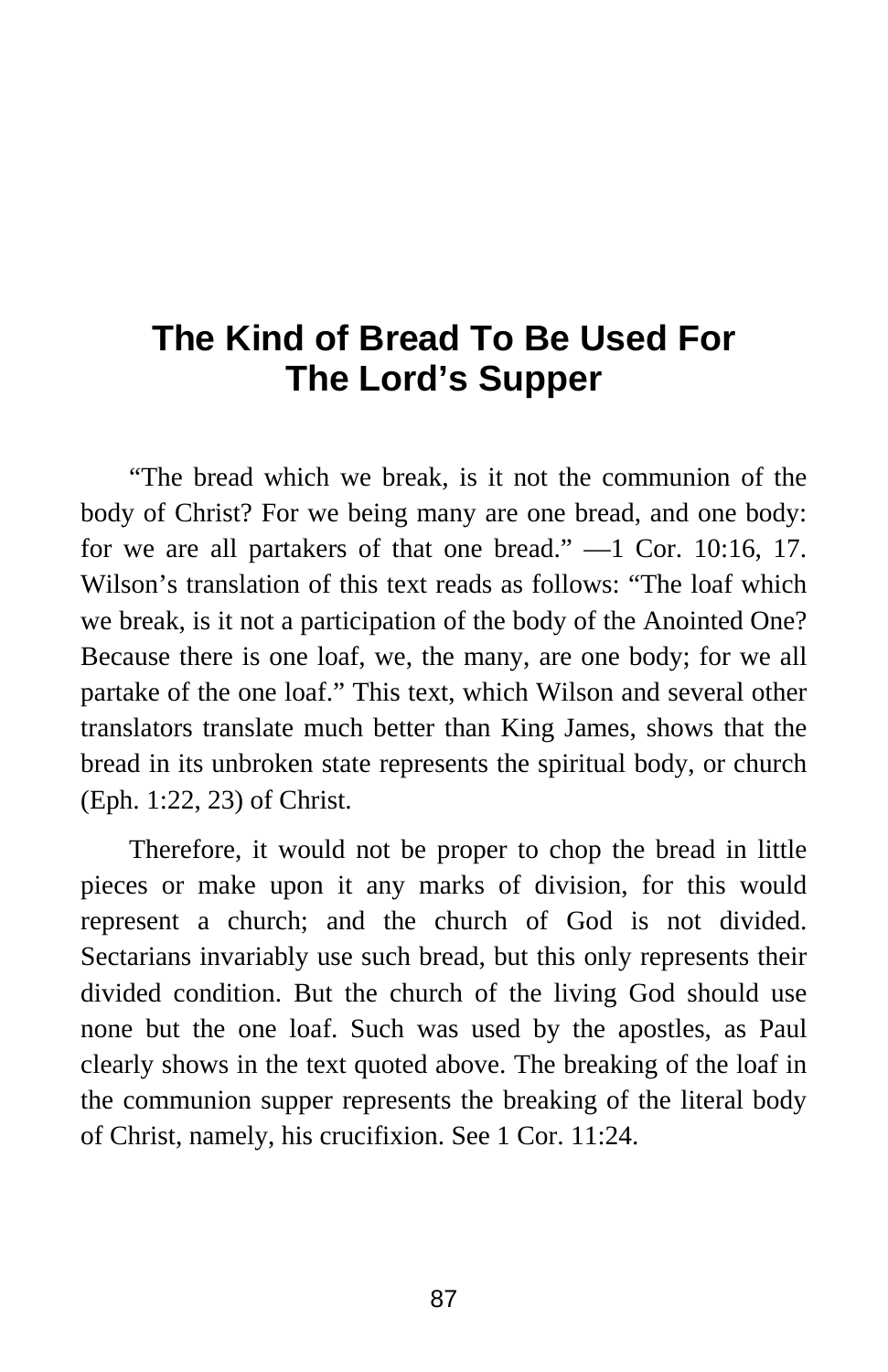# The Kind of Bread To Be Used For The Lord's Supper

"The bread which we break, is it not the communion of the body of Christ? For we being many are one bread, and one body: for we are all partakers of that one bread." —1 Cor. 10:16, 17. Wilson's translation of this text reads as follows: "The loaf which we break, is it not a participation of the body of the Anointed One? Because there is one loaf, we, the many, are one body; for we all partake of the one loaf." This text, which Wilson and several other translators translate much better than King James, shows that the bread in its unbroken state represents the spiritual body, or church (Eph. 1:22, 23) of Christ.

Therefore, it would not be proper to chop the bread in little pieces or make upon it any marks of division, for this would represent a church; and the church of God is not divided. Sectarians invariably use such bread, but this only represents their divided condition. But the church of the living God should use none but the one loaf. Such was used by the apostles, as Paul clearly shows in the text quoted above. The breaking of the loaf in the communion supper represents the breaking of the literal body of Christ, namely, his crucifixion. See 1 Cor. 11:24.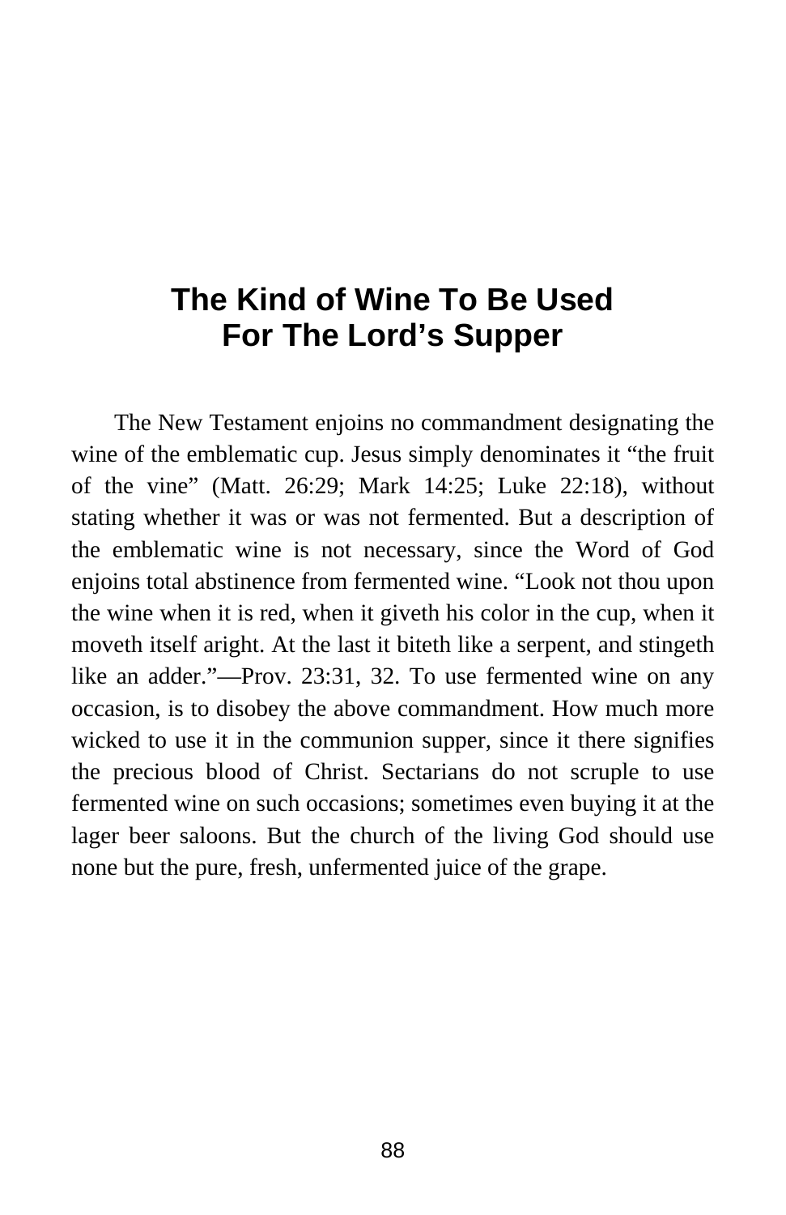# The Kind of Wine To Be Used For The Lord's Supper

The New Testament enjoins no commandment designating the wine of the emblematic cup. Jesus simply denominates it "the fruit of the vine" (Matt. 26:29; Mark 14:25; Luke 22:18), without stating whether it was or was not fermented. But a description of the emblematic wine is not necessary, since the Word of God enjoins total abstinence from fermented wine. "Look not thou upon the wine when it is red, when it giveth his color in the cup, when it moveth itself aright. At the last it biteth like a serpent, and stingeth like an adder."—Prov. 23:31, 32. To use fermented wine on any occasion, is to disobey the above commandment. How much more wicked to use it in the communion supper, since it there signifies the precious blood of Christ. Sectarians do not scruple to use fermented wine on such occasions; sometimes even buying it at the lager beer saloons. But the church of the living God should use none but the pure, fresh, unfermented juice of the grape.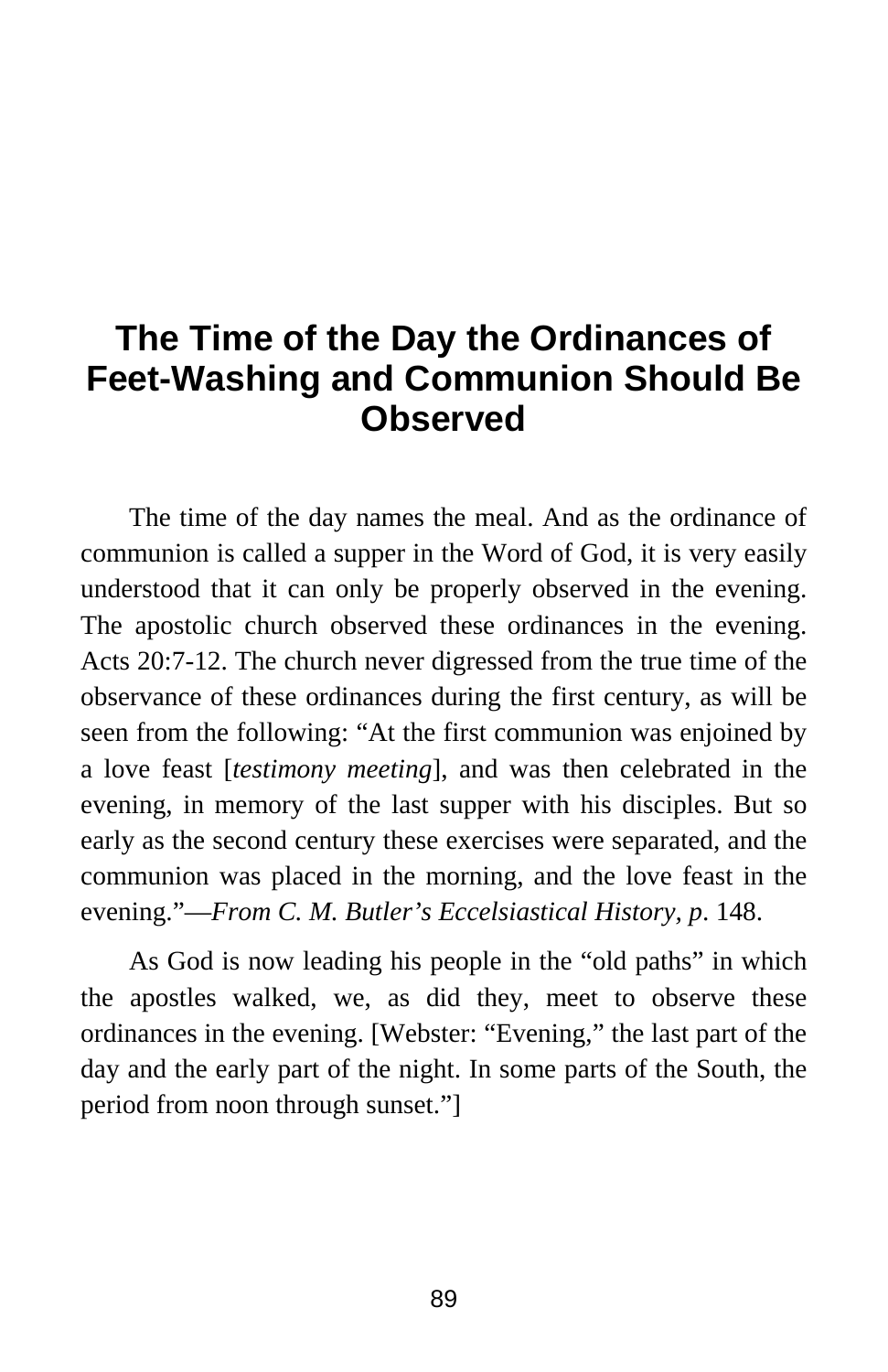# The Time of the Day the Ordinances of Feet-Washing and Communion Should Be Observed

The time of the day names the meal. And as the ordinance of communion is called a supper in the Word of God, it is very easily understood that it can only be properly observed in the evening. The apostolic church observed these ordinances in the evening. Acts 20:7-12. The church never digressed from the true time of the observance of these ordinances during the first century, as will be seen from the following: "At the first communion was enjoined by a love feast [*testimony meeting*], and was then celebrated in the evening, in memory of the last supper with his disciples. But so early as the second century these exercises were separated, and the communion was placed in the morning, and the love feast in the evening."—*From C. M. Butler's Eccelsiastical History, p*. 148.

As God is now leading his people in the "old paths" in which the apostles walked, we, as did they, meet to observe these ordinances in the evening. [Webster: "Evening," the last part of the day and the early part of the night. In some parts of the South, the period from noon through sunset."]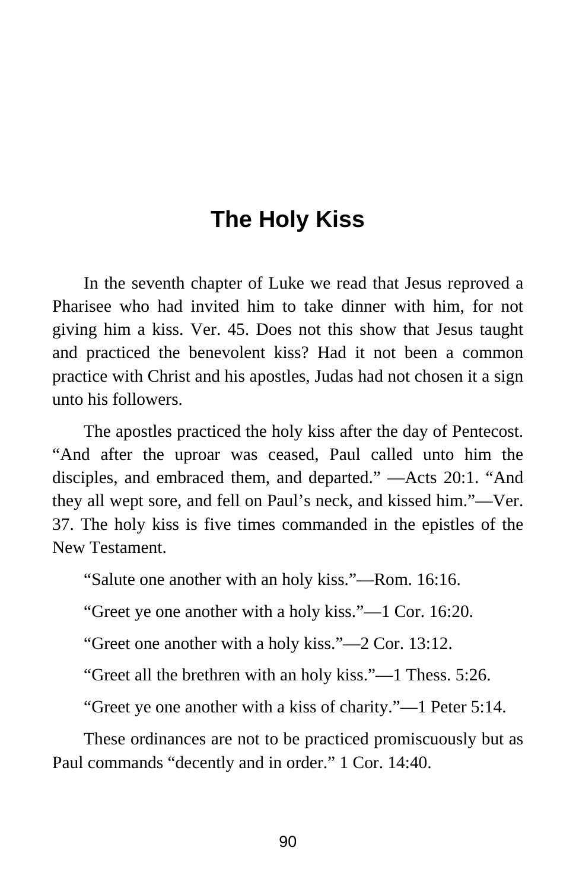# The Holy Kiss

In the seventh chapter of Luke we read that Jesus reproved a Pharisee who had invited him to take dinner with him, for not giving him a kiss. Ver. 45. Does not this show that Jesus taught and practiced the benevolent kiss? Had it not been a common practice with Christ and his apostles, Judas had not chosen it a sign unto his followers.

The apostles practiced the holy kiss after the day of Pentecost. "And after the uproar was ceased, Paul called unto him the disciples, and embraced them, and departed." —Acts 20:1. "And they all wept sore, and fell on Paul's neck, and kissed him."—Ver. 37. The holy kiss is five times commanded in the epistles of the New Testament.

"Salute one another with an holy kiss."—Rom. 16:16.

"Greet ye one another with a holy kiss."—1 Cor. 16:20.

"Greet one another with a holy kiss."—2 Cor. 13:12.

"Greet all the brethren with an holy kiss."—1 Thess. 5:26.

"Greet ye one another with a kiss of charity."—1 Peter 5:14.

These ordinances are not to be practiced promiscuously but as Paul commands "decently and in order." 1 Cor. 14:40.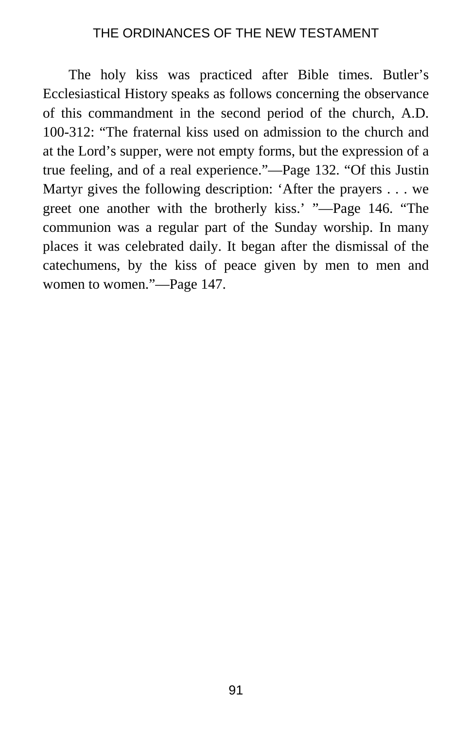The holy kiss was practiced after Bible times. Butler's Ecclesiastical History speaks as follows concerning the observance of this commandment in the second period of the church, A.D. 100-312: "The fraternal kiss used on admission to the church and at the Lord's supper, were not empty forms, but the expression of a true feeling, and of a real experience."—Page 132. "Of this Justin Martyr gives the following description: 'After the prayers . . . we greet one another with the brotherly kiss.' "—Page 146. "The communion was a regular part of the Sunday worship. In many places it was celebrated daily. It began after the dismissal of the catechumens, by the kiss of peace given by men to men and women to women."—Page 147.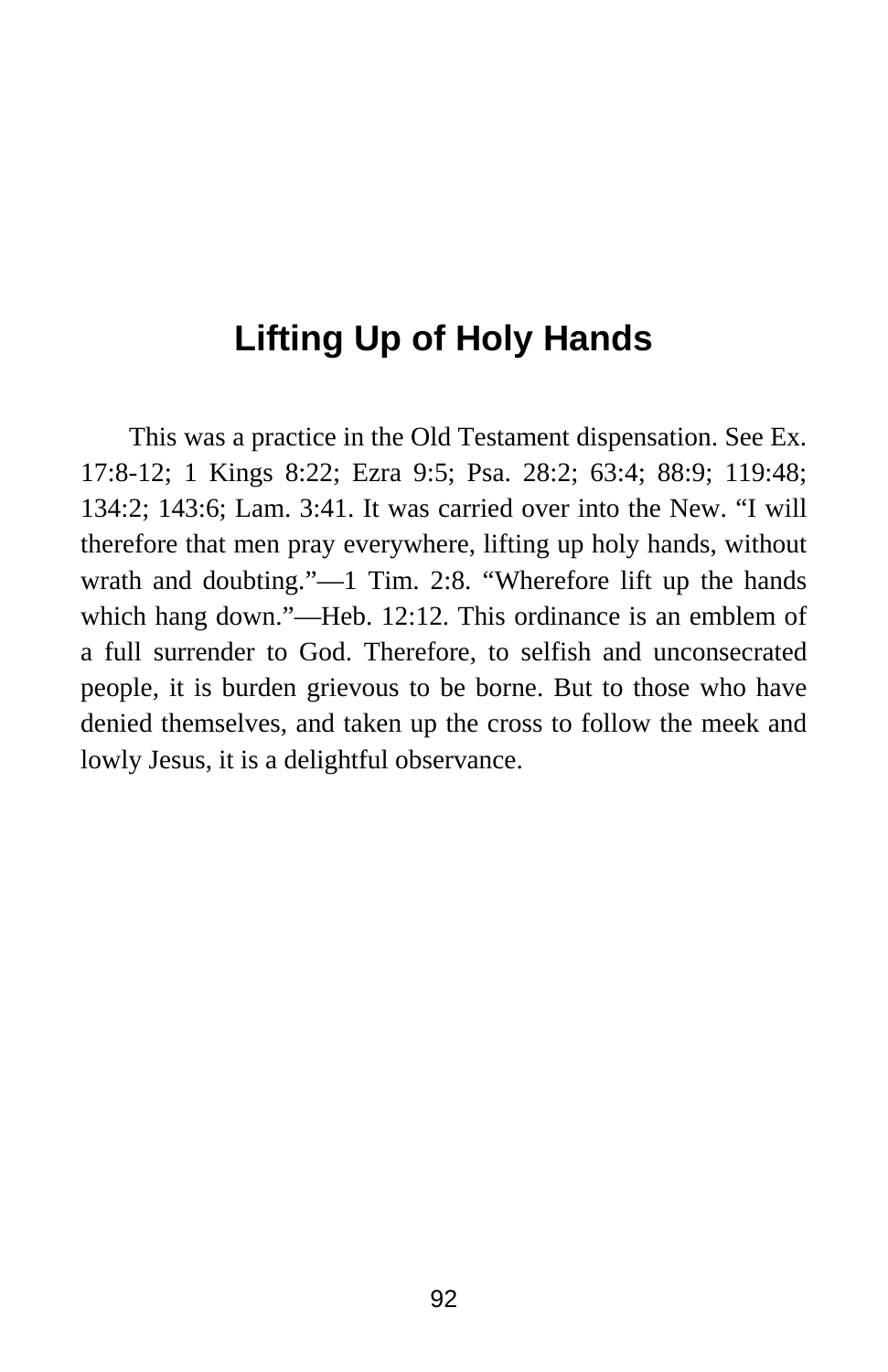# Lifting Up of Holy Hands

This was a practice in the Old Testament dispensation. See Ex. 17:8-12; 1 Kings 8:22; Ezra 9:5; Psa. 28:2; 63:4; 88:9; 119:48; 134:2; 143:6; Lam. 3:41. It was carried over into the New. "I will therefore that men pray everywhere, lifting up holy hands, without wrath and doubting."—1 Tim. 2:8. "Wherefore lift up the hands which hang down."—Heb. 12:12. This ordinance is an emblem of a full surrender to God. Therefore, to selfish and unconsecrated people, it is burden grievous to be borne. But to those who have denied themselves, and taken up the cross to follow the meek and lowly Jesus, it is a delightful observance.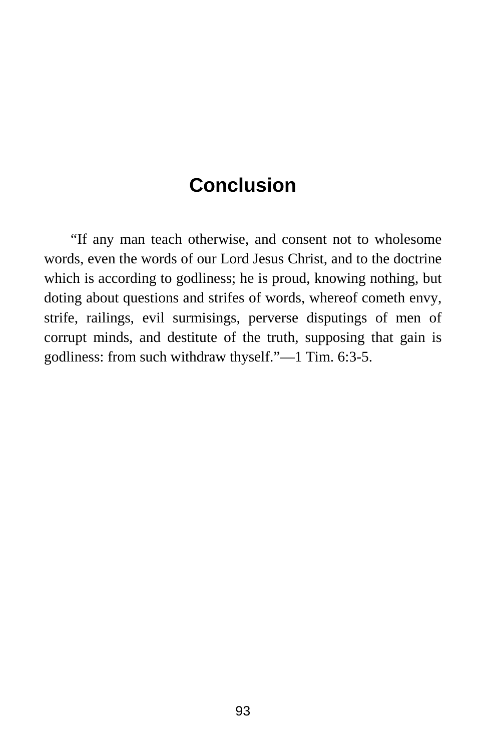# Conclusion

“If any man teach otherwise, and consent not to wholesome words, even the words of our Lord Jesus Christ, and to the doctrine which is according to godliness; he is proud, knowing nothing, but doting about questions and strifes of words, whereof cometh envy, strife, railings, evil surmisings, perverse disputings of men of corrupt minds, and destitute of the truth, supposing that gain is godliness: from such withdraw thyself.”—1 Tim. 6:3-5.